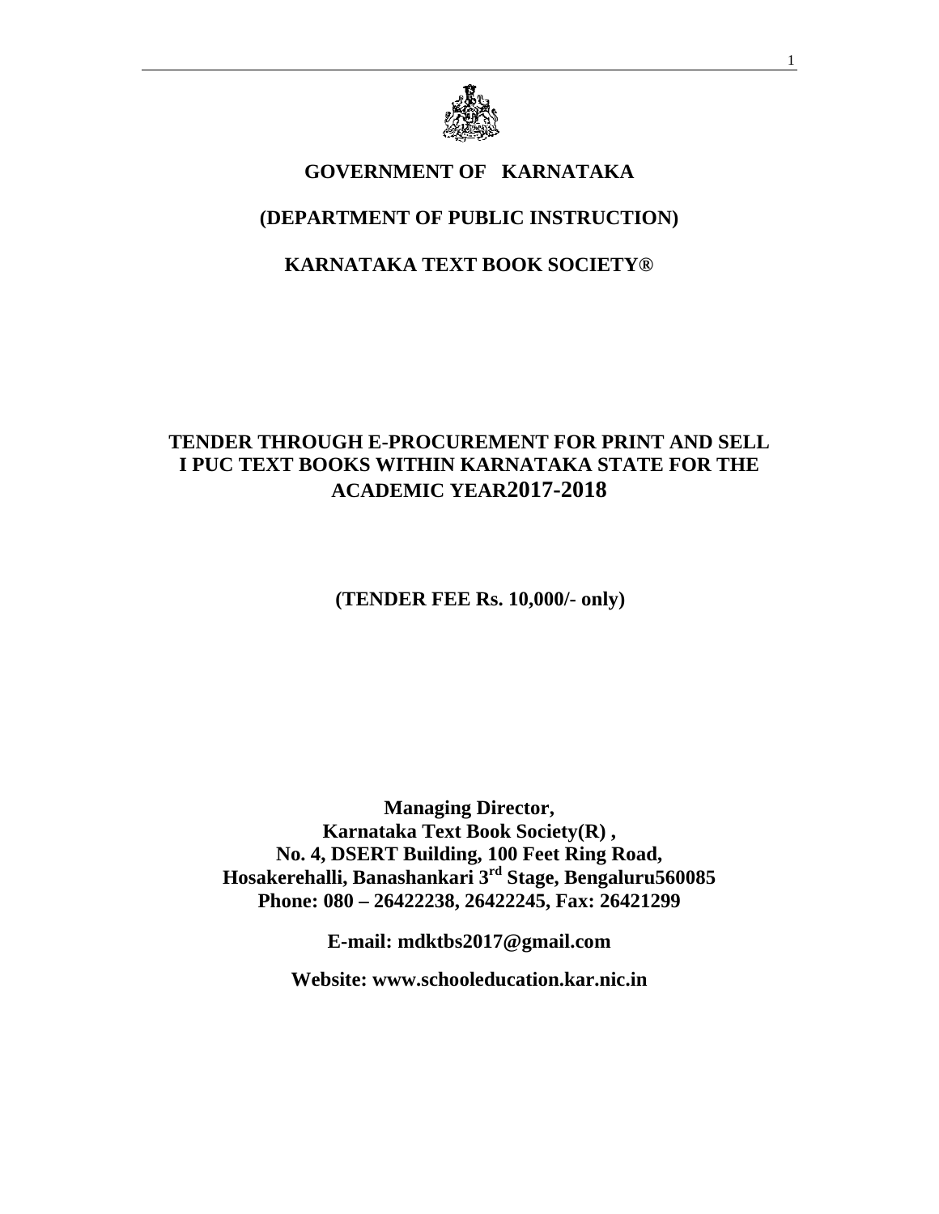# GOVERNMENT OF KARNATAKA

## (DEPARTMENT OF PUBLIC INSTRUCTION)

## KARNATAKA TEXT BOOK SOCIETY®

## TENDER THROUGH E-PROCUREMENT FOR PRINT AND SELL I PUC TEXT BOOKS WITHIN KARNATAKA STATE FOR THE ACADEMIC YEAR2017-2018

**(TENDER FEE Rs. 10,000/- only)**

**Managing Director,**
**Karnataka Text Book Society(R) ,**
**No. 4, DSERT Building, 100 Feet Ring Road,**
**Hosakerehalli, Banashankari 3rd Stage, Bengaluru560085**
**Phone: 080 – 26422238, 26422245, Fax: 26421299**

**E-mail: mdktbs2017@gmail.com**

**Website: www.schooleducation.kar.nic.in**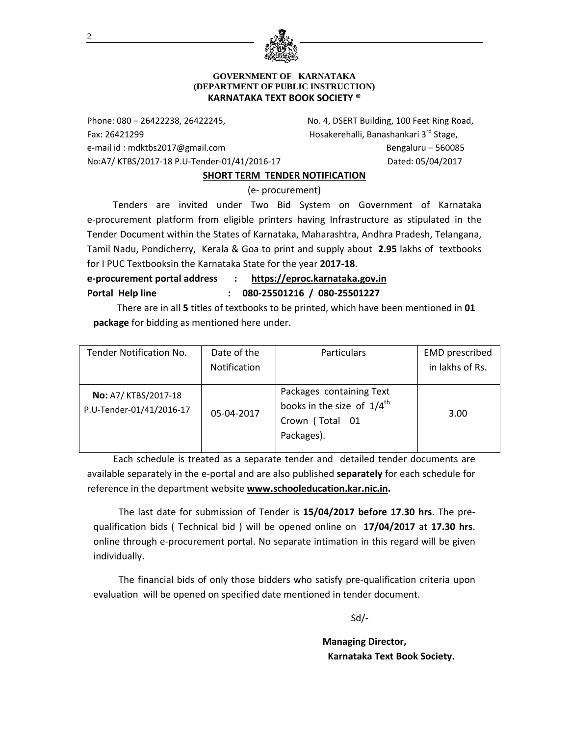**GOVERNMENT OF KARNATAKA**
**(DEPARTMENT OF PUBLIC INSTRUCTION)**
**KARNATAKA TEXT BOOK SOCIETY ®**

Phone: 080 – 26422238, 26422245, No. 4, DSERT Building, 100 Feet Ring Road,
Fax: 26421299 Hosakerehalli, Banashankari 3rd Stage,
e-mail id : mdktbs2017@gmail.com Bengaluru – 560085
No:A7/ KTBS/2017-18 P.U-Tender-01/41/2016-17 Dated: 05/04/2017

## SHORT TERM TENDER NOTIFICATION

(e- procurement)

Tenders are invited under Two Bid System on Government of Karnataka e-procurement platform from eligible printers having Infrastructure as stipulated in the Tender Document within the States of Karnataka, Maharashtra, Andhra Pradesh, Telangana, Tamil Nadu, Pondicherry, Kerala & Goa to print and supply about **2.95** lakhs of textbooks for I PUC Textbooksin the Karnataka State for the year **2017-18**.

**e-procurement portal address : https://eproc.karnataka.gov.in**
**Portal Help line : 080-25501216 / 080-25501227**

There are in all **5** titles of textbooks to be printed, which have been mentioned in **01 package** for bidding as mentioned here under.

| Tender Notification No. | Date of the Notification | Particulars | EMD prescribed in lakhs of Rs. |
|---|---|---|---|
| **No:** A7/ KTBS/2017-18 P.U-Tender-01/41/2016-17 | 05-04-2017 | Packages containing Text books in the size of 1/4th Crown ( Total 01 Packages). | 3.00 |

Each schedule is treated as a separate tender and detailed tender documents are available separately in the e-portal and are also published **separately** for each schedule for reference in the department website **www.schooleducation.kar.nic.in.**

The last date for submission of Tender is **15/04/2017 before 17.30 hrs**. The pre-qualification bids ( Technical bid ) will be opened online on **17/04/2017** at **17.30 hrs**. online through e-procurement portal. No separate intimation in this regard will be given individually.

The financial bids of only those bidders who satisfy pre-qualification criteria upon evaluation will be opened on specified date mentioned in tender document.

Sd/-

**Managing Director,**
**Karnataka Text Book Society.**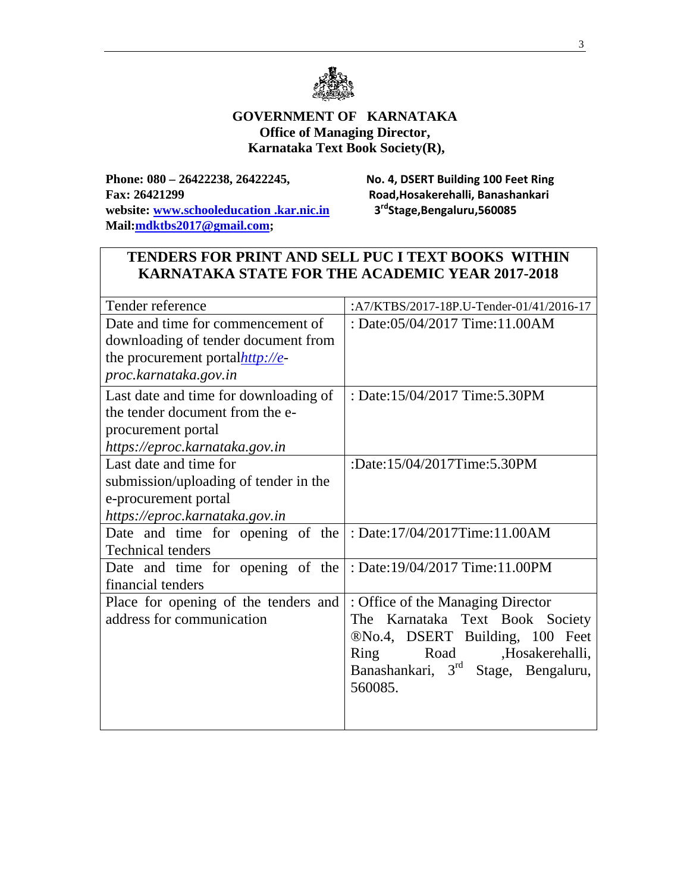**GOVERNMENT OF KARNATAKA**
**Office of Managing Director,**
**Karnataka Text Book Society(R),**

**Phone: 080 – 26422238, 26422245,**
**Fax: 26421299**
**website: www.schooleducation .kar.nic.in**
**Mail:mdktbs2017@gmail.com;**

**No. 4, DSERT Building 100 Feet Ring Road,Hosakerehalli, Banashankari 3rdStage,Bengaluru,560085**

## TENDERS FOR PRINT AND SELL PUC I TEXT BOOKS WITHIN KARNATAKA STATE FOR THE ACADEMIC YEAR 2017-2018

| | |
|---|---|
| Tender reference | :A7/KTBS/2017-18P.U-Tender-01/41/2016-17 |
| Date and time for commencement of downloading of tender document from the procurement portal*http://e-proc.karnataka.gov.in* | : Date:05/04/2017 Time:11.00AM |
| Last date and time for downloading of the tender document from the e-procurement portal *https://eproc.karnataka.gov.in* | : Date:15/04/2017 Time:5.30PM |
| Last date and time for submission/uploading of tender in the e-procurement portal *https://eproc.karnataka.gov.in* | :Date:15/04/2017Time:5.30PM |
| Date and time for opening of the Technical tenders | : Date:17/04/2017Time:11.00AM |
| Date and time for opening of the financial tenders | : Date:19/04/2017 Time:11.00PM |
| Place for opening of the tenders and address for communication | : Office of the Managing Director The Karnataka Text Book Society ®No.4, DSERT Building, 100 Feet Ring Road ,Hosakerehalli, Banashankari, 3rd Stage, Bengaluru, 560085. |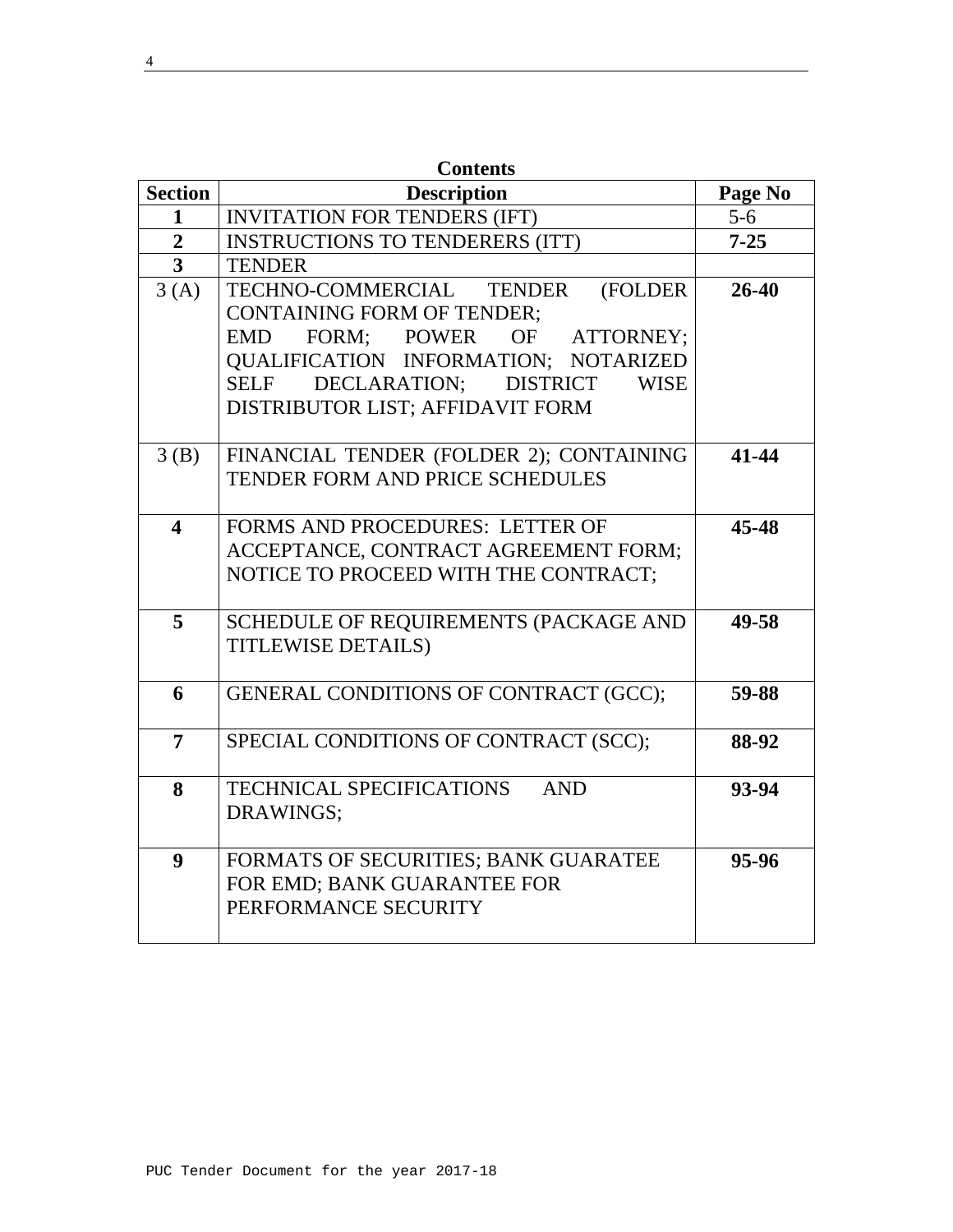**Contents**

| Section | Description | Page No |
|---|---|---|
| **1** | INVITATION FOR TENDERS (IFT) | 5-6 |
| **2** | INSTRUCTIONS TO TENDERERS (ITT) | **7-25** |
| **3** | TENDER | |
| 3 (A) | TECHNO-COMMERCIAL TENDER (FOLDER CONTAINING FORM OF TENDER; EMD FORM; POWER OF ATTORNEY; QUALIFICATION INFORMATION; NOTARIZED SELF DECLARATION; DISTRICT WISE DISTRIBUTOR LIST; AFFIDAVIT FORM | **26-40** |
| 3 (B) | FINANCIAL TENDER (FOLDER 2); CONTAINING TENDER FORM AND PRICE SCHEDULES | **41-44** |
| **4** | FORMS AND PROCEDURES: LETTER OF ACCEPTANCE, CONTRACT AGREEMENT FORM; NOTICE TO PROCEED WITH THE CONTRACT; | **45-48** |
| **5** | SCHEDULE OF REQUIREMENTS (PACKAGE AND TITLEWISE DETAILS) | **49-58** |
| **6** | GENERAL CONDITIONS OF CONTRACT (GCC); | **59-88** |
| **7** | SPECIAL CONDITIONS OF CONTRACT (SCC); | **88-92** |
| **8** | TECHNICAL SPECIFICATIONS AND DRAWINGS; | **93-94** |
| **9** | FORMATS OF SECURITIES; BANK GUARATEE FOR EMD; BANK GUARANTEE FOR PERFORMANCE SECURITY | **95-96** |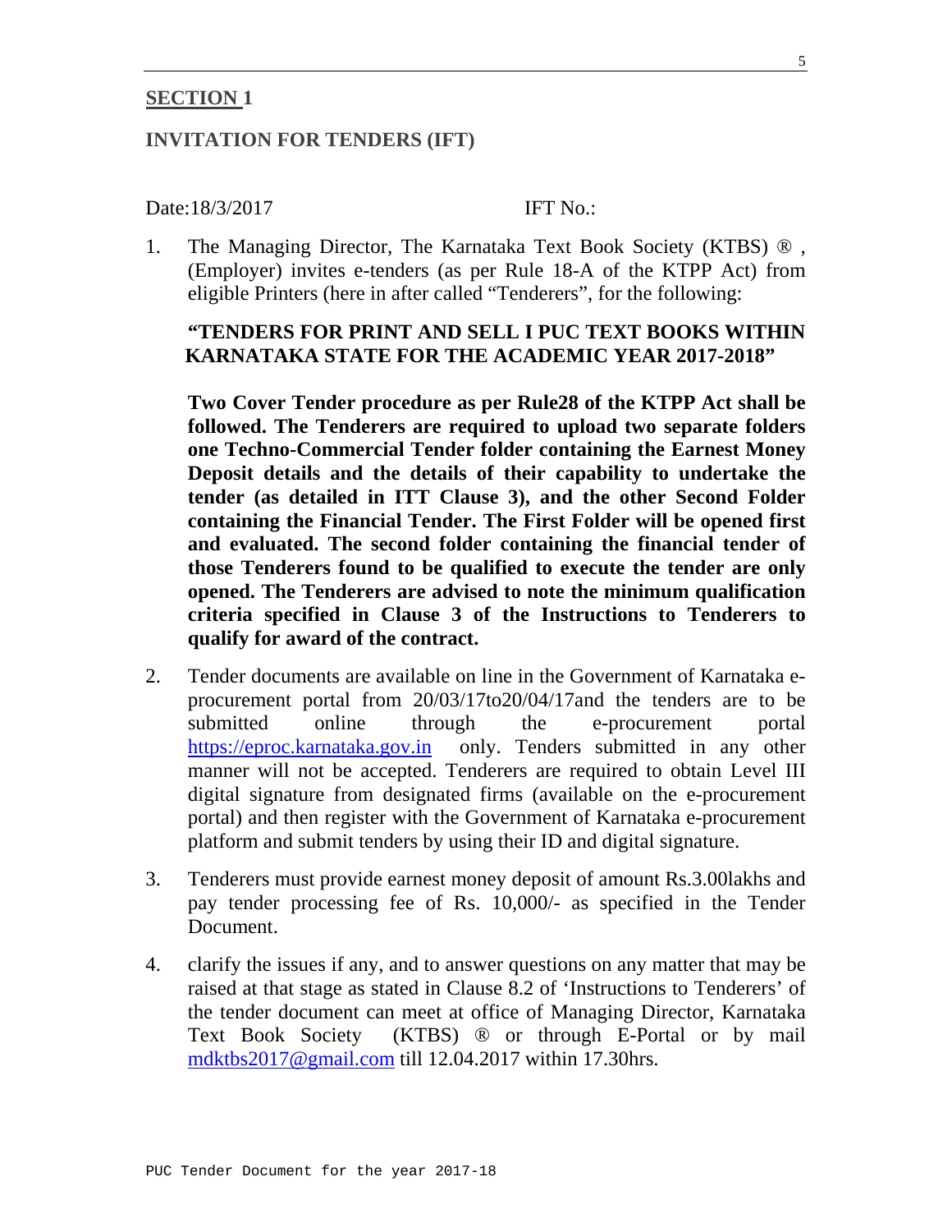## SECTION 1

### INVITATION FOR TENDERS (IFT)

Date:18/3/2017 IFT No.:

1. The Managing Director, The Karnataka Text Book Society (KTBS) ® , (Employer) invites e-tenders (as per Rule 18-A of the KTPP Act) from eligible Printers (here in after called "Tenderers", for the following:

   **"TENDERS FOR PRINT AND SELL I PUC TEXT BOOKS WITHIN KARNATAKA STATE FOR THE ACADEMIC YEAR 2017-2018"**

   **Two Cover Tender procedure as per Rule28 of the KTPP Act shall be followed. The Tenderers are required to upload two separate folders one Techno-Commercial Tender folder containing the Earnest Money Deposit details and the details of their capability to undertake the tender (as detailed in ITT Clause 3), and the other Second Folder containing the Financial Tender. The First Folder will be opened first and evaluated. The second folder containing the financial tender of those Tenderers found to be qualified to execute the tender are only opened. The Tenderers are advised to note the minimum qualification criteria specified in Clause 3 of the Instructions to Tenderers to qualify for award of the contract.**

2. Tender documents are available on line in the Government of Karnataka e-procurement portal from 20/03/17to20/04/17and the tenders are to be submitted online through the e-procurement portal https://eproc.karnataka.gov.in only. Tenders submitted in any other manner will not be accepted. Tenderers are required to obtain Level III digital signature from designated firms (available on the e-procurement portal) and then register with the Government of Karnataka e-procurement platform and submit tenders by using their ID and digital signature.

3. Tenderers must provide earnest money deposit of amount Rs.3.00lakhs and pay tender processing fee of Rs. 10,000/- as specified in the Tender Document.

4. clarify the issues if any, and to answer questions on any matter that may be raised at that stage as stated in Clause 8.2 of 'Instructions to Tenderers' of the tender document can meet at office of Managing Director, Karnataka Text Book Society (KTBS) ® or through E-Portal or by mail mdktbs2017@gmail.com till 12.04.2017 within 17.30hrs.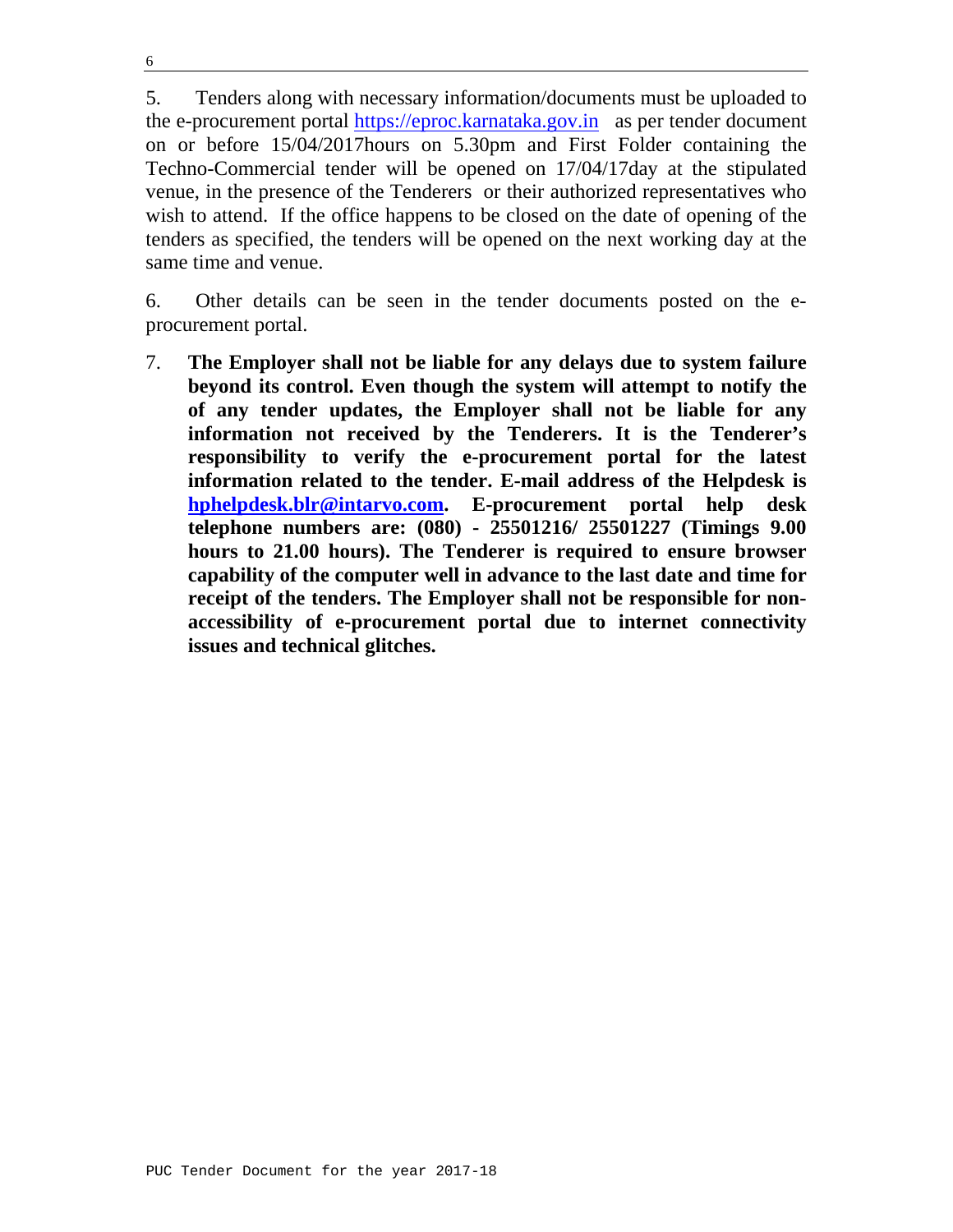5. Tenders along with necessary information/documents must be uploaded to the e-procurement portal https://eproc.karnataka.gov.in as per tender document on or before 15/04/2017hours on 5.30pm and First Folder containing the Techno-Commercial tender will be opened on 17/04/17day at the stipulated venue, in the presence of the Tenderers or their authorized representatives who wish to attend. If the office happens to be closed on the date of opening of the tenders as specified, the tenders will be opened on the next working day at the same time and venue.

6. Other details can be seen in the tender documents posted on the e-procurement portal.

7. **The Employer shall not be liable for any delays due to system failure beyond its control. Even though the system will attempt to notify the of any tender updates, the Employer shall not be liable for any information not received by the Tenderers. It is the Tenderer's responsibility to verify the e-procurement portal for the latest information related to the tender. E-mail address of the Helpdesk is hphelpdesk.blr@intarvo.com. E-procurement portal help desk telephone numbers are: (080) - 25501216/ 25501227 (Timings 9.00 hours to 21.00 hours). The Tenderer is required to ensure browser capability of the computer well in advance to the last date and time for receipt of the tenders. The Employer shall not be responsible for non-accessibility of e-procurement portal due to internet connectivity issues and technical glitches.**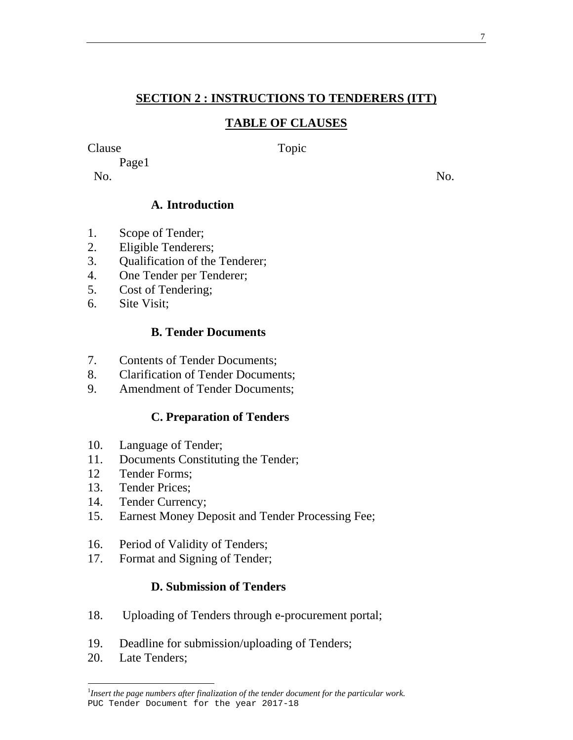## SECTION 2 : INSTRUCTIONS TO TENDERERS (ITT)

### TABLE OF CLAUSES

Clause No. Topic Page[1] No.

### A. Introduction

1. Scope of Tender;
2. Eligible Tenderers;
3. Qualification of the Tenderer;
4. One Tender per Tenderer;
5. Cost of Tendering;
6. Site Visit;

### B. Tender Documents

7. Contents of Tender Documents;
8. Clarification of Tender Documents;
9. Amendment of Tender Documents;

### C. Preparation of Tenders

10. Language of Tender;
11. Documents Constituting the Tender;
12 Tender Forms;
13. Tender Prices;
14. Tender Currency;
15. Earnest Money Deposit and Tender Processing Fee;

16. Period of Validity of Tenders;
17. Format and Signing of Tender;

### D. Submission of Tenders

18. Uploading of Tenders through e-procurement portal;

19. Deadline for submission/uploading of Tenders;
20. Late Tenders;

[1] *Insert the page numbers after finalization of the tender document for the particular work.*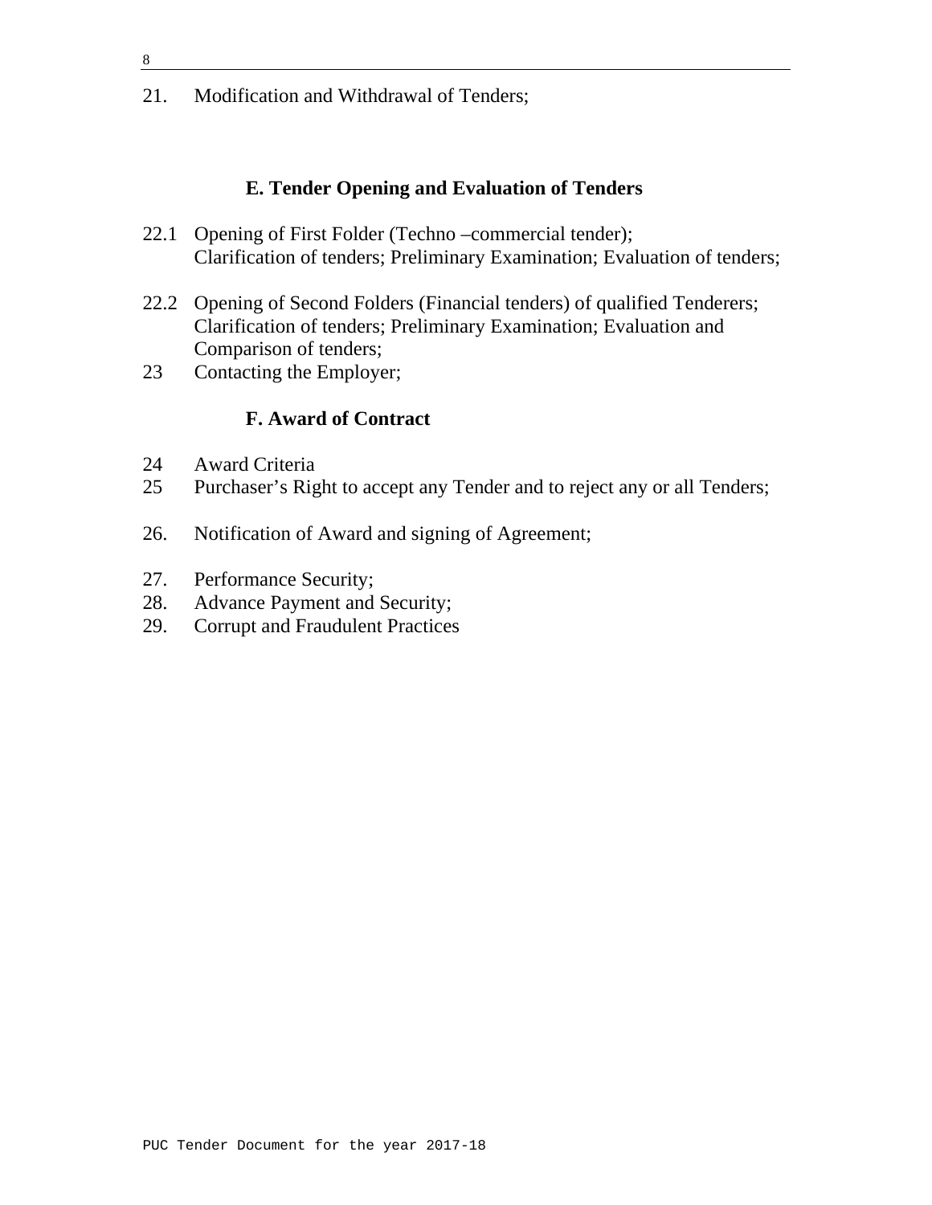21. Modification and Withdrawal of Tenders;

### E. Tender Opening and Evaluation of Tenders

22.1 Opening of First Folder (Techno –commercial tender);
Clarification of tenders; Preliminary Examination; Evaluation of tenders;

22.2 Opening of Second Folders (Financial tenders) of qualified Tenderers; Clarification of tenders; Preliminary Examination; Evaluation and Comparison of tenders;

23 Contacting the Employer;

### F. Award of Contract

24 Award Criteria

25 Purchaser's Right to accept any Tender and to reject any or all Tenders;

26. Notification of Award and signing of Agreement;

27. Performance Security;

28. Advance Payment and Security;

29. Corrupt and Fraudulent Practices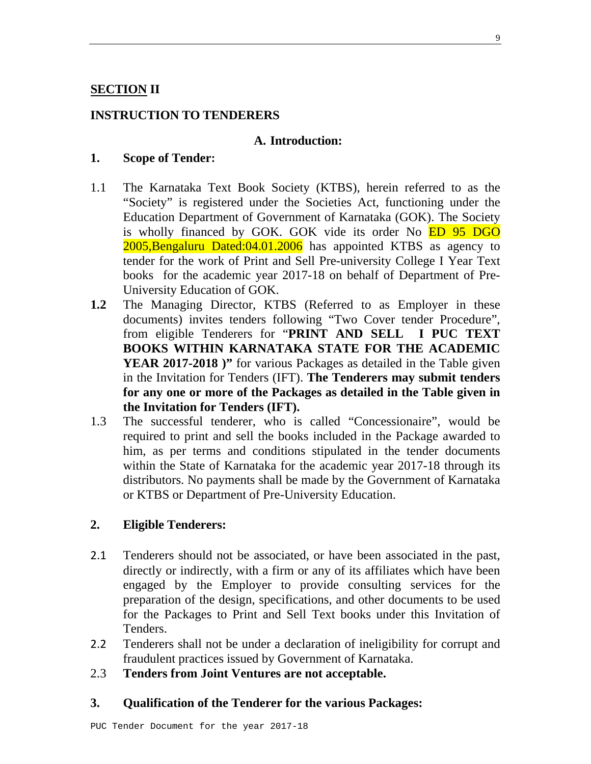## SECTION II

## INSTRUCTION TO TENDERERS

### A. Introduction:

**1. Scope of Tender:**

1.1 The Karnataka Text Book Society (KTBS), herein referred to as the "Society" is registered under the Societies Act, functioning under the Education Department of Government of Karnataka (GOK). The Society is wholly financed by GOK. GOK vide its order No ED 95 DGO 2005,Bengaluru Dated:04.01.2006 has appointed KTBS as agency to tender for the work of Print and Sell Pre-university College I Year Text books for the academic year 2017-18 on behalf of Department of Pre-University Education of GOK.

**1.2** The Managing Director, KTBS (Referred to as Employer in these documents) invites tenders following "Two Cover tender Procedure", from eligible Tenderers for "**PRINT AND SELL I PUC TEXT BOOKS WITHIN KARNATAKA STATE FOR THE ACADEMIC YEAR 2017-2018 )"** for various Packages as detailed in the Table given in the Invitation for Tenders (IFT). **The Tenderers may submit tenders for any one or more of the Packages as detailed in the Table given in the Invitation for Tenders (IFT).**

1.3 The successful tenderer, who is called "Concessionaire", would be required to print and sell the books included in the Package awarded to him, as per terms and conditions stipulated in the tender documents within the State of Karnataka for the academic year 2017-18 through its distributors. No payments shall be made by the Government of Karnataka or KTBS or Department of Pre-University Education.

**2. Eligible Tenderers:**

2.1 Tenderers should not be associated, or have been associated in the past, directly or indirectly, with a firm or any of its affiliates which have been engaged by the Employer to provide consulting services for the preparation of the design, specifications, and other documents to be used for the Packages to Print and Sell Text books under this Invitation of Tenders.

2.2 Tenderers shall not be under a declaration of ineligibility for corrupt and fraudulent practices issued by Government of Karnataka.

2.3 **Tenders from Joint Ventures are not acceptable.**

**3. Qualification of the Tenderer for the various Packages:**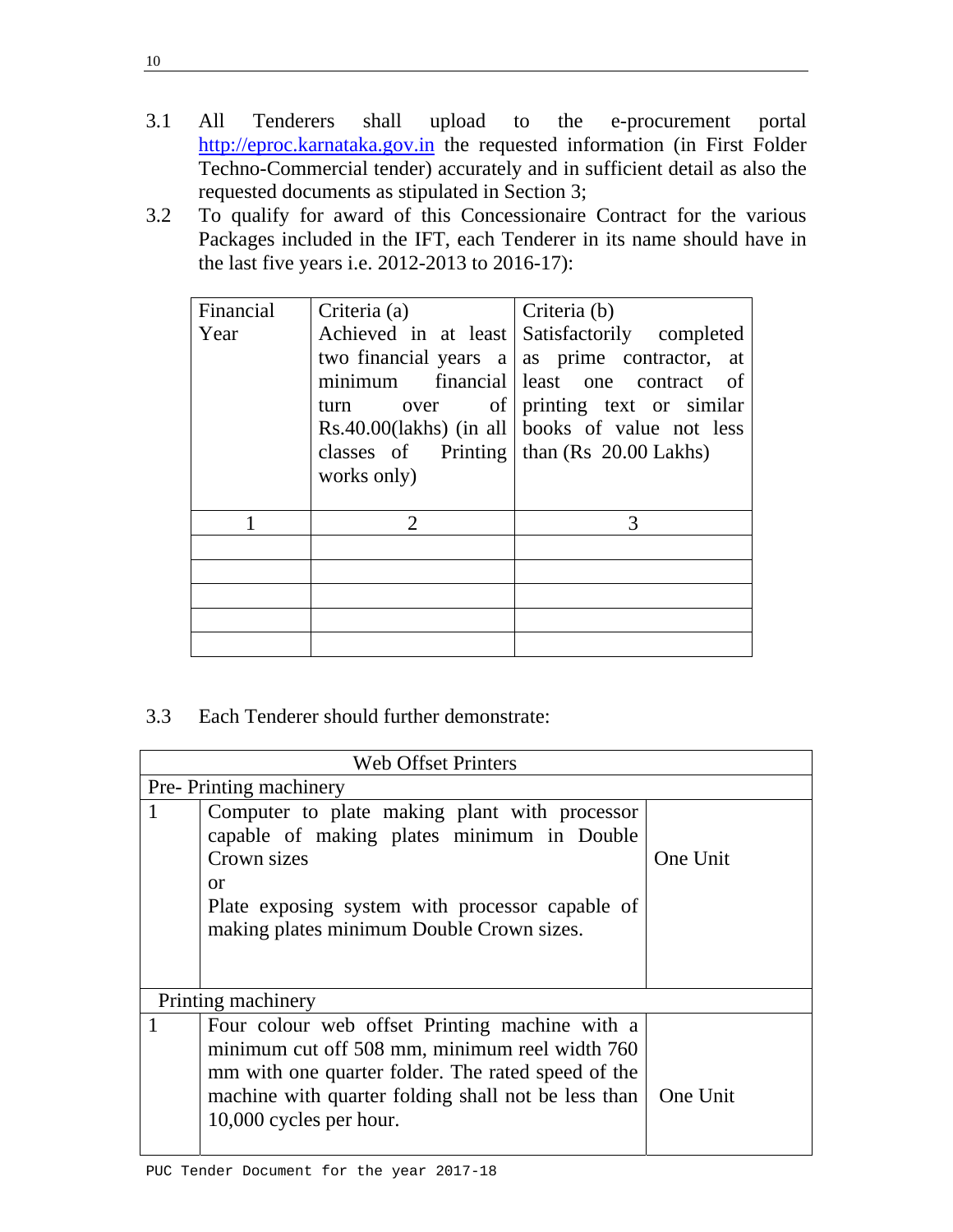3.1 All Tenderers shall upload to the e-procurement portal http://eproc.karnataka.gov.in the requested information (in First Folder Techno-Commercial tender) accurately and in sufficient detail as also the requested documents as stipulated in Section 3;

3.2 To qualify for award of this Concessionaire Contract for the various Packages included in the IFT, each Tenderer in its name should have in the last five years i.e. 2012-2013 to 2016-17):

| Financial Year | Criteria (a) Achieved in at least two financial years a minimum financial turn over of Rs.40.00(lakhs) (in all classes of Printing works only) | Criteria (b) Satisfactorily completed as prime contractor, at least one contract of printing text or similar books of value not less than (Rs 20.00 Lakhs) |
|---|---|---|
| 1 | 2 | 3 |
| | | |
| | | |
| | | |
| | | |
| | | |

3.3 Each Tenderer should further demonstrate:

| Web Offset Printers | | |
|---|---|---|
| Pre- Printing machinery | | |
| 1 | Computer to plate making plant with processor capable of making plates minimum in Double Crown sizes<br>or<br>Plate exposing system with processor capable of making plates minimum Double Crown sizes. | One Unit |
| Printing machinery | | |
| 1 | Four colour web offset Printing machine with a minimum cut off 508 mm, minimum reel width 760 mm with one quarter folder. The rated speed of the machine with quarter folding shall not be less than 10,000 cycles per hour. | One Unit |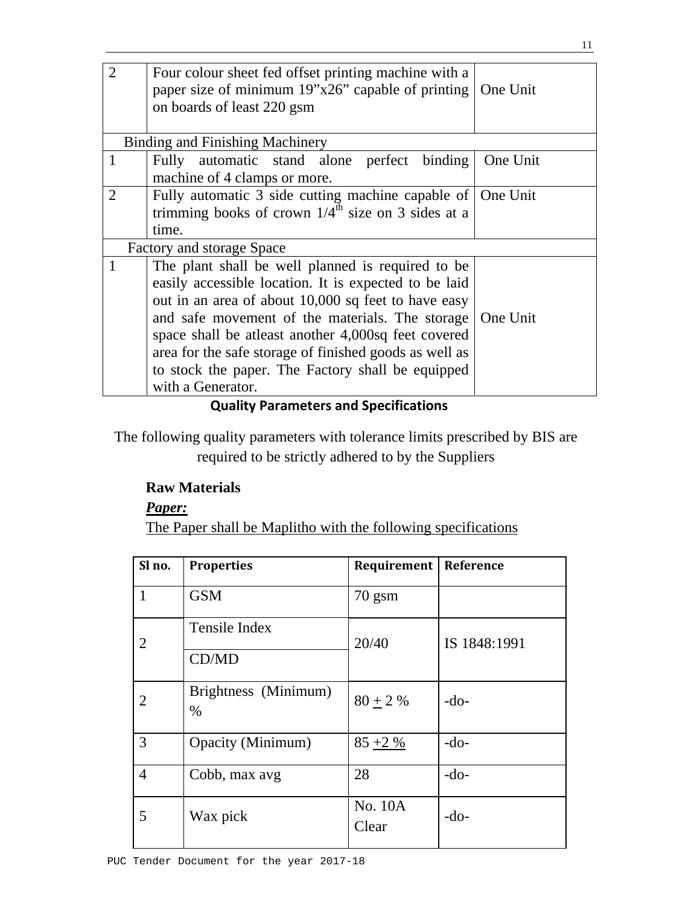| | | |
|---|---|---|
| 2 | Four colour sheet fed offset printing machine with a paper size of minimum 19”x26” capable of printing on boards of least 220 gsm | One Unit |
| Binding and Finishing Machinery | | |
| 1 | Fully automatic stand alone perfect binding machine of 4 clamps or more. | One Unit |
| 2 | Fully automatic 3 side cutting machine capable of trimming books of crown 1/4$^{th}$ size on 3 sides at a time. | One Unit |
| Factory and storage Space | | |
| 1 | The plant shall be well planned is required to be easily accessible location. It is expected to be laid out in an area of about 10,000 sq feet to have easy and safe movement of the materials. The storage space shall be atleast another 4,000sq feet covered area for the safe storage of finished goods as well as to stock the paper. The Factory shall be equipped with a Generator. | One Unit |

**Quality Parameters and Specifications**

The following quality parameters with tolerance limits prescribed by BIS are required to be strictly adhered to by the Suppliers

**Raw Materials**

***Paper:***

The Paper shall be Maplitho with the following specifications

| Sl no. | Properties | Requirement | Reference |
|---|---|---|---|
| 1 | GSM | 70 gsm | |
| 2 | Tensile Index CD/MD | 20/40 | IS 1848:1991 |
| 2 | Brightness (Minimum) % | 80 $\pm$ 2 % | -do- |
| 3 | Opacity (Minimum) | 85 $\pm$2 % | -do- |
| 4 | Cobb, max avg | 28 | -do- |
| 5 | Wax pick | No. 10A Clear | -do- |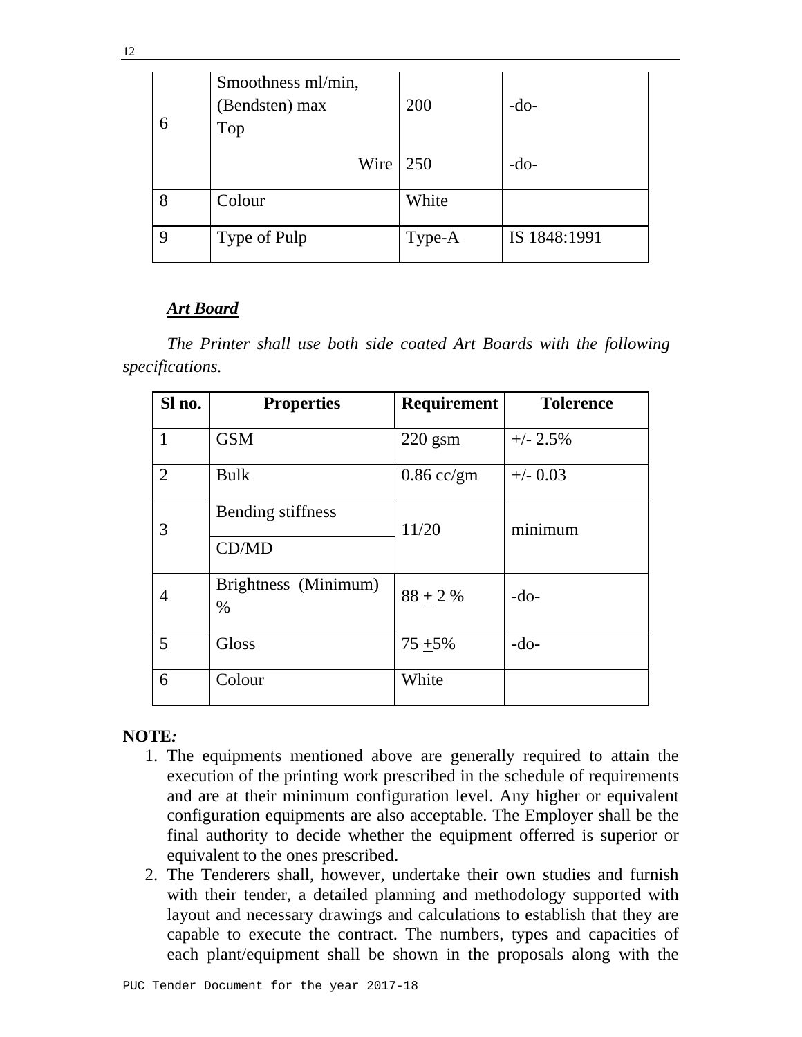| | | | |
|---|---|---|---|
| 6 | Smoothness ml/min, (Bendsten) max Top | 200 | -do- |
| | Wire | 250 | -do- |
| 8 | Colour | White | |
| 9 | Type of Pulp | Type-A | IS 1848:1991 |

***Art Board***

*The Printer shall use both side coated Art Boards with the following specifications.*

| Sl no. | Properties | Requirement | Tolerence |
|---|---|---|---|
| 1 | GSM | 220 gsm | +/- 2.5% |
| 2 | Bulk | 0.86 cc/gm | +/- 0.03 |
| 3 | Bending stiffness CD/MD | 11/20 | minimum |
| 4 | Brightness (Minimum) % | 88 $\pm$ 2 % | -do- |
| 5 | Gloss | 75 $\pm$5% | -do- |
| 6 | Colour | White | |

**NOTE*:***

1. The equipments mentioned above are generally required to attain the execution of the printing work prescribed in the schedule of requirements and are at their minimum configuration level. Any higher or equivalent configuration equipments are also acceptable. The Employer shall be the final authority to decide whether the equipment offerred is superior or equivalent to the ones prescribed.
2. The Tenderers shall, however, undertake their own studies and furnish with their tender, a detailed planning and methodology supported with layout and necessary drawings and calculations to establish that they are capable to execute the contract. The numbers, types and capacities of each plant/equipment shall be shown in the proposals along with the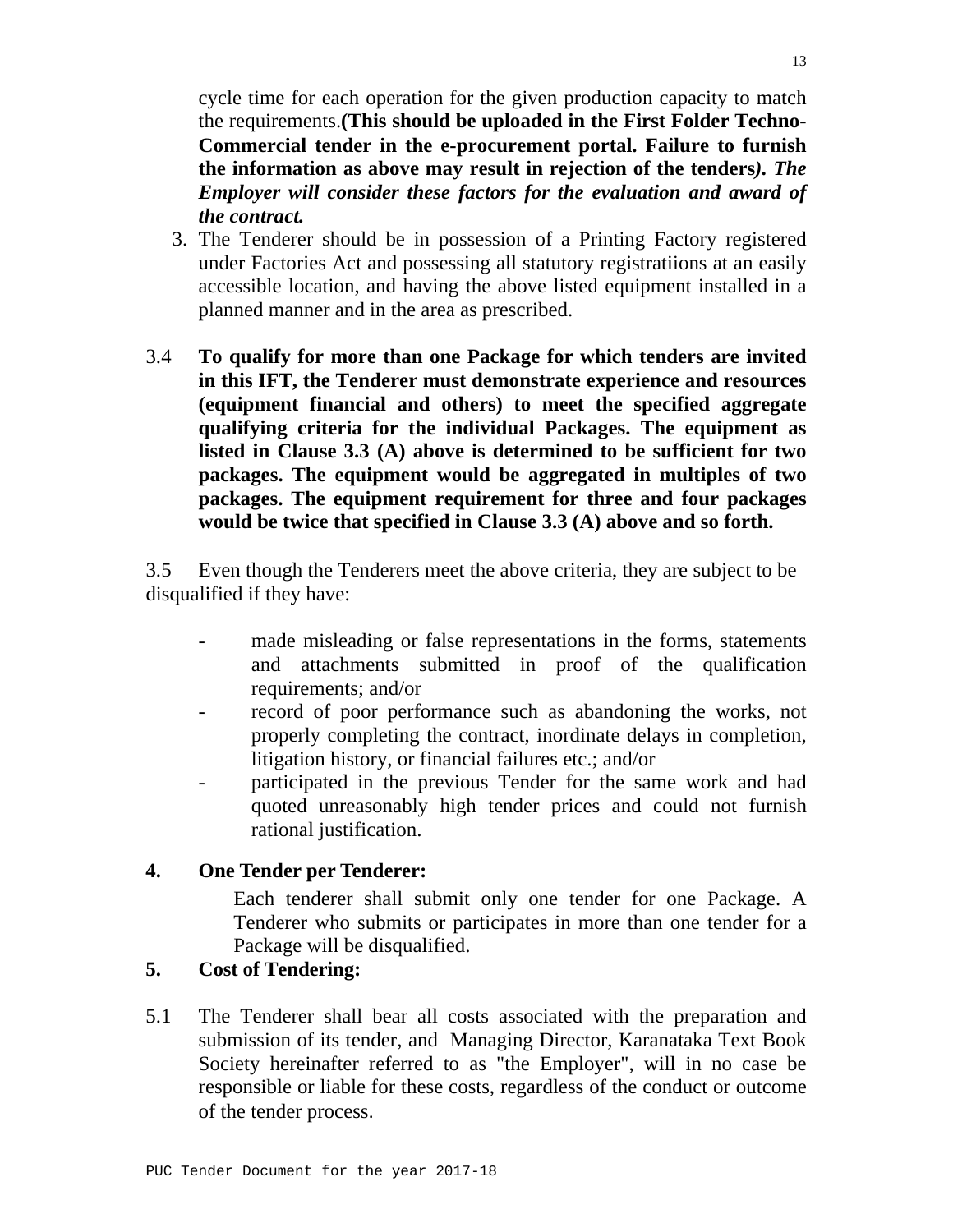cycle time for each operation for the given production capacity to match the requirements.**(This should be uploaded in the First Folder Techno-Commercial tender in the e-procurement portal. Failure to furnish the information as above may result in rejection of the tenders*). The Employer will consider these factors for the evaluation and award of the contract.***

3. The Tenderer should be in possession of a Printing Factory registered under Factories Act and possessing all statutory registratiions at an easily accessible location, and having the above listed equipment installed in a planned manner and in the area as prescribed.

3.4 **To qualify for more than one Package for which tenders are invited in this IFT, the Tenderer must demonstrate experience and resources (equipment financial and others) to meet the specified aggregate qualifying criteria for the individual Packages. The equipment as listed in Clause 3.3 (A) above is determined to be sufficient for two packages. The equipment would be aggregated in multiples of two packages. The equipment requirement for three and four packages would be twice that specified in Clause 3.3 (A) above and so forth.**

3.5 Even though the Tenderers meet the above criteria, they are subject to be disqualified if they have:

- made misleading or false representations in the forms, statements and attachments submitted in proof of the qualification requirements; and/or
- record of poor performance such as abandoning the works, not properly completing the contract, inordinate delays in completion, litigation history, or financial failures etc.; and/or
- participated in the previous Tender for the same work and had quoted unreasonably high tender prices and could not furnish rational justification.

## 4. One Tender per Tenderer:

Each tenderer shall submit only one tender for one Package. A Tenderer who submits or participates in more than one tender for a Package will be disqualified.

## 5. Cost of Tendering:

5.1 The Tenderer shall bear all costs associated with the preparation and submission of its tender, and Managing Director, Karanataka Text Book Society hereinafter referred to as "the Employer", will in no case be responsible or liable for these costs, regardless of the conduct or outcome of the tender process.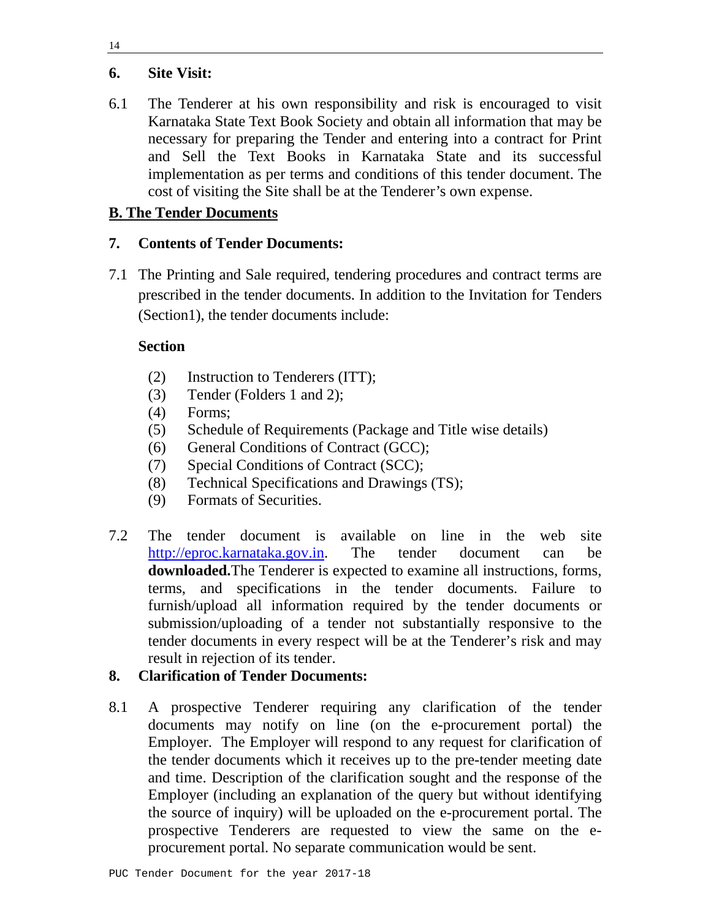## 6. Site Visit:

6.1 The Tenderer at his own responsibility and risk is encouraged to visit Karnataka State Text Book Society and obtain all information that may be necessary for preparing the Tender and entering into a contract for Print and Sell the Text Books in Karnataka State and its successful implementation as per terms and conditions of this tender document. The cost of visiting the Site shall be at the Tenderer's own expense.

## B. The Tender Documents

## 7. Contents of Tender Documents:

7.1 The Printing and Sale required, tendering procedures and contract terms are prescribed in the tender documents. In addition to the Invitation for Tenders (Section1), the tender documents include:

**Section**

- (2) Instruction to Tenderers (ITT);
- (3) Tender (Folders 1 and 2);
- (4) Forms;
- (5) Schedule of Requirements (Package and Title wise details)
- (6) General Conditions of Contract (GCC);
- (7) Special Conditions of Contract (SCC);
- (8) Technical Specifications and Drawings (TS);
- (9) Formats of Securities.

7.2 The tender document is available on line in the web site http://eproc.karnataka.gov.in. The tender document can be **downloaded.**The Tenderer is expected to examine all instructions, forms, terms, and specifications in the tender documents. Failure to furnish/upload all information required by the tender documents or submission/uploading of a tender not substantially responsive to the tender documents in every respect will be at the Tenderer's risk and may result in rejection of its tender.

## 8. Clarification of Tender Documents:

8.1 A prospective Tenderer requiring any clarification of the tender documents may notify on line (on the e-procurement portal) the Employer. The Employer will respond to any request for clarification of the tender documents which it receives up to the pre-tender meeting date and time. Description of the clarification sought and the response of the Employer (including an explanation of the query but without identifying the source of inquiry) will be uploaded on the e-procurement portal. The prospective Tenderers are requested to view the same on the e-procurement portal. No separate communication would be sent.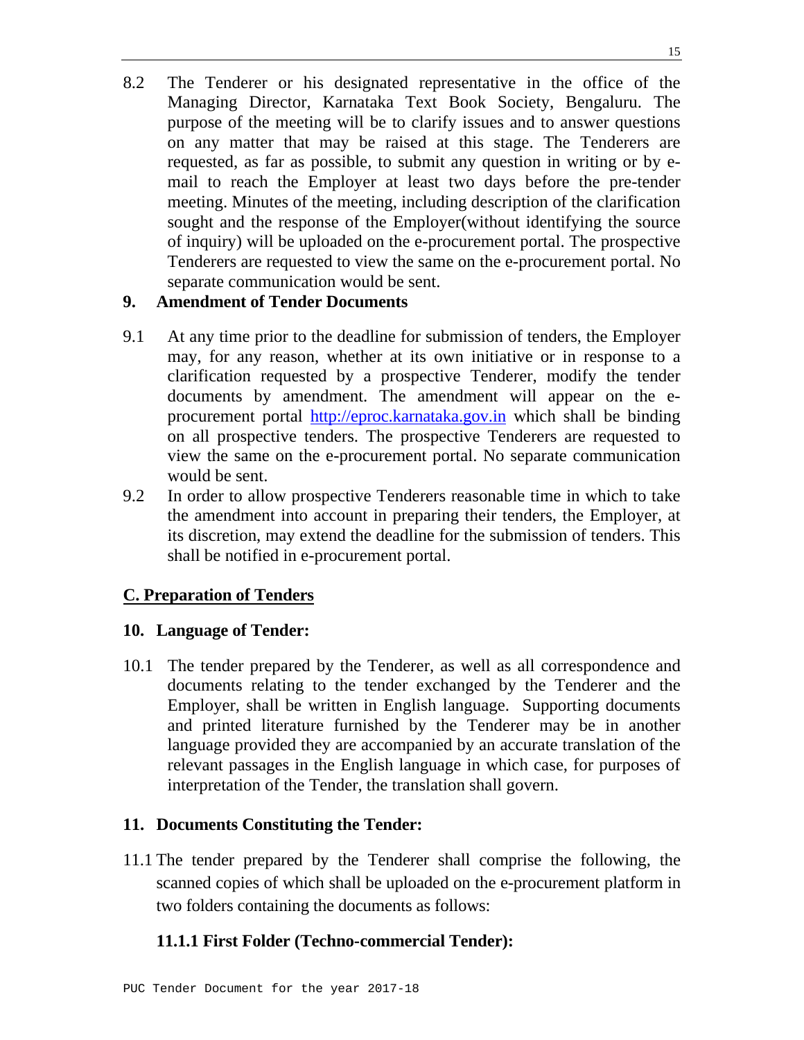8.2 The Tenderer or his designated representative in the office of the Managing Director, Karnataka Text Book Society, Bengaluru. The purpose of the meeting will be to clarify issues and to answer questions on any matter that may be raised at this stage. The Tenderers are requested, as far as possible, to submit any question in writing or by e-mail to reach the Employer at least two days before the pre-tender meeting. Minutes of the meeting, including description of the clarification sought and the response of the Employer(without identifying the source of inquiry) will be uploaded on the e-procurement portal. The prospective Tenderers are requested to view the same on the e-procurement portal. No separate communication would be sent.

**9. Amendment of Tender Documents**

9.1 At any time prior to the deadline for submission of tenders, the Employer may, for any reason, whether at its own initiative or in response to a clarification requested by a prospective Tenderer, modify the tender documents by amendment. The amendment will appear on the e-procurement portal http://eproc.karnataka.gov.in which shall be binding on all prospective tenders. The prospective Tenderers are requested to view the same on the e-procurement portal. No separate communication would be sent.

9.2 In order to allow prospective Tenderers reasonable time in which to take the amendment into account in preparing their tenders, the Employer, at its discretion, may extend the deadline for the submission of tenders. This shall be notified in e-procurement portal.

## C. Preparation of Tenders

**10. Language of Tender:**

10.1 The tender prepared by the Tenderer, as well as all correspondence and documents relating to the tender exchanged by the Tenderer and the Employer, shall be written in English language. Supporting documents and printed literature furnished by the Tenderer may be in another language provided they are accompanied by an accurate translation of the relevant passages in the English language in which case, for purposes of interpretation of the Tender, the translation shall govern.

**11. Documents Constituting the Tender:**

11.1 The tender prepared by the Tenderer shall comprise the following, the scanned copies of which shall be uploaded on the e-procurement platform in two folders containing the documents as follows:

**11.1.1 First Folder (Techno-commercial Tender):**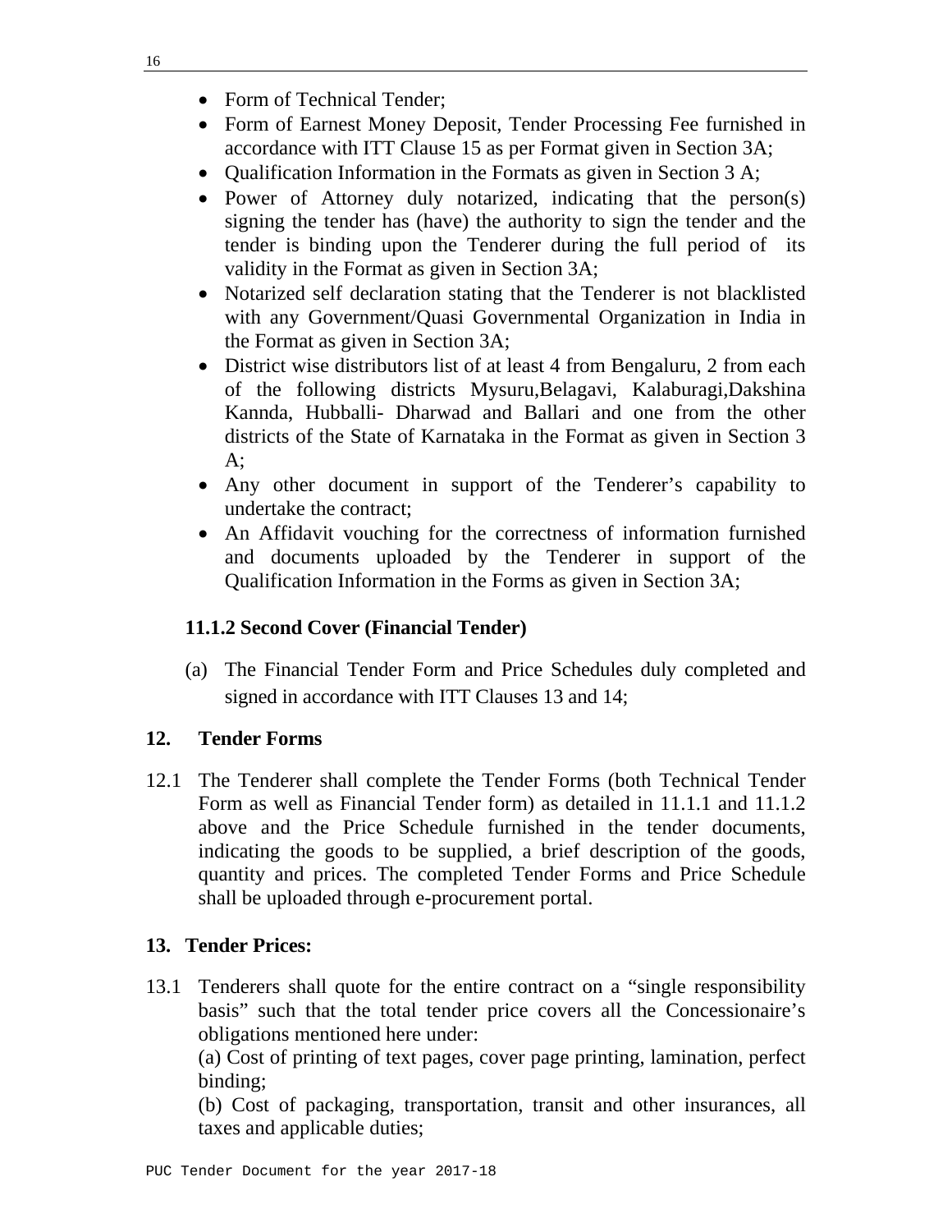- Form of Technical Tender;
- Form of Earnest Money Deposit, Tender Processing Fee furnished in accordance with ITT Clause 15 as per Format given in Section 3A;
- Qualification Information in the Formats as given in Section 3 A;
- Power of Attorney duly notarized, indicating that the person(s) signing the tender has (have) the authority to sign the tender and the tender is binding upon the Tenderer during the full period of its validity in the Format as given in Section 3A;
- Notarized self declaration stating that the Tenderer is not blacklisted with any Government/Quasi Governmental Organization in India in the Format as given in Section 3A;
- District wise distributors list of at least 4 from Bengaluru, 2 from each of the following districts Mysuru,Belagavi, Kalaburagi,Dakshina Kannda, Hubballi- Dharwad and Ballari and one from the other districts of the State of Karnataka in the Format as given in Section 3 A;
- Any other document in support of the Tenderer's capability to undertake the contract;
- An Affidavit vouching for the correctness of information furnished and documents uploaded by the Tenderer in support of the Qualification Information in the Forms as given in Section 3A;

**11.1.2 Second Cover (Financial Tender)**

(a) The Financial Tender Form and Price Schedules duly completed and signed in accordance with ITT Clauses 13 and 14;

## 12. Tender Forms

12.1 The Tenderer shall complete the Tender Forms (both Technical Tender Form as well as Financial Tender form) as detailed in 11.1.1 and 11.1.2 above and the Price Schedule furnished in the tender documents, indicating the goods to be supplied, a brief description of the goods, quantity and prices. The completed Tender Forms and Price Schedule shall be uploaded through e-procurement portal.

## 13. Tender Prices:

13.1 Tenderers shall quote for the entire contract on a "single responsibility basis" such that the total tender price covers all the Concessionaire's obligations mentioned here under:

(a) Cost of printing of text pages, cover page printing, lamination, perfect binding;

(b) Cost of packaging, transportation, transit and other insurances, all taxes and applicable duties;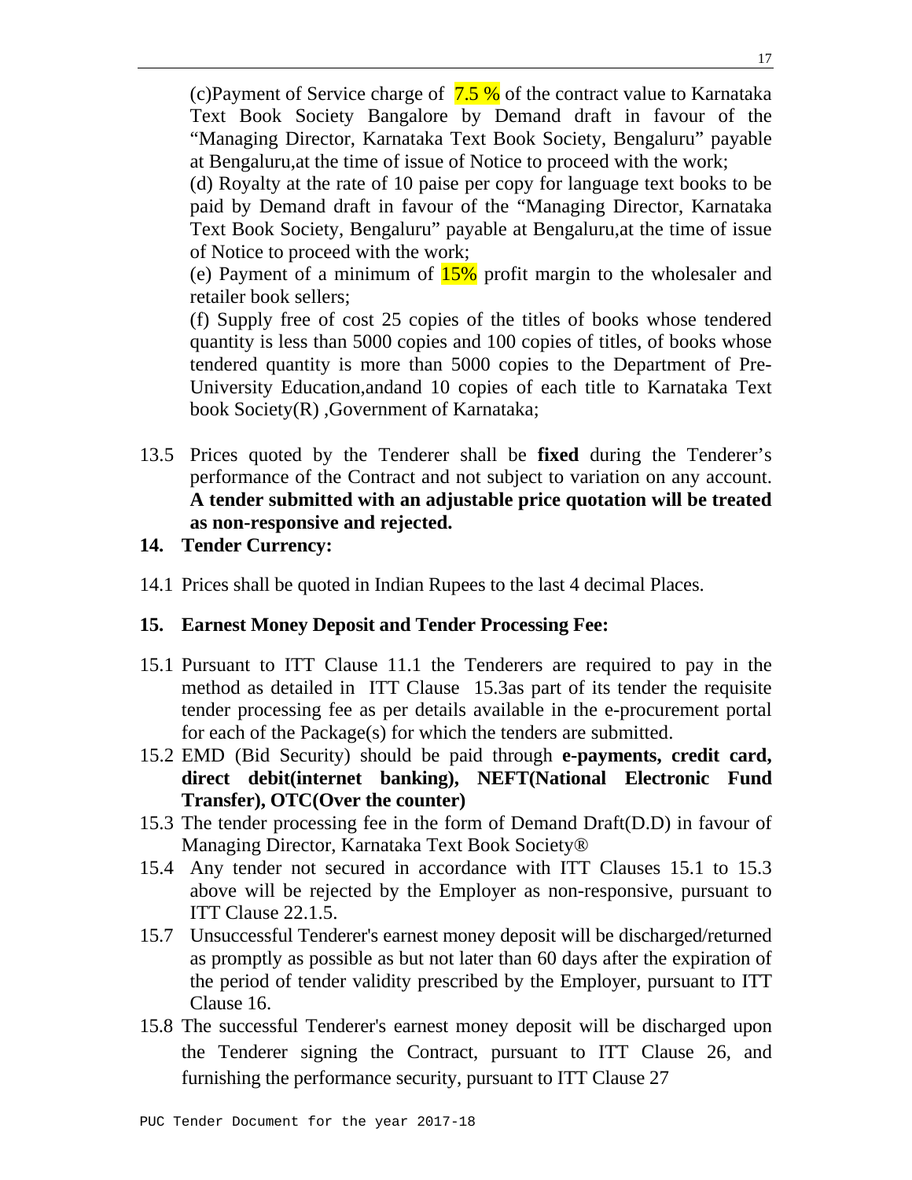(c)Payment of Service charge of 7.5 % of the contract value to Karnataka Text Book Society Bangalore by Demand draft in favour of the "Managing Director, Karnataka Text Book Society, Bengaluru" payable at Bengaluru,at the time of issue of Notice to proceed with the work;

(d) Royalty at the rate of 10 paise per copy for language text books to be paid by Demand draft in favour of the "Managing Director, Karnataka Text Book Society, Bengaluru" payable at Bengaluru,at the time of issue of Notice to proceed with the work;

(e) Payment of a minimum of 15% profit margin to the wholesaler and retailer book sellers;

(f) Supply free of cost 25 copies of the titles of books whose tendered quantity is less than 5000 copies and 100 copies of titles, of books whose tendered quantity is more than 5000 copies to the Department of Pre-University Education,andand 10 copies of each title to Karnataka Text book Society(R) ,Government of Karnataka;

13.5 Prices quoted by the Tenderer shall be **fixed** during the Tenderer's performance of the Contract and not subject to variation on any account. **A tender submitted with an adjustable price quotation will be treated as non-responsive and rejected.**

**14. Tender Currency:**

14.1 Prices shall be quoted in Indian Rupees to the last 4 decimal Places.

**15. Earnest Money Deposit and Tender Processing Fee:**

15.1 Pursuant to ITT Clause 11.1 the Tenderers are required to pay in the method as detailed in ITT Clause 15.3as part of its tender the requisite tender processing fee as per details available in the e-procurement portal for each of the Package(s) for which the tenders are submitted.

15.2 EMD (Bid Security) should be paid through **e-payments, credit card, direct debit(internet banking), NEFT(National Electronic Fund Transfer), OTC(Over the counter)**

15.3 The tender processing fee in the form of Demand Draft(D.D) in favour of Managing Director, Karnataka Text Book Society®

15.4 Any tender not secured in accordance with ITT Clauses 15.1 to 15.3 above will be rejected by the Employer as non-responsive, pursuant to ITT Clause 22.1.5.

15.7 Unsuccessful Tenderer's earnest money deposit will be discharged/returned as promptly as possible as but not later than 60 days after the expiration of the period of tender validity prescribed by the Employer, pursuant to ITT Clause 16.

15.8 The successful Tenderer's earnest money deposit will be discharged upon the Tenderer signing the Contract, pursuant to ITT Clause 26, and furnishing the performance security, pursuant to ITT Clause 27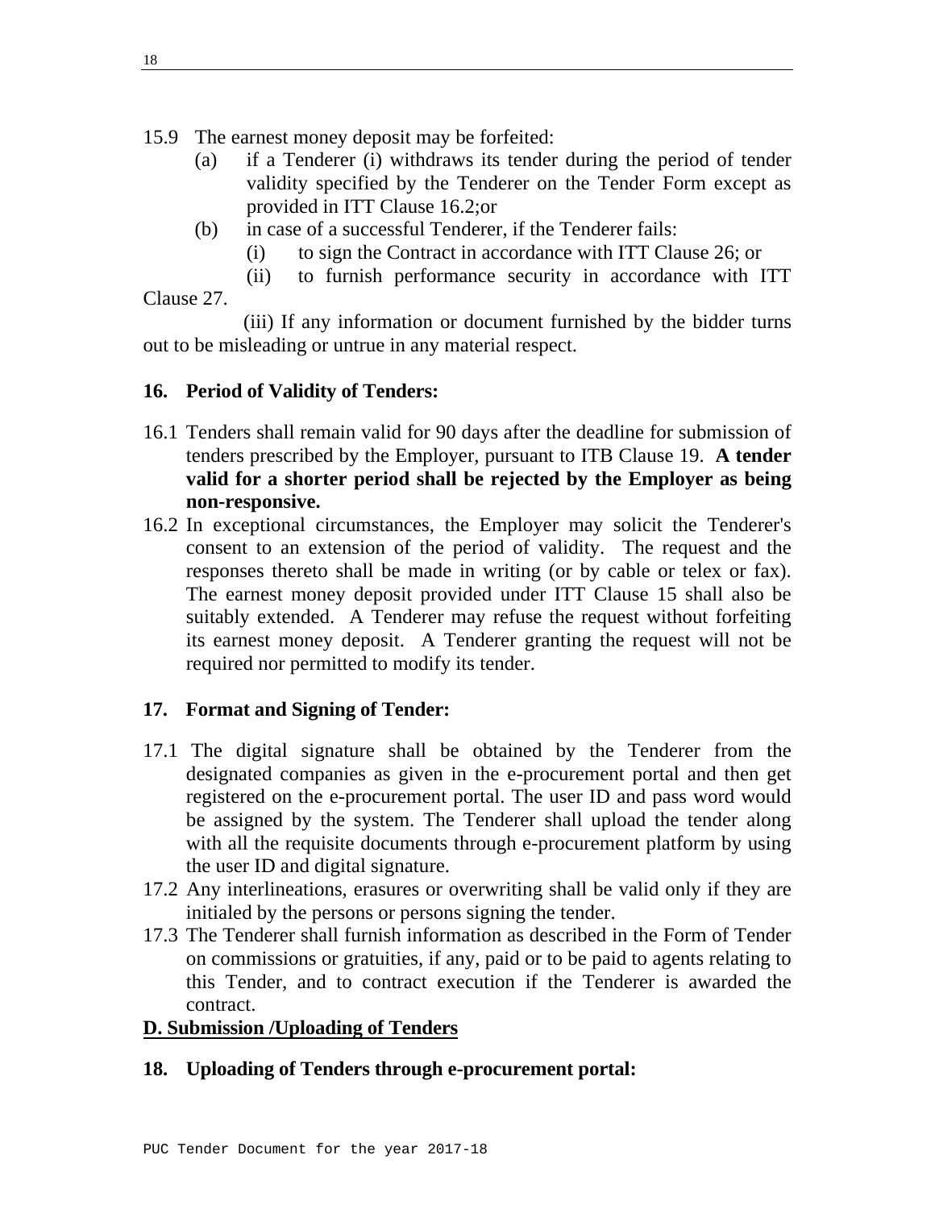15.9 The earnest money deposit may be forfeited:

(a) if a Tenderer (i) withdraws its tender during the period of tender validity specified by the Tenderer on the Tender Form except as provided in ITT Clause 16.2;or

(b) in case of a successful Tenderer, if the Tenderer fails:

(i) to sign the Contract in accordance with ITT Clause 26; or

(ii) to furnish performance security in accordance with ITT Clause 27.

(iii) If any information or document furnished by the bidder turns out to be misleading or untrue in any material respect.

## 16. Period of Validity of Tenders:

16.1 Tenders shall remain valid for 90 days after the deadline for submission of tenders prescribed by the Employer, pursuant to ITB Clause 19. **A tender valid for a shorter period shall be rejected by the Employer as being non-responsive.**

16.2 In exceptional circumstances, the Employer may solicit the Tenderer's consent to an extension of the period of validity. The request and the responses thereto shall be made in writing (or by cable or telex or fax). The earnest money deposit provided under ITT Clause 15 shall also be suitably extended. A Tenderer may refuse the request without forfeiting its earnest money deposit. A Tenderer granting the request will not be required nor permitted to modify its tender.

## 17. Format and Signing of Tender:

17.1 The digital signature shall be obtained by the Tenderer from the designated companies as given in the e-procurement portal and then get registered on the e-procurement portal. The user ID and pass word would be assigned by the system. The Tenderer shall upload the tender along with all the requisite documents through e-procurement platform by using the user ID and digital signature.

17.2 Any interlineations, erasures or overwriting shall be valid only if they are initialed by the persons or persons signing the tender.

17.3 The Tenderer shall furnish information as described in the Form of Tender on commissions or gratuities, if any, paid or to be paid to agents relating to this Tender, and to contract execution if the Tenderer is awarded the contract.

## D. Submission /Uploading of Tenders

## 18. Uploading of Tenders through e-procurement portal: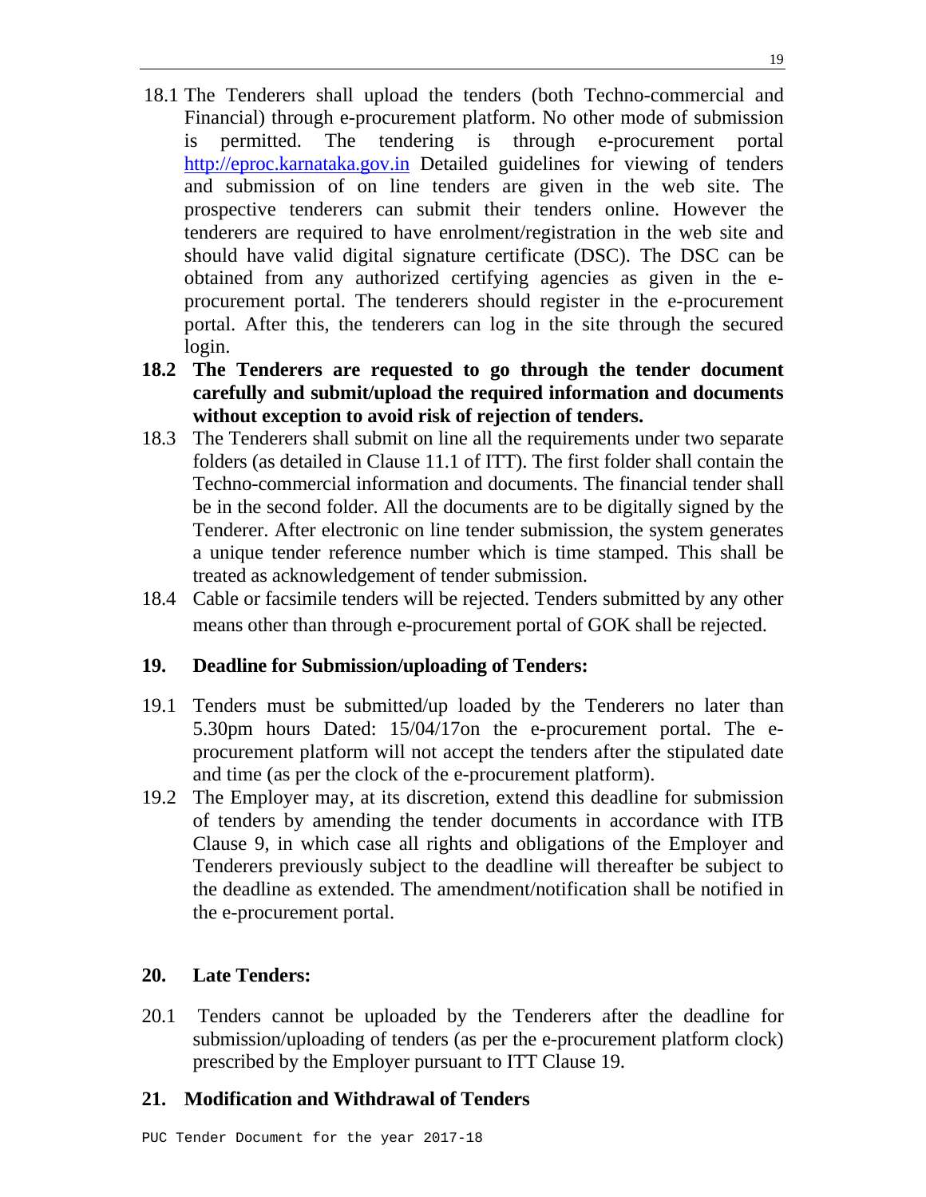18.1 The Tenderers shall upload the tenders (both Techno-commercial and Financial) through e-procurement platform. No other mode of submission is permitted. The tendering is through e-procurement portal http://eproc.karnataka.gov.in Detailed guidelines for viewing of tenders and submission of on line tenders are given in the web site. The prospective tenderers can submit their tenders online. However the tenderers are required to have enrolment/registration in the web site and should have valid digital signature certificate (DSC). The DSC can be obtained from any authorized certifying agencies as given in the e-procurement portal. The tenderers should register in the e-procurement portal. After this, the tenderers can log in the site through the secured login.

**18.2 The Tenderers are requested to go through the tender document carefully and submit/upload the required information and documents without exception to avoid risk of rejection of tenders.**

18.3 The Tenderers shall submit on line all the requirements under two separate folders (as detailed in Clause 11.1 of ITT). The first folder shall contain the Techno-commercial information and documents. The financial tender shall be in the second folder. All the documents are to be digitally signed by the Tenderer. After electronic on line tender submission, the system generates a unique tender reference number which is time stamped. This shall be treated as acknowledgement of tender submission.

18.4 Cable or facsimile tenders will be rejected. Tenders submitted by any other means other than through e-procurement portal of GOK shall be rejected.

## 19. Deadline for Submission/uploading of Tenders:

19.1 Tenders must be submitted/up loaded by the Tenderers no later than 5.30pm hours Dated: 15/04/17on the e-procurement portal. The e-procurement platform will not accept the tenders after the stipulated date and time (as per the clock of the e-procurement platform).

19.2 The Employer may, at its discretion, extend this deadline for submission of tenders by amending the tender documents in accordance with ITB Clause 9, in which case all rights and obligations of the Employer and Tenderers previously subject to the deadline will thereafter be subject to the deadline as extended. The amendment/notification shall be notified in the e-procurement portal.

## 20. Late Tenders:

20.1 Tenders cannot be uploaded by the Tenderers after the deadline for submission/uploading of tenders (as per the e-procurement platform clock) prescribed by the Employer pursuant to ITT Clause 19.

## 21. Modification and Withdrawal of Tenders

PUC Tender Document for the year 2017-18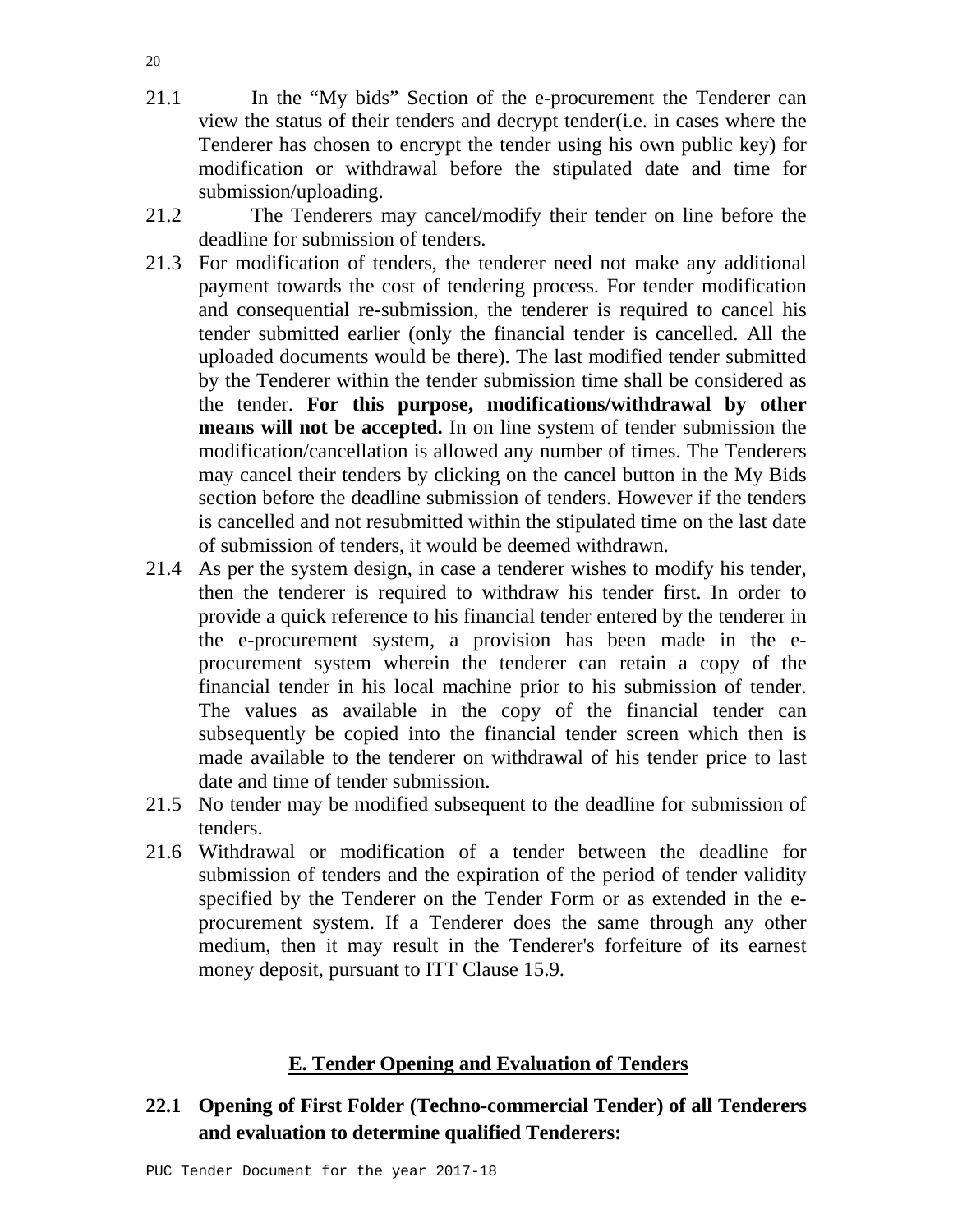21.1 In the “My bids” Section of the e-procurement the Tenderer can view the status of their tenders and decrypt tender(i.e. in cases where the Tenderer has chosen to encrypt the tender using his own public key) for modification or withdrawal before the stipulated date and time for submission/uploading.

21.2 The Tenderers may cancel/modify their tender on line before the deadline for submission of tenders.

21.3 For modification of tenders, the tenderer need not make any additional payment towards the cost of tendering process. For tender modification and consequential re-submission, the tenderer is required to cancel his tender submitted earlier (only the financial tender is cancelled. All the uploaded documents would be there). The last modified tender submitted by the Tenderer within the tender submission time shall be considered as the tender. **For this purpose, modifications/withdrawal by other means will not be accepted.** In on line system of tender submission the modification/cancellation is allowed any number of times. The Tenderers may cancel their tenders by clicking on the cancel button in the My Bids section before the deadline submission of tenders. However if the tenders is cancelled and not resubmitted within the stipulated time on the last date of submission of tenders, it would be deemed withdrawn.

21.4 As per the system design, in case a tenderer wishes to modify his tender, then the tenderer is required to withdraw his tender first. In order to provide a quick reference to his financial tender entered by the tenderer in the e-procurement system, a provision has been made in the e-procurement system wherein the tenderer can retain a copy of the financial tender in his local machine prior to his submission of tender. The values as available in the copy of the financial tender can subsequently be copied into the financial tender screen which then is made available to the tenderer on withdrawal of his tender price to last date and time of tender submission.

21.5 No tender may be modified subsequent to the deadline for submission of tenders.

21.6 Withdrawal or modification of a tender between the deadline for submission of tenders and the expiration of the period of tender validity specified by the Tenderer on the Tender Form or as extended in the e-procurement system. If a Tenderer does the same through any other medium, then it may result in the Tenderer's forfeiture of its earnest money deposit, pursuant to ITT Clause 15.9.

## E. Tender Opening and Evaluation of Tenders

### 22.1 Opening of First Folder (Techno-commercial Tender) of all Tenderers and evaluation to determine qualified Tenderers: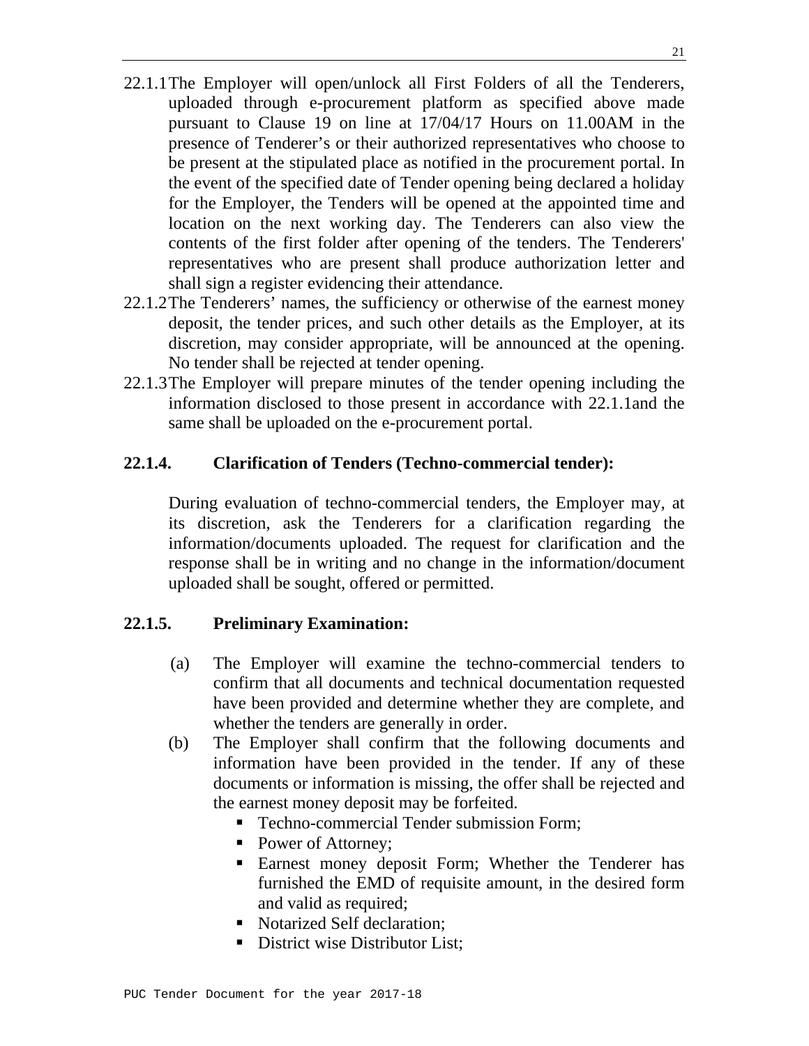22.1.1 The Employer will open/unlock all First Folders of all the Tenderers, uploaded through e-procurement platform as specified above made pursuant to Clause 19 on line at 17/04/17 Hours on 11.00AM in the presence of Tenderer's or their authorized representatives who choose to be present at the stipulated place as notified in the procurement portal. In the event of the specified date of Tender opening being declared a holiday for the Employer, the Tenders will be opened at the appointed time and location on the next working day. The Tenderers can also view the contents of the first folder after opening of the tenders. The Tenderers' representatives who are present shall produce authorization letter and shall sign a register evidencing their attendance.

22.1.2 The Tenderers' names, the sufficiency or otherwise of the earnest money deposit, the tender prices, and such other details as the Employer, at its discretion, may consider appropriate, will be announced at the opening. No tender shall be rejected at tender opening.

22.1.3 The Employer will prepare minutes of the tender opening including the information disclosed to those present in accordance with 22.1.1and the same shall be uploaded on the e-procurement portal.

**22.1.4. Clarification of Tenders (Techno-commercial tender):**

During evaluation of techno-commercial tenders, the Employer may, at its discretion, ask the Tenderers for a clarification regarding the information/documents uploaded. The request for clarification and the response shall be in writing and no change in the information/document uploaded shall be sought, offered or permitted.

**22.1.5. Preliminary Examination:**

(a) The Employer will examine the techno-commercial tenders to confirm that all documents and technical documentation requested have been provided and determine whether they are complete, and whether the tenders are generally in order.

(b) The Employer shall confirm that the following documents and information have been provided in the tender. If any of these documents or information is missing, the offer shall be rejected and the earnest money deposit may be forfeited.

- Techno-commercial Tender submission Form;
- Power of Attorney;
- Earnest money deposit Form; Whether the Tenderer has furnished the EMD of requisite amount, in the desired form and valid as required;
- Notarized Self declaration;
- District wise Distributor List;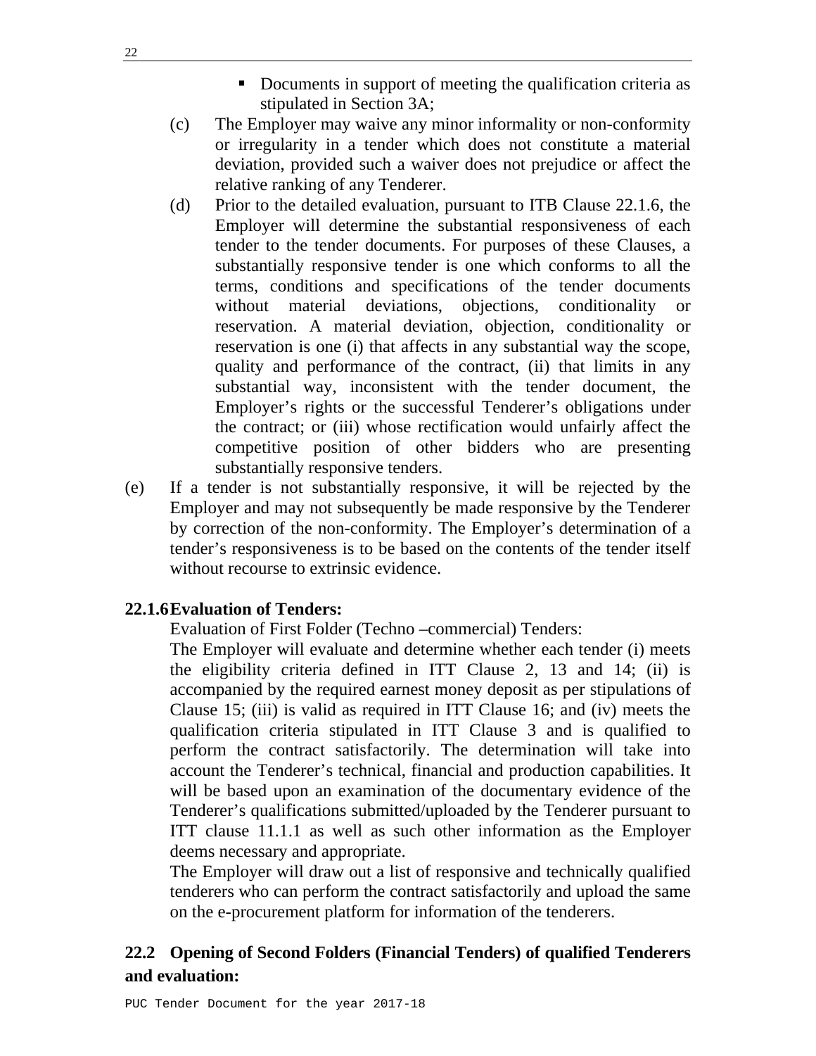- Documents in support of meeting the qualification criteria as stipulated in Section 3A;

(c) The Employer may waive any minor informality or non-conformity or irregularity in a tender which does not constitute a material deviation, provided such a waiver does not prejudice or affect the relative ranking of any Tenderer.

(d) Prior to the detailed evaluation, pursuant to ITB Clause 22.1.6, the Employer will determine the substantial responsiveness of each tender to the tender documents. For purposes of these Clauses, a substantially responsive tender is one which conforms to all the terms, conditions and specifications of the tender documents without material deviations, objections, conditionality or reservation. A material deviation, objection, conditionality or reservation is one (i) that affects in any substantial way the scope, quality and performance of the contract, (ii) that limits in any substantial way, inconsistent with the tender document, the Employer's rights or the successful Tenderer's obligations under the contract; or (iii) whose rectification would unfairly affect the competitive position of other bidders who are presenting substantially responsive tenders.

(e) If a tender is not substantially responsive, it will be rejected by the Employer and may not subsequently be made responsive by the Tenderer by correction of the non-conformity. The Employer's determination of a tender's responsiveness is to be based on the contents of the tender itself without recourse to extrinsic evidence.

**22.1.6 Evaluation of Tenders:**

Evaluation of First Folder (Techno –commercial) Tenders:

The Employer will evaluate and determine whether each tender (i) meets the eligibility criteria defined in ITT Clause 2, 13 and 14; (ii) is accompanied by the required earnest money deposit as per stipulations of Clause 15; (iii) is valid as required in ITT Clause 16; and (iv) meets the qualification criteria stipulated in ITT Clause 3 and is qualified to perform the contract satisfactorily. The determination will take into account the Tenderer's technical, financial and production capabilities. It will be based upon an examination of the documentary evidence of the Tenderer's qualifications submitted/uploaded by the Tenderer pursuant to ITT clause 11.1.1 as well as such other information as the Employer deems necessary and appropriate.

The Employer will draw out a list of responsive and technically qualified tenderers who can perform the contract satisfactorily and upload the same on the e-procurement platform for information of the tenderers.

## 22.2 Opening of Second Folders (Financial Tenders) of qualified Tenderers and evaluation: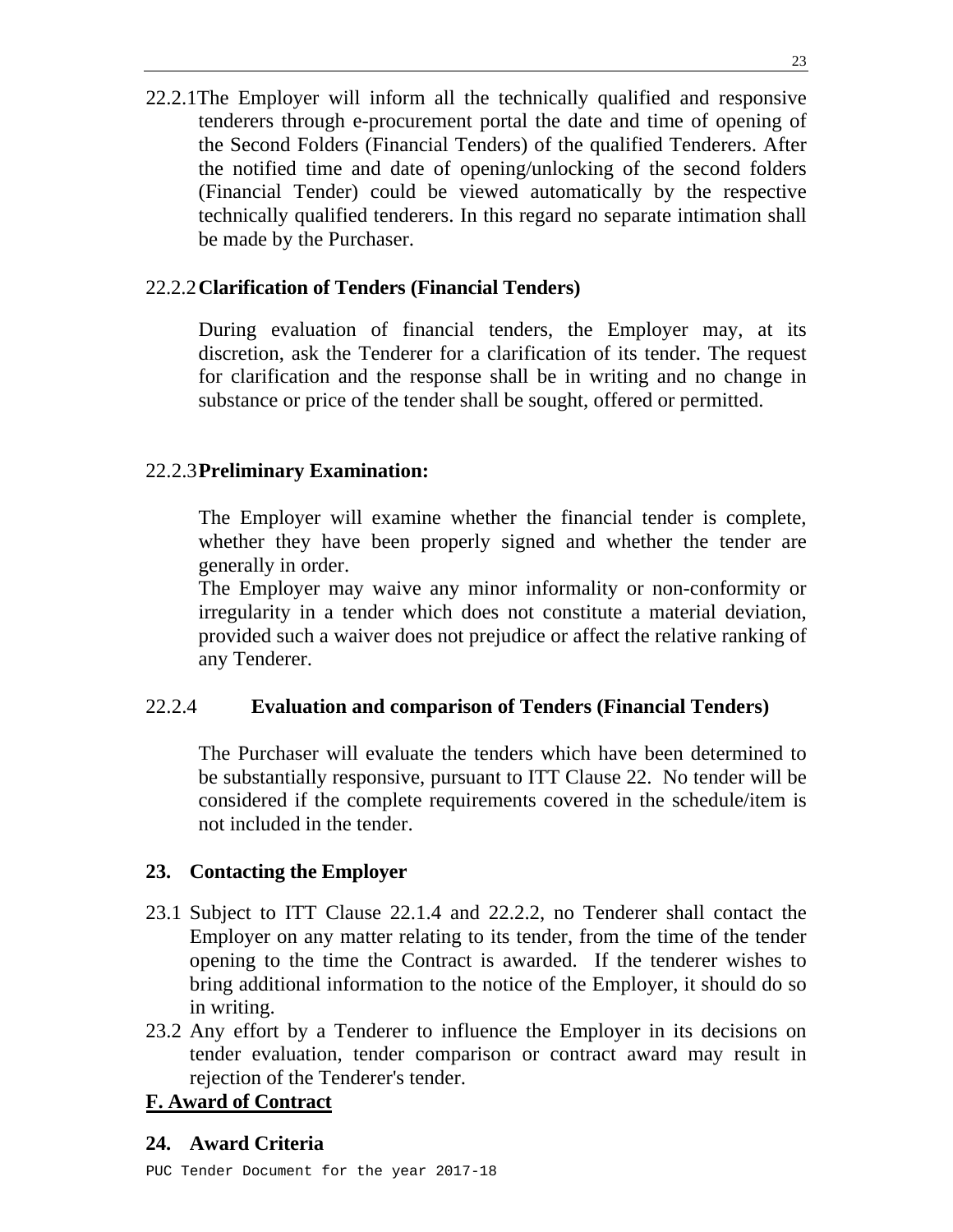22.2.1 The Employer will inform all the technically qualified and responsive tenderers through e-procurement portal the date and time of opening of the Second Folders (Financial Tenders) of the qualified Tenderers. After the notified time and date of opening/unlocking of the second folders (Financial Tender) could be viewed automatically by the respective technically qualified tenderers. In this regard no separate intimation shall be made by the Purchaser.

22.2.2 **Clarification of Tenders (Financial Tenders)**

During evaluation of financial tenders, the Employer may, at its discretion, ask the Tenderer for a clarification of its tender. The request for clarification and the response shall be in writing and no change in substance or price of the tender shall be sought, offered or permitted.

22.2.3 **Preliminary Examination:**

The Employer will examine whether the financial tender is complete, whether they have been properly signed and whether the tender are generally in order.

The Employer may waive any minor informality or non-conformity or irregularity in a tender which does not constitute a material deviation, provided such a waiver does not prejudice or affect the relative ranking of any Tenderer.

22.2.4 **Evaluation and comparison of Tenders (Financial Tenders)**

The Purchaser will evaluate the tenders which have been determined to be substantially responsive, pursuant to ITT Clause 22. No tender will be considered if the complete requirements covered in the schedule/item is not included in the tender.

## 23. Contacting the Employer

23.1 Subject to ITT Clause 22.1.4 and 22.2.2, no Tenderer shall contact the Employer on any matter relating to its tender, from the time of the tender opening to the time the Contract is awarded. If the tenderer wishes to bring additional information to the notice of the Employer, it should do so in writing.

23.2 Any effort by a Tenderer to influence the Employer in its decisions on tender evaluation, tender comparison or contract award may result in rejection of the Tenderer's tender.

# F. Award of Contract

## 24. Award Criteria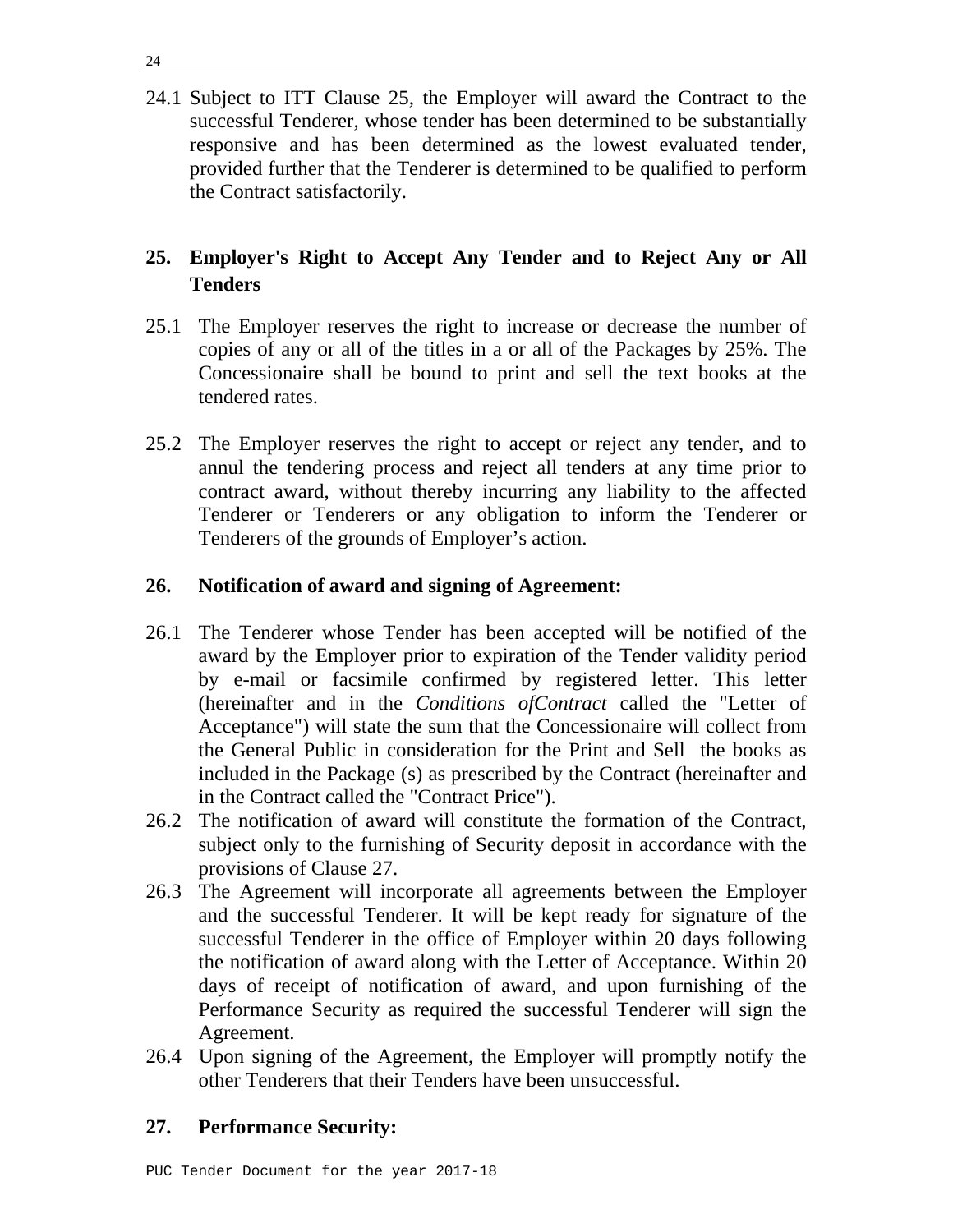24.1 Subject to ITT Clause 25, the Employer will award the Contract to the successful Tenderer, whose tender has been determined to be substantially responsive and has been determined as the lowest evaluated tender, provided further that the Tenderer is determined to be qualified to perform the Contract satisfactorily.

## 25. Employer's Right to Accept Any Tender and to Reject Any or All Tenders

25.1 The Employer reserves the right to increase or decrease the number of copies of any or all of the titles in a or all of the Packages by 25%. The Concessionaire shall be bound to print and sell the text books at the tendered rates.

25.2 The Employer reserves the right to accept or reject any tender, and to annul the tendering process and reject all tenders at any time prior to contract award, without thereby incurring any liability to the affected Tenderer or Tenderers or any obligation to inform the Tenderer or Tenderers of the grounds of Employer's action.

## 26. Notification of award and signing of Agreement:

26.1 The Tenderer whose Tender has been accepted will be notified of the award by the Employer prior to expiration of the Tender validity period by e-mail or facsimile confirmed by registered letter. This letter (hereinafter and in the *Conditions ofContract* called the "Letter of Acceptance") will state the sum that the Concessionaire will collect from the General Public in consideration for the Print and Sell the books as included in the Package (s) as prescribed by the Contract (hereinafter and in the Contract called the "Contract Price").

26.2 The notification of award will constitute the formation of the Contract, subject only to the furnishing of Security deposit in accordance with the provisions of Clause 27.

26.3 The Agreement will incorporate all agreements between the Employer and the successful Tenderer. It will be kept ready for signature of the successful Tenderer in the office of Employer within 20 days following the notification of award along with the Letter of Acceptance. Within 20 days of receipt of notification of award, and upon furnishing of the Performance Security as required the successful Tenderer will sign the Agreement.

26.4 Upon signing of the Agreement, the Employer will promptly notify the other Tenderers that their Tenders have been unsuccessful.

## 27. Performance Security: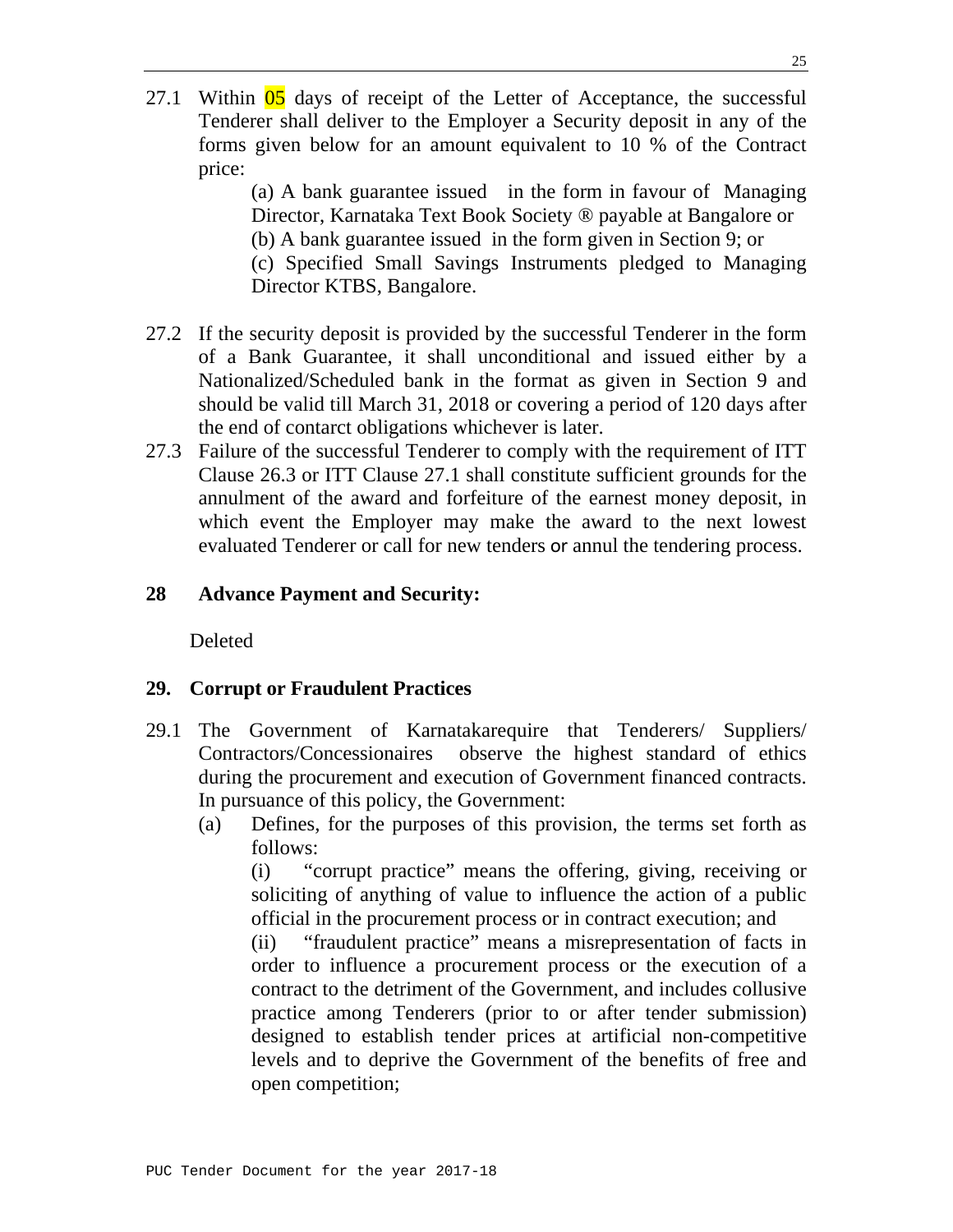27.1 Within 05 days of receipt of the Letter of Acceptance, the successful Tenderer shall deliver to the Employer a Security deposit in any of the forms given below for an amount equivalent to 10 % of the Contract price:

(a) A bank guarantee issued in the form in favour of Managing Director, Karnataka Text Book Society ® payable at Bangalore or

(b) A bank guarantee issued in the form given in Section 9; or

(c) Specified Small Savings Instruments pledged to Managing Director KTBS, Bangalore.

27.2 If the security deposit is provided by the successful Tenderer in the form of a Bank Guarantee, it shall unconditional and issued either by a Nationalized/Scheduled bank in the format as given in Section 9 and should be valid till March 31, 2018 or covering a period of 120 days after the end of contarct obligations whichever is later.

27.3 Failure of the successful Tenderer to comply with the requirement of ITT Clause 26.3 or ITT Clause 27.1 shall constitute sufficient grounds for the annulment of the award and forfeiture of the earnest money deposit, in which event the Employer may make the award to the next lowest evaluated Tenderer or call for new tenders or annul the tendering process.

## 28 Advance Payment and Security:

Deleted

## 29. Corrupt or Fraudulent Practices

29.1 The Government of Karnatakarequire that Tenderers/ Suppliers/ Contractors/Concessionaires observe the highest standard of ethics during the procurement and execution of Government financed contracts. In pursuance of this policy, the Government:

(a) Defines, for the purposes of this provision, the terms set forth as follows:

(i) "corrupt practice" means the offering, giving, receiving or soliciting of anything of value to influence the action of a public official in the procurement process or in contract execution; and

(ii) "fraudulent practice" means a misrepresentation of facts in order to influence a procurement process or the execution of a contract to the detriment of the Government, and includes collusive practice among Tenderers (prior to or after tender submission) designed to establish tender prices at artificial non-competitive levels and to deprive the Government of the benefits of free and open competition;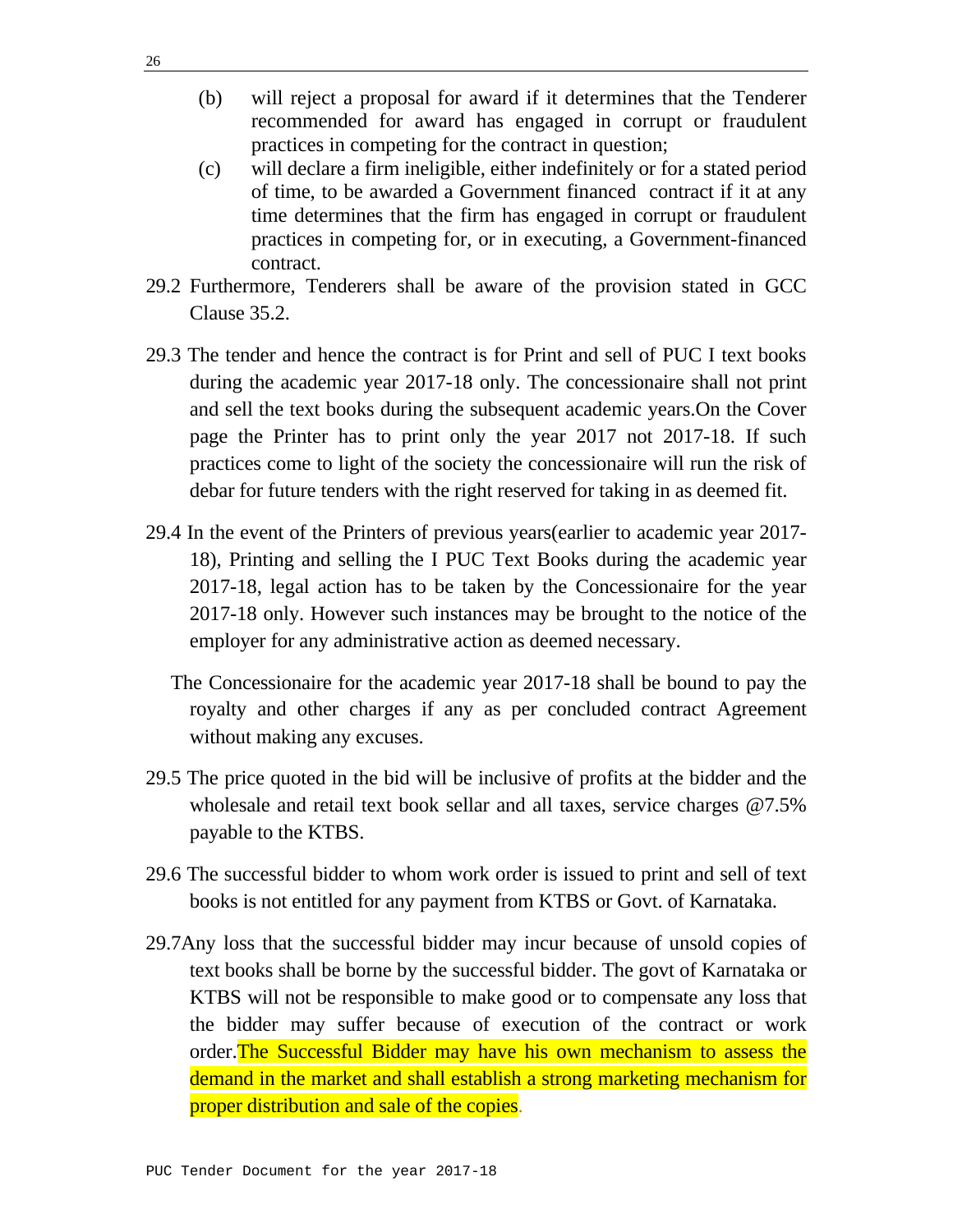(b) will reject a proposal for award if it determines that the Tenderer recommended for award has engaged in corrupt or fraudulent practices in competing for the contract in question;

(c) will declare a firm ineligible, either indefinitely or for a stated period of time, to be awarded a Government financed contract if it at any time determines that the firm has engaged in corrupt or fraudulent practices in competing for, or in executing, a Government-financed contract.

29.2 Furthermore, Tenderers shall be aware of the provision stated in GCC Clause 35.2.

29.3 The tender and hence the contract is for Print and sell of PUC I text books during the academic year 2017-18 only. The concessionaire shall not print and sell the text books during the subsequent academic years.On the Cover page the Printer has to print only the year 2017 not 2017-18. If such practices come to light of the society the concessionaire will run the risk of debar for future tenders with the right reserved for taking in as deemed fit.

29.4 In the event of the Printers of previous years(earlier to academic year 2017-18), Printing and selling the I PUC Text Books during the academic year 2017-18, legal action has to be taken by the Concessionaire for the year 2017-18 only. However such instances may be brought to the notice of the employer for any administrative action as deemed necessary.

The Concessionaire for the academic year 2017-18 shall be bound to pay the royalty and other charges if any as per concluded contract Agreement without making any excuses.

29.5 The price quoted in the bid will be inclusive of profits at the bidder and the wholesale and retail text book sellar and all taxes, service charges @7.5% payable to the KTBS.

29.6 The successful bidder to whom work order is issued to print and sell of text books is not entitled for any payment from KTBS or Govt. of Karnataka.

29.7Any loss that the successful bidder may incur because of unsold copies of text books shall be borne by the successful bidder. The govt of Karnataka or KTBS will not be responsible to make good or to compensate any loss that the bidder may suffer because of execution of the contract or work order.The Successful Bidder may have his own mechanism to assess the demand in the market and shall establish a strong marketing mechanism for proper distribution and sale of the copies.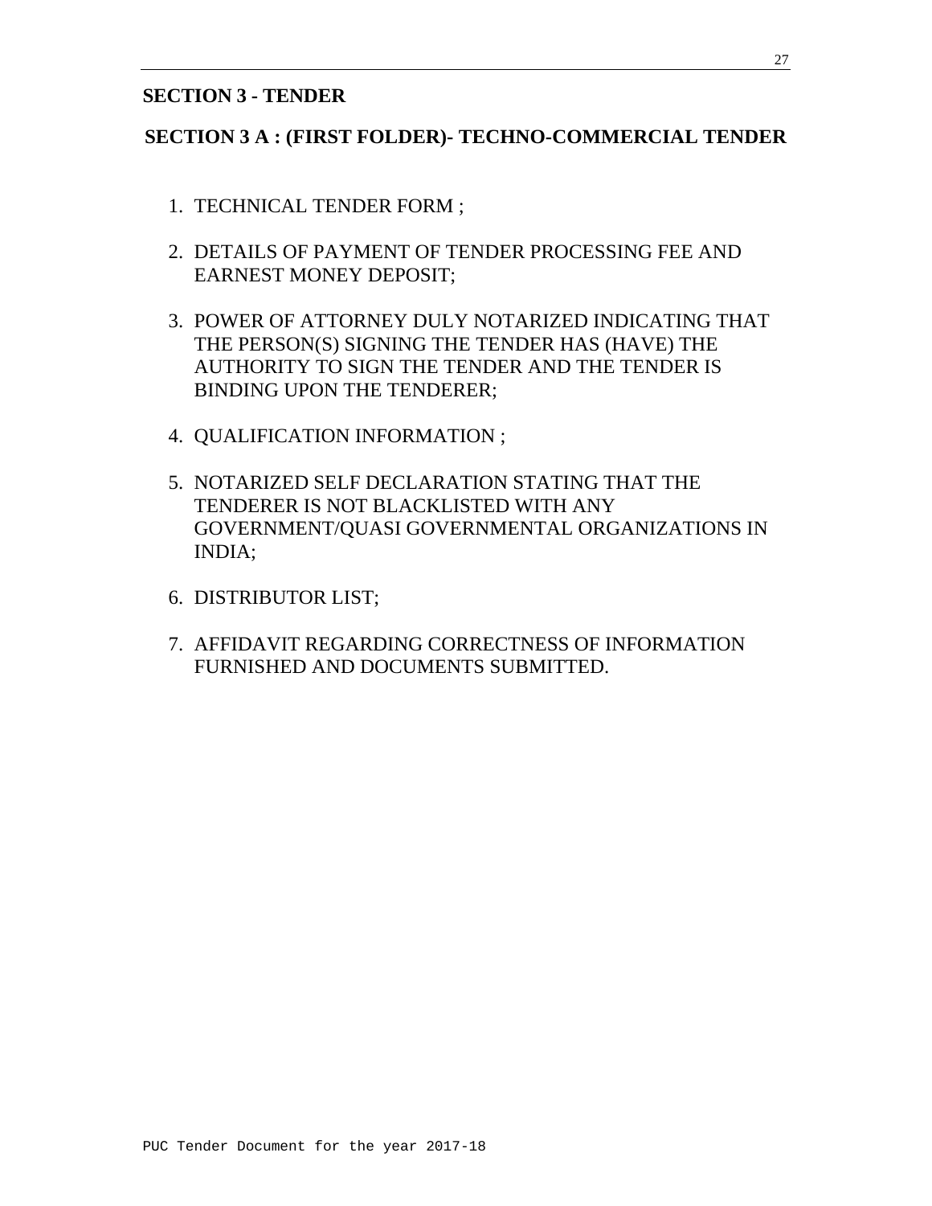## SECTION 3 - TENDER

## SECTION 3 A : (FIRST FOLDER)- TECHNO-COMMERCIAL TENDER

1. TECHNICAL TENDER FORM ;
2. DETAILS OF PAYMENT OF TENDER PROCESSING FEE AND EARNEST MONEY DEPOSIT;
3. POWER OF ATTORNEY DULY NOTARIZED INDICATING THAT THE PERSON(S) SIGNING THE TENDER HAS (HAVE) THE AUTHORITY TO SIGN THE TENDER AND THE TENDER IS BINDING UPON THE TENDERER;
4. QUALIFICATION INFORMATION ;
5. NOTARIZED SELF DECLARATION STATING THAT THE TENDERER IS NOT BLACKLISTED WITH ANY GOVERNMENT/QUASI GOVERNMENTAL ORGANIZATIONS IN INDIA;
6. DISTRIBUTOR LIST;
7. AFFIDAVIT REGARDING CORRECTNESS OF INFORMATION FURNISHED AND DOCUMENTS SUBMITTED.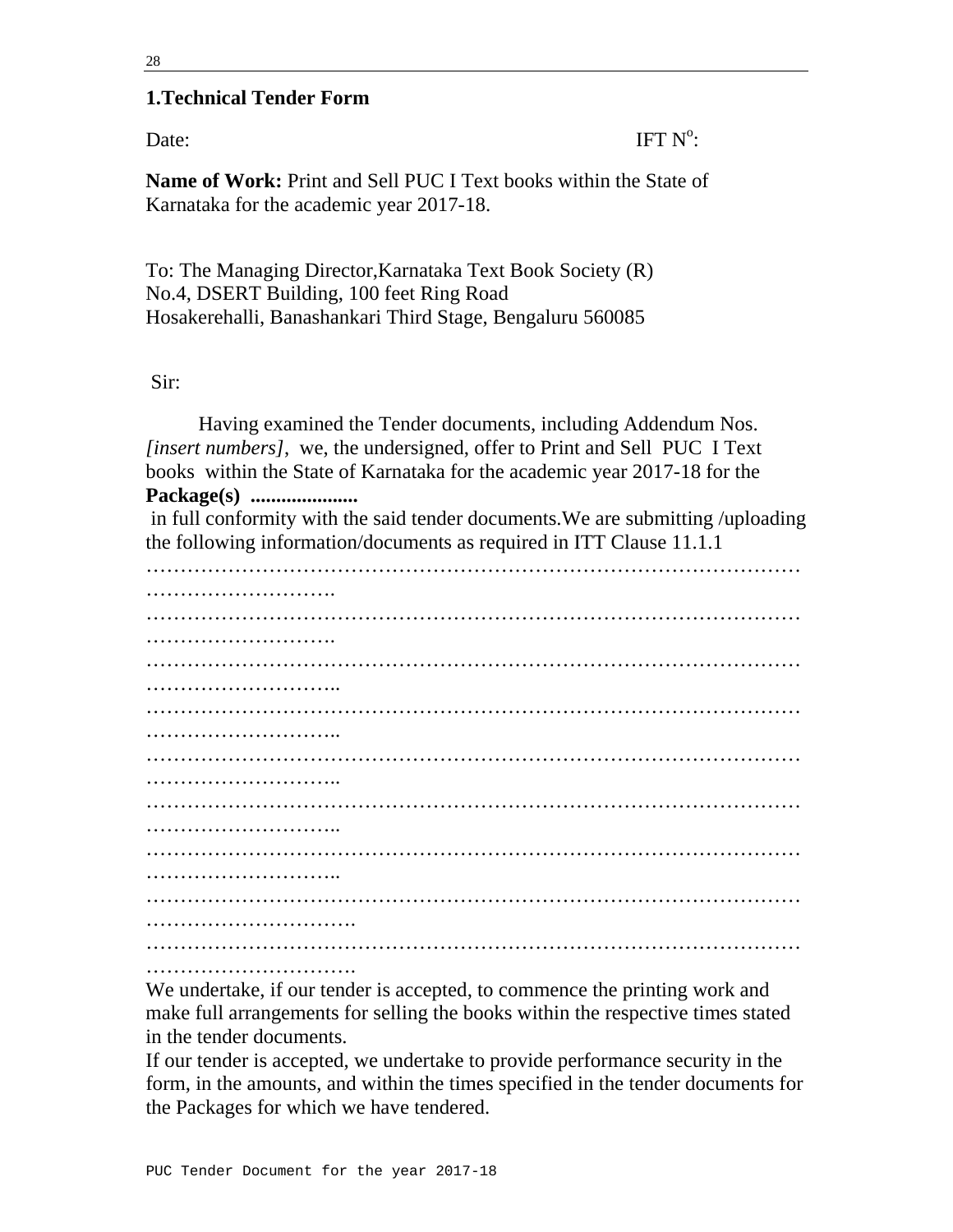## 1.Technical Tender Form

Date: IFT N$^{o}$:

**Name of Work:** Print and Sell PUC I Text books within the State of Karnataka for the academic year 2017-18.

To: The Managing Director,Karnataka Text Book Society (R)
No.4, DSERT Building, 100 feet Ring Road
Hosakerehalli, Banashankari Third Stage, Bengaluru 560085

Sir:

Having examined the Tender documents, including Addendum Nos. *[insert numbers]*, we, the undersigned, offer to Print and Sell PUC I Text books within the State of Karnataka for the academic year 2017-18 for the **Package(s) .....................**
in full conformity with the said tender documents.We are submitting /uploading the following information/documents as required in ITT Clause 11.1.1

……………………………………………………………………………………………………….

……………………………………………………………………………………………………….

………………………………………………………………………………………………………..

………………………………………………………………………………………………………..

………………………………………………………………………………………………………..

………………………………………………………………………………………………………..

………………………………………………………………………………………………………..

………………………………………………………………………………………………………….

………………………………………………………………………………………………………….

We undertake, if our tender is accepted, to commence the printing work and make full arrangements for selling the books within the respective times stated in the tender documents.

If our tender is accepted, we undertake to provide performance security in the form, in the amounts, and within the times specified in the tender documents for the Packages for which we have tendered.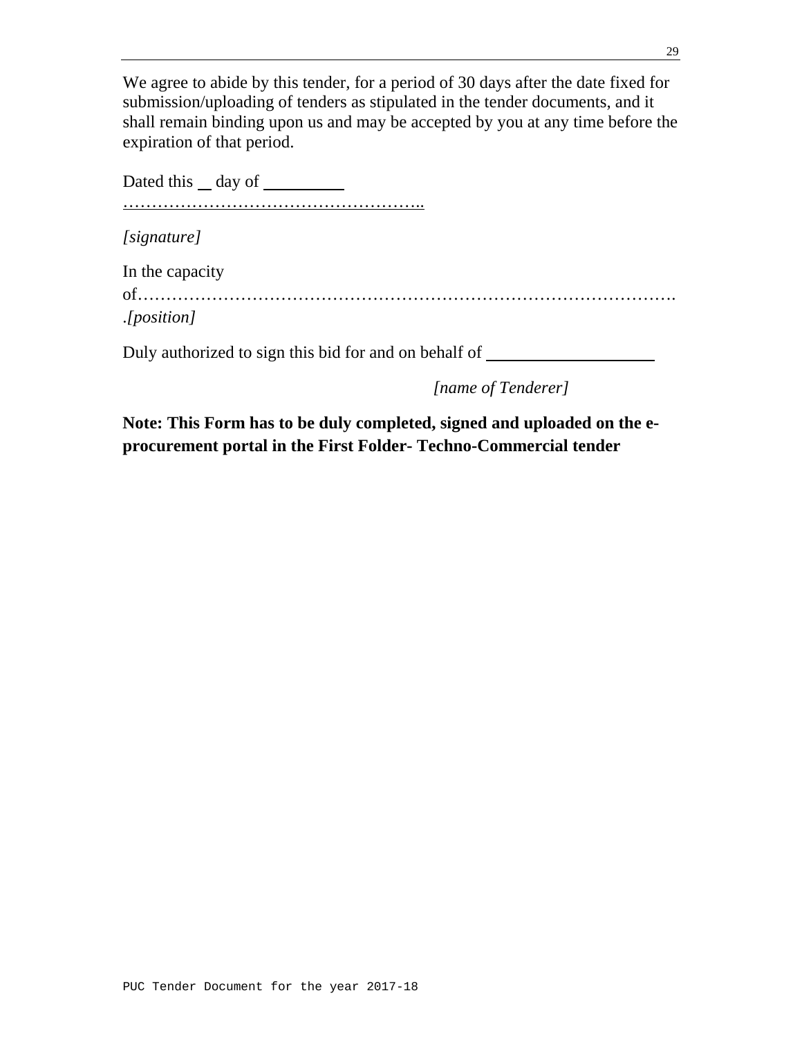We agree to abide by this tender, for a period of 30 days after the date fixed for submission/uploading of tenders as stipulated in the tender documents, and it shall remain binding upon us and may be accepted by you at any time before the expiration of that period.

Dated this __ day of __________

………………………………………………..

*[signature]*

In the capacity of………………………………………………………………………………. *.[position]*

Duly authorized to sign this bid for and on behalf of ____________________

*[name of Tenderer]*

**Note: This Form has to be duly completed, signed and uploaded on the e-procurement portal in the First Folder- Techno-Commercial tender**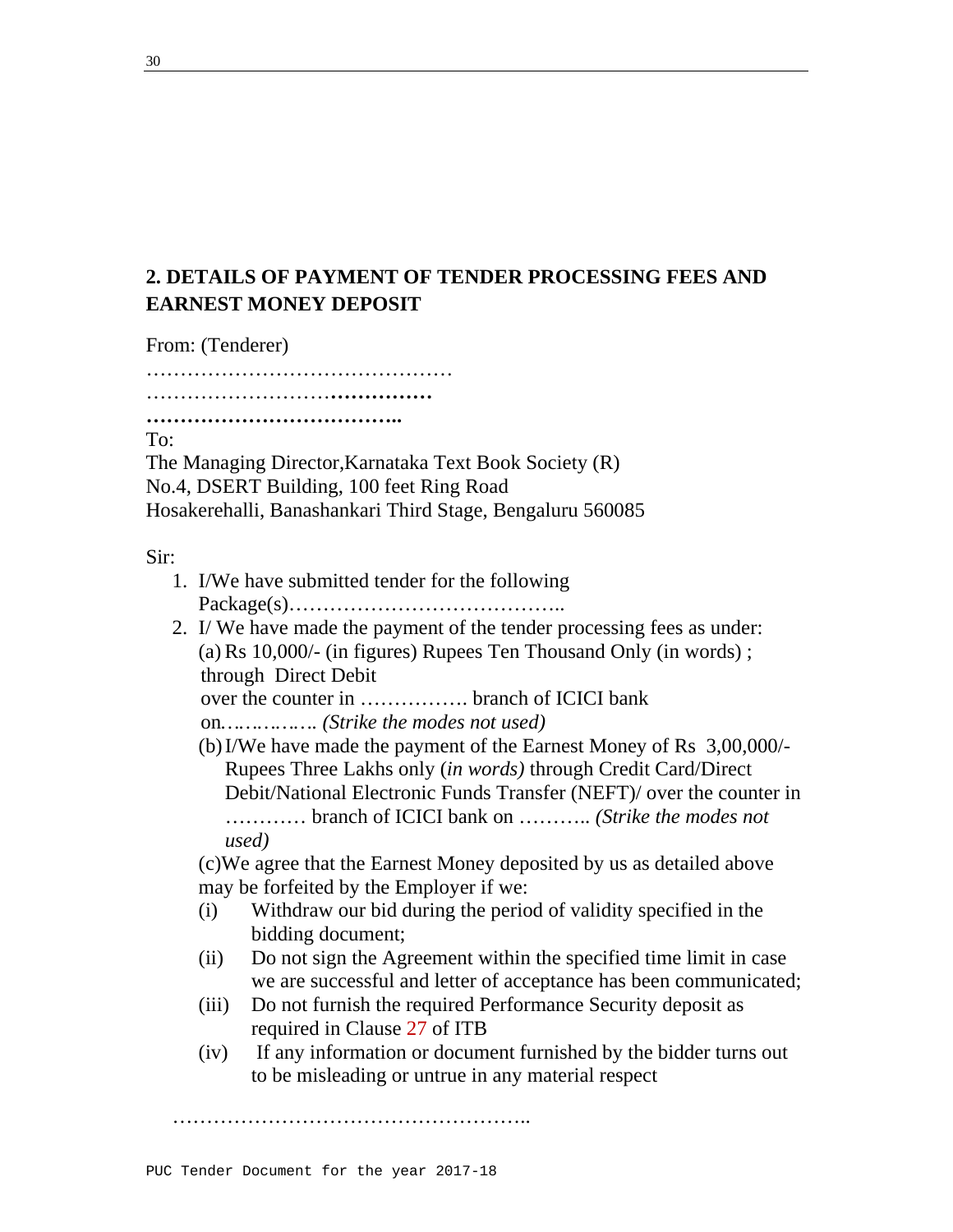## 2. DETAILS OF PAYMENT OF TENDER PROCESSING FEES AND EARNEST MONEY DEPOSIT

From: (Tenderer)

………………………………………

……………………**……………**

**………………………………..**

To:

The Managing Director,Karnataka Text Book Society (R)
No.4, DSERT Building, 100 feet Ring Road
Hosakerehalli, Banashankari Third Stage, Bengaluru 560085

Sir:

1. I/We have submitted tender for the following Package(s)…………………………………..
2. I/ We have made the payment of the tender processing fees as under:
   (a) Rs 10,000/- (in figures) Rupees Ten Thousand Only (in words) ; through Direct Debit
   over the counter in ……………. branch of ICICI bank on*………….. (Strike the modes not used)*
   (b) I/We have made the payment of the Earnest Money of Rs 3,00,000/- Rupees Three Lakhs only (*in words)* through Credit Card/Direct Debit/National Electronic Funds Transfer (NEFT)/ over the counter in ………… branch of ICICI bank on ……….. *(Strike the modes not used)*

   (c)We agree that the Earnest Money deposited by us as detailed above may be forfeited by the Employer if we:

   (i) Withdraw our bid during the period of validity specified in the bidding document;
   (ii) Do not sign the Agreement within the specified time limit in case we are successful and letter of acceptance has been communicated;
   (iii) Do not furnish the required Performance Security deposit as required in Clause 27 of ITB
   (iv) If any information or document furnished by the bidder turns out to be misleading or untrue in any material respect

……………………………………………..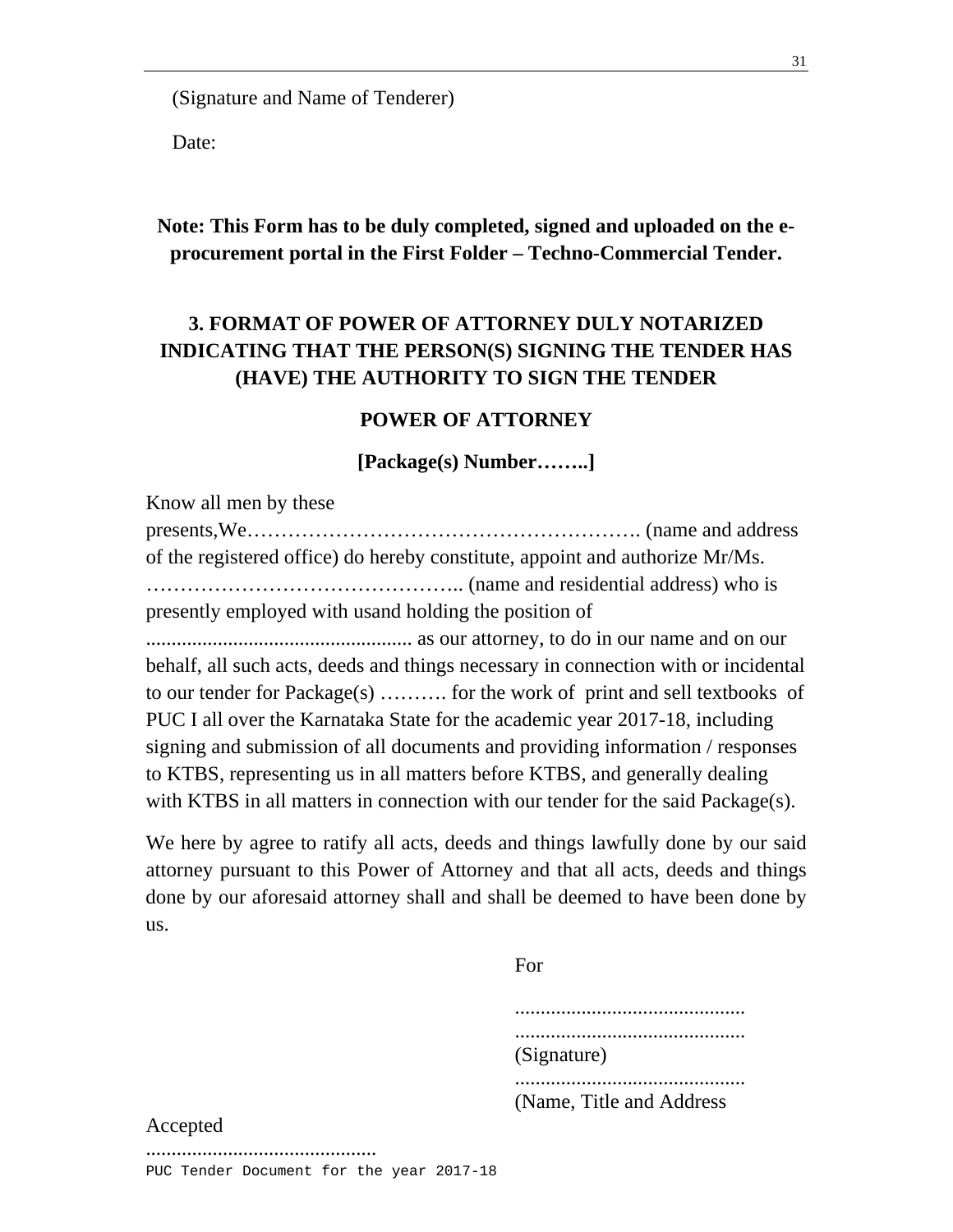(Signature and Name of Tenderer)

Date:

**Note: This Form has to be duly completed, signed and uploaded on the e-procurement portal in the First Folder – Techno-Commercial Tender.**

## 3. FORMAT OF POWER OF ATTORNEY DULY NOTARIZED INDICATING THAT THE PERSON(S) SIGNING THE TENDER HAS (HAVE) THE AUTHORITY TO SIGN THE TENDER

### POWER OF ATTORNEY

**[Package(s) Number……..]**

Know all men by these presents,We…………………………………………………. (name and address of the registered office) do hereby constitute, appoint and authorize Mr/Ms. ……………………………………….. (name and residential address) who is presently employed with usand holding the position of .................................................... as our attorney, to do in our name and on our behalf, all such acts, deeds and things necessary in connection with or incidental to our tender for Package(s) ………. for the work of print and sell textbooks of PUC I all over the Karnataka State for the academic year 2017-18, including signing and submission of all documents and providing information / responses to KTBS, representing us in all matters before KTBS, and generally dealing with KTBS in all matters in connection with our tender for the said Package(s).

We here by agree to ratify all acts, deeds and things lawfully done by our said attorney pursuant to this Power of Attorney and that all acts, deeds and things done by our aforesaid attorney shall and shall be deemed to have been done by us.

For

.............................................

.............................................

(Signature)

.............................................

(Name, Title and Address

Accepted

.............................................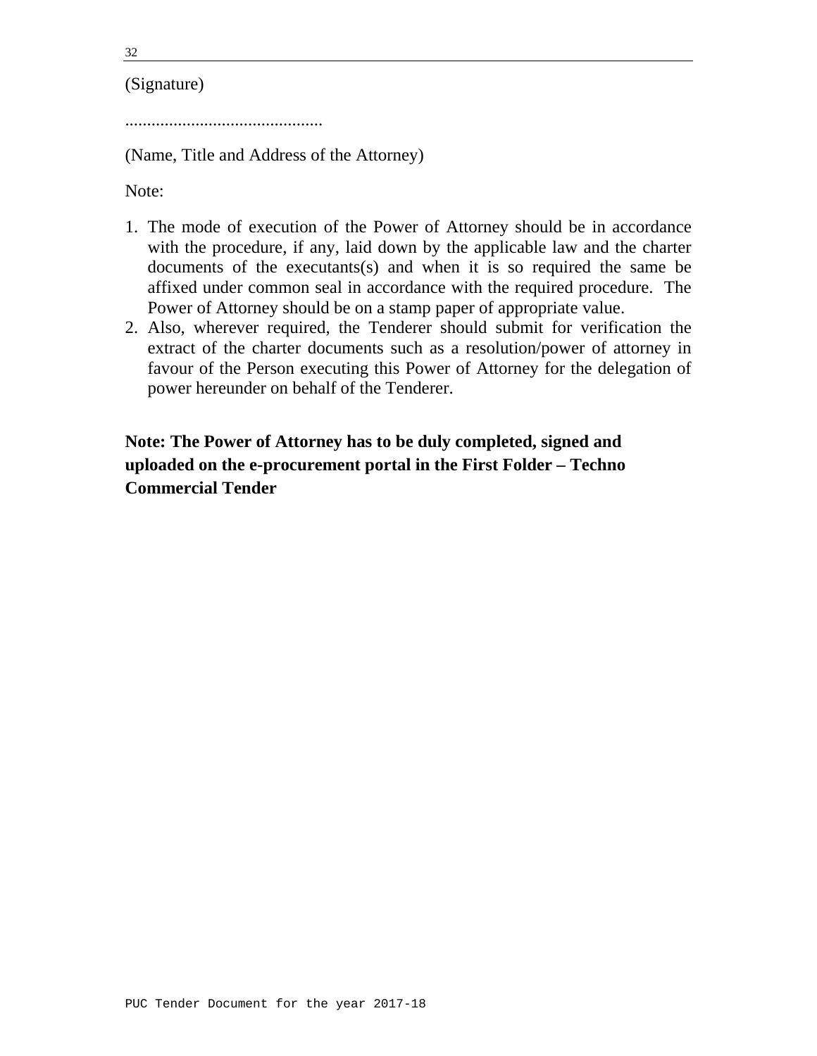(Signature)

.............................................

(Name, Title and Address of the Attorney)

Note:

1. The mode of execution of the Power of Attorney should be in accordance with the procedure, if any, laid down by the applicable law and the charter documents of the executants(s) and when it is so required the same be affixed under common seal in accordance with the required procedure. The Power of Attorney should be on a stamp paper of appropriate value.
2. Also, wherever required, the Tenderer should submit for verification the extract of the charter documents such as a resolution/power of attorney in favour of the Person executing this Power of Attorney for the delegation of power hereunder on behalf of the Tenderer.

**Note: The Power of Attorney has to be duly completed, signed and uploaded on the e-procurement portal in the First Folder – Techno Commercial Tender**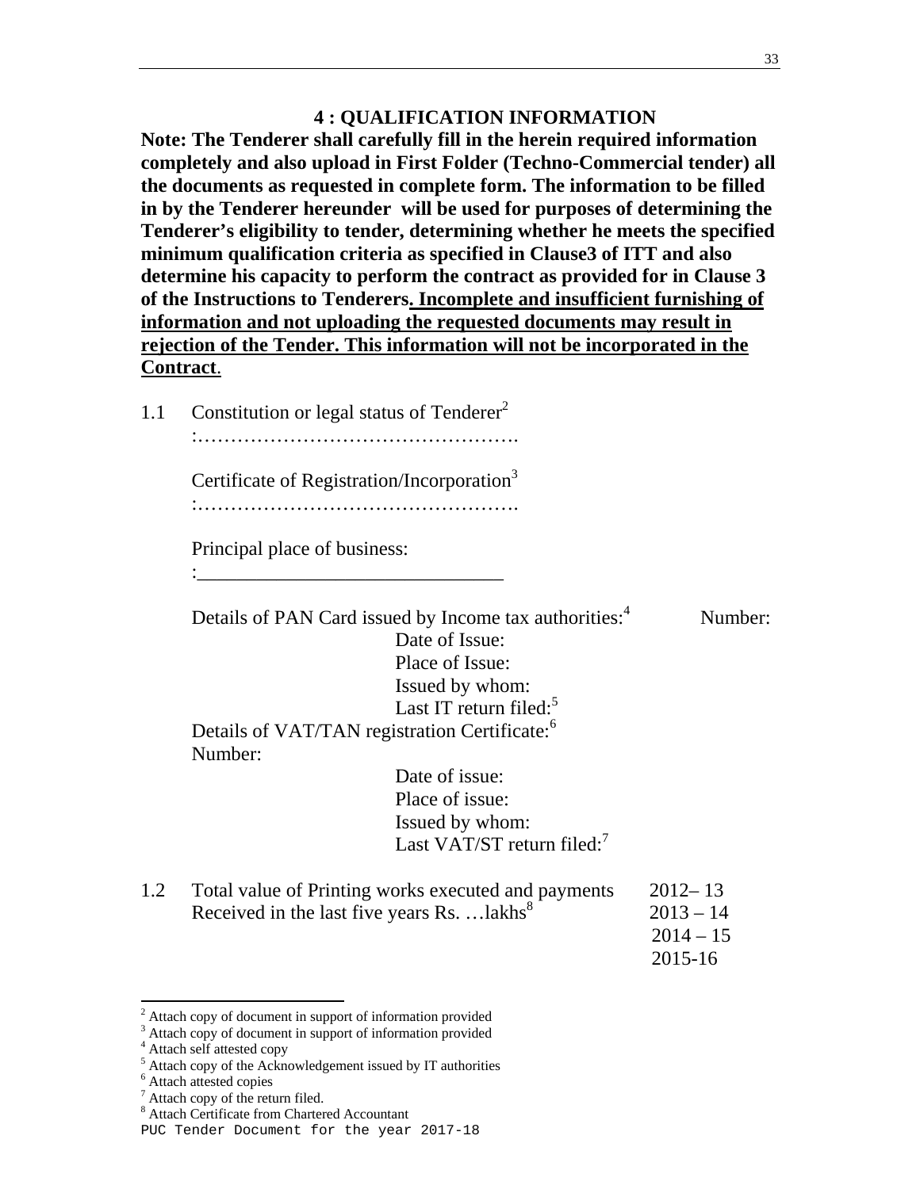## 4 : QUALIFICATION INFORMATION

**Note: The Tenderer shall carefully fill in the herein required information completely and also upload in First Folder (Techno-Commercial tender) all the documents as requested in complete form. The information to be filled in by the Tenderer hereunder will be used for purposes of determining the Tenderer's eligibility to tender, determining whether he meets the specified minimum qualification criteria as specified in Clause3 of ITT and also determine his capacity to perform the contract as provided for in Clause 3 of the Instructions to Tenderers. <u>Incomplete and insufficient furnishing of information and not uploading the requested documents may result in rejection of the Tender. This information will not be incorporated in the Contract</u>.**

1.1 Constitution or legal status of Tenderer[2]

:………………………………………….

Certificate of Registration/Incorporation[3]

:………………………………………….

Principal place of business:

:______________________________

Details of PAN Card issued by Income tax authorities:[4] Number:

Date of Issue:

Place of Issue:

Issued by whom:

Last IT return filed:[5]

Details of VAT/TAN registration Certificate:[6]

Number:

Date of issue:

Place of issue:

Issued by whom:

Last VAT/ST return filed:[7]

1.2 Total value of Printing works executed and payments Received in the last five years Rs. …lakhs[8]

2012– 13

2013 – 14

2014 – 15

2015-16

---

[2] Attach copy of document in support of information provided

[3] Attach copy of document in support of information provided

[4] Attach self attested copy

[5] Attach copy of the Acknowledgement issued by IT authorities

[6] Attach attested copies

[7] Attach copy of the return filed.

[8] Attach Certificate from Chartered Accountant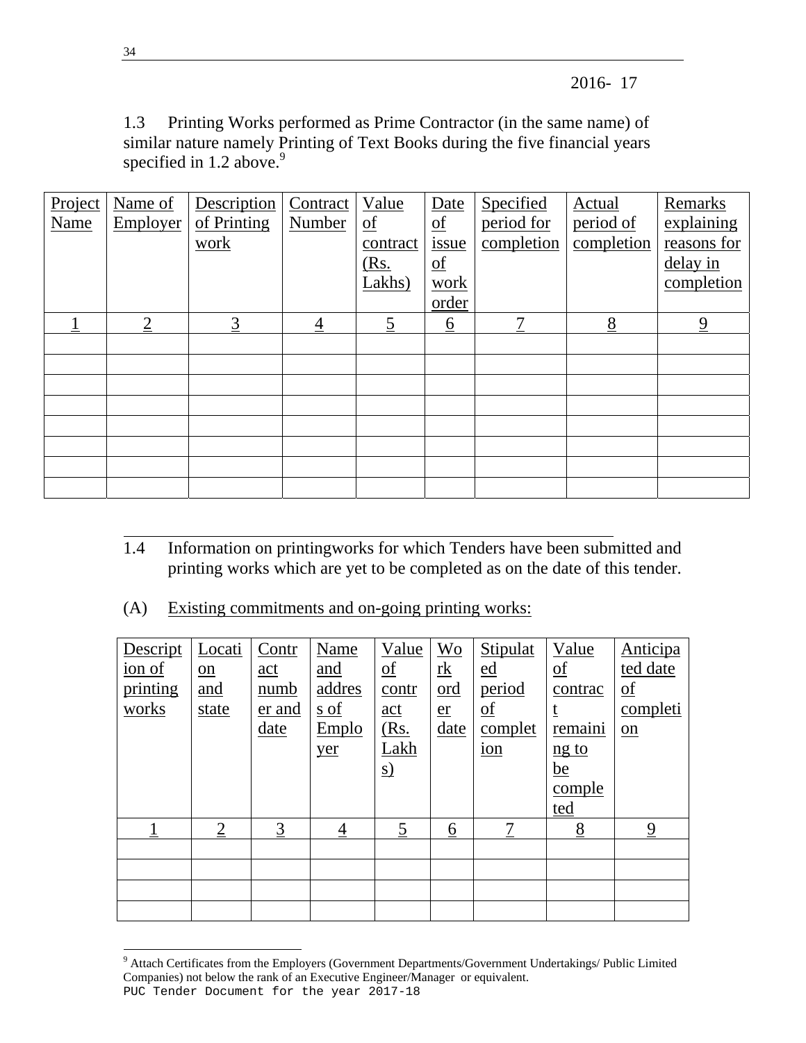2016- 17

1.3 Printing Works performed as Prime Contractor (in the same name) of similar nature namely Printing of Text Books during the five financial years specified in 1.2 above.[9]

| Project Name | Name of Employer | Description of Printing work | Contract Number | Value of contract (Rs. Lakhs) | Date of issue of work order | Specified period for completion | Actual period of completion | Remarks explaining reasons for delay in completion |
|---|---|---|---|---|---|---|---|---|
| 1 | 2 | 3 | 4 | 5 | 6 | 7 | 8 | 9 |
| | | | | | | | | |
| | | | | | | | | |
| | | | | | | | | |
| | | | | | | | | |
| | | | | | | | | |
| | | | | | | | | |
| | | | | | | | | |
| | | | | | | | | |

1.4 Information on printingworks for which Tenders have been submitted and printing works which are yet to be completed as on the date of this tender.

(A) Existing commitments and on-going printing works:

| Description of printing works | Location and state | Contract number and date | Name and address of Employer | Value of contract (Rs. Lakhs) | Work order date | Stipulated period of completion | Value of contract remaining to be completed | Anticipated date of completion |
|---|---|---|---|---|---|---|---|---|
| 1 | 2 | 3 | 4 | 5 | 6 | 7 | 8 | 9 |
| | | | | | | | | |
| | | | | | | | | |
| | | | | | | | | |
| | | | | | | | | |

[9] Attach Certificates from the Employers (Government Departments/Government Undertakings/ Public Limited Companies) not below the rank of an Executive Engineer/Manager or equivalent.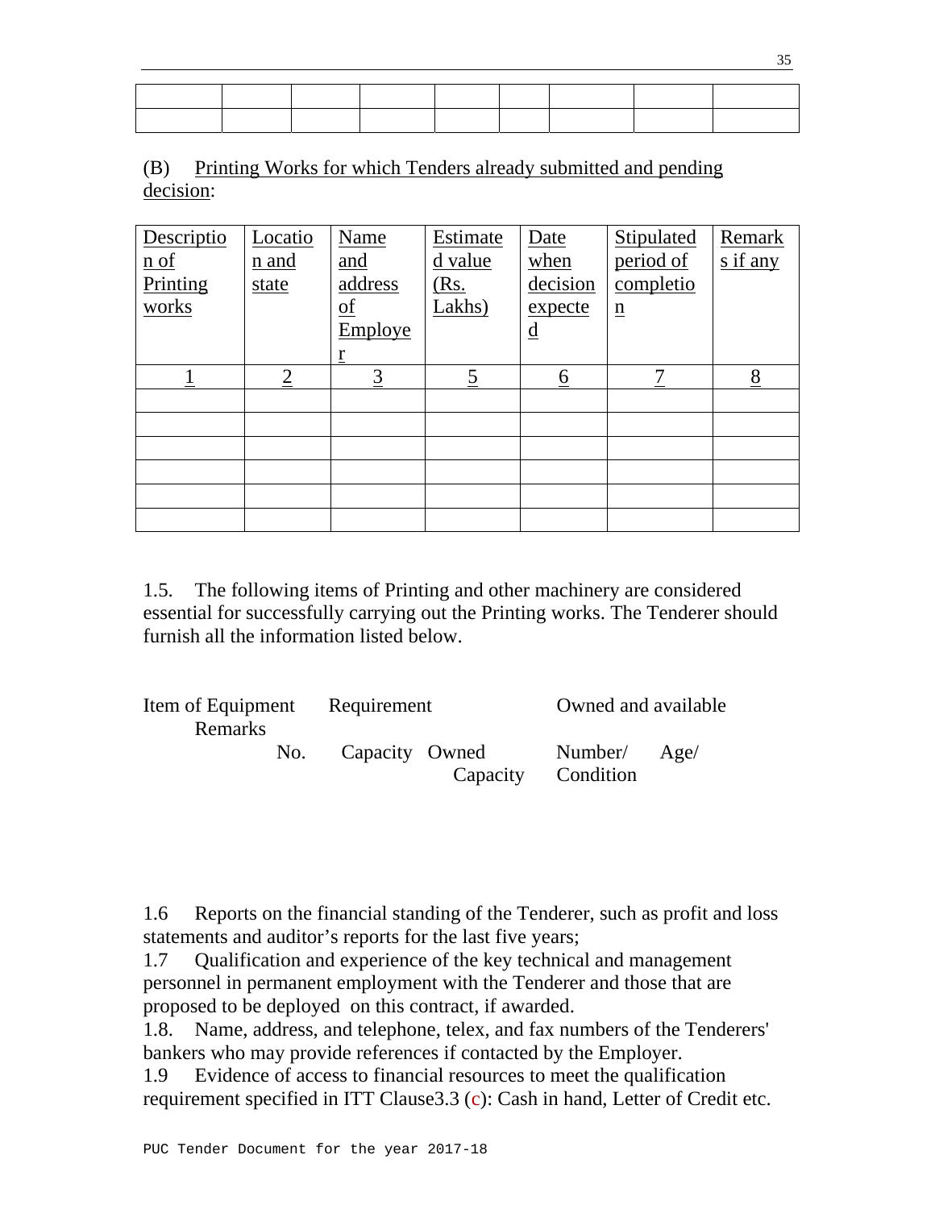| | | | | | | | | |
|---|---|---|---|---|---|---|---|---|
| | | | | | | | | |
| | | | | | | | | |

(B) Printing Works for which Tenders already submitted and pending decision:

| Description of Printing works | Location and state | Name and address of Employer | Estimated value (Rs. Lakhs) | Date when decision expected | Stipulated period of completion | Remarks if any |
|---|---|---|---|---|---|---|
| 1 | 2 | 3 | 5 | 6 | 7 | 8 |
| | | | | | | |
| | | | | | | |
| | | | | | | |
| | | | | | | |
| | | | | | | |
| | | | | | | |

1.5. The following items of Printing and other machinery are considered essential for successfully carrying out the Printing works. The Tenderer should furnish all the information listed below.

| Item of Equipment | Requirement | | Owned and available | | | Remarks |
|---|---|---|---|---|---|---|
| | No. | Capacity | Owned Capacity | Number/ Condition | Age/ | |

1.6 Reports on the financial standing of the Tenderer, such as profit and loss statements and auditor's reports for the last five years;

1.7 Qualification and experience of the key technical and management personnel in permanent employment with the Tenderer and those that are proposed to be deployed on this contract, if awarded.

1.8. Name, address, and telephone, telex, and fax numbers of the Tenderers' bankers who may provide references if contacted by the Employer.

1.9 Evidence of access to financial resources to meet the qualification requirement specified in ITT Clause3.3 (c): Cash in hand, Letter of Credit etc.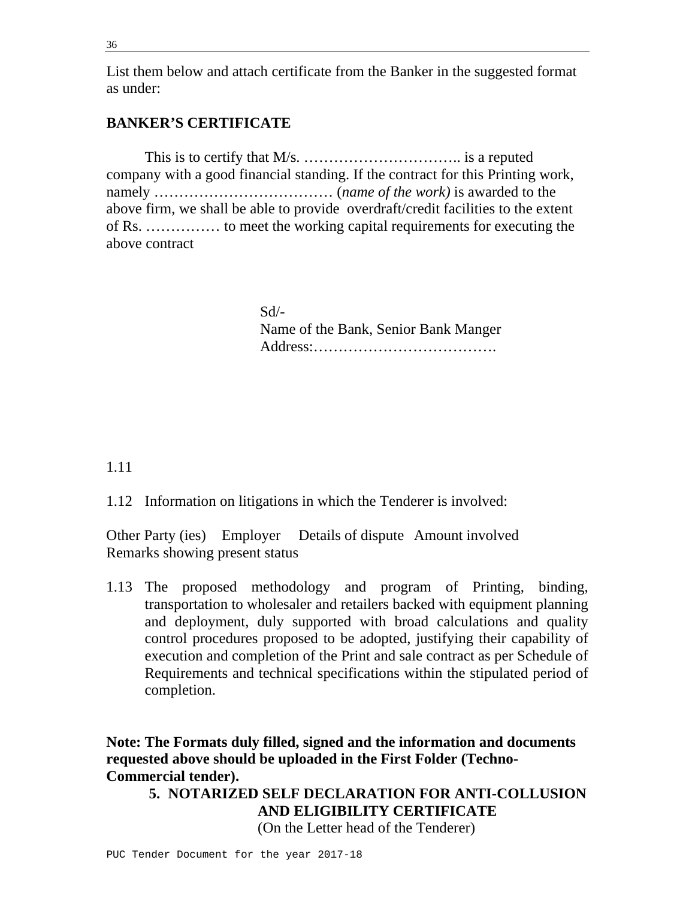List them below and attach certificate from the Banker in the suggested format as under:

**BANKER'S CERTIFICATE**

This is to certify that M/s. ………………………….. is a reputed company with a good financial standing. If the contract for this Printing work, namely ……………………………… (*name of the work)* is awarded to the above firm, we shall be able to provide overdraft/credit facilities to the extent of Rs. …………… to meet the working capital requirements for executing the above contract

Sd/-
Name of the Bank, Senior Bank Manger
Address:……………………………….

1.11

1.12 Information on litigations in which the Tenderer is involved:

Other Party (ies) Employer Details of dispute Amount involved Remarks showing present status

1.13 The proposed methodology and program of Printing, binding, transportation to wholesaler and retailers backed with equipment planning and deployment, duly supported with broad calculations and quality control procedures proposed to be adopted, justifying their capability of execution and completion of the Print and sale contract as per Schedule of Requirements and technical specifications within the stipulated period of completion.

**Note: The Formats duly filled, signed and the information and documents requested above should be uploaded in the First Folder (Techno-Commercial tender).**

## 5. NOTARIZED SELF DECLARATION FOR ANTI-COLLUSION AND ELIGIBILITY CERTIFICATE

(On the Letter head of the Tenderer)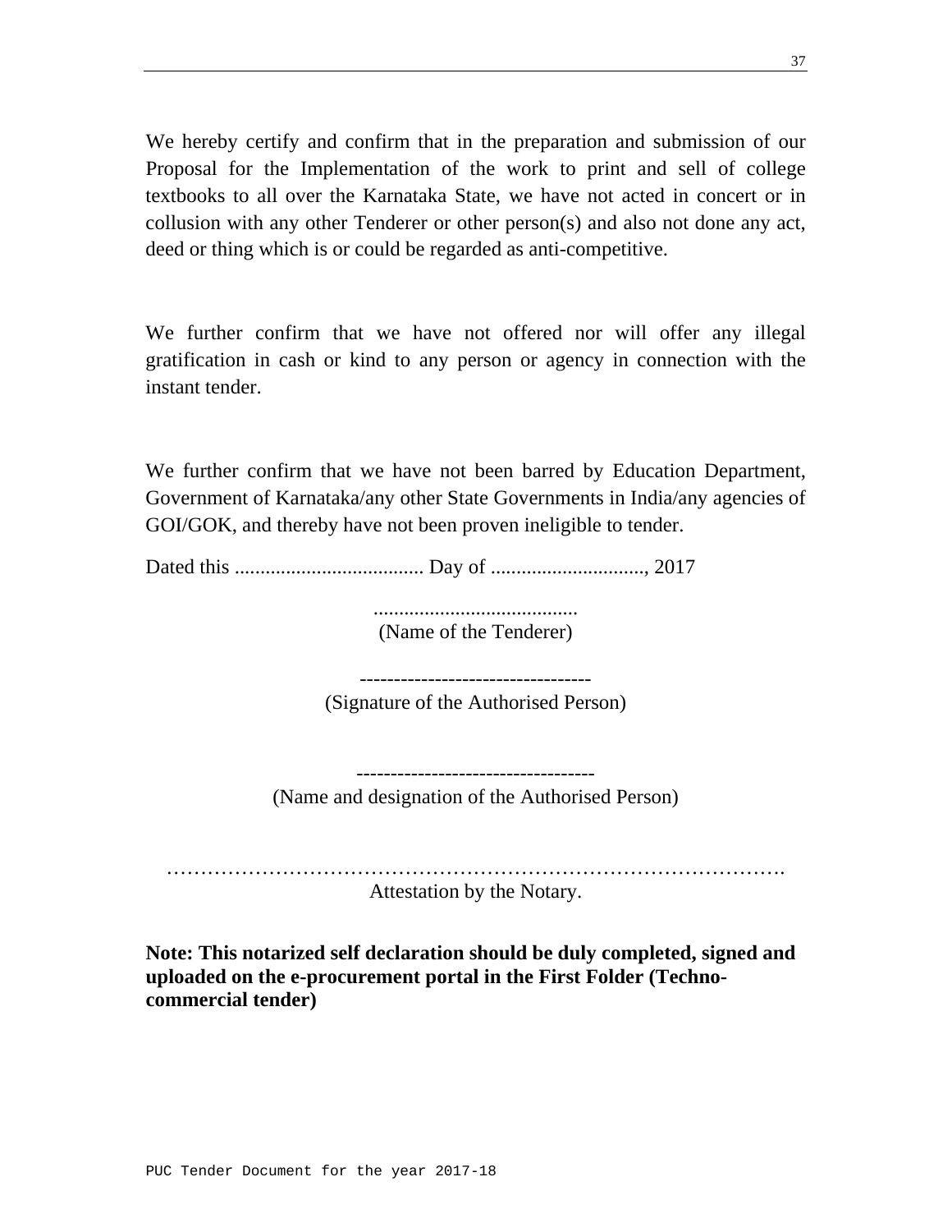We hereby certify and confirm that in the preparation and submission of our Proposal for the Implementation of the work to print and sell of college textbooks to all over the Karnataka State, we have not acted in concert or in collusion with any other Tenderer or other person(s) and also not done any act, deed or thing which is or could be regarded as anti-competitive.

We further confirm that we have not offered nor will offer any illegal gratification in cash or kind to any person or agency in connection with the instant tender.

We further confirm that we have not been barred by Education Department, Government of Karnataka/any other State Governments in India/any agencies of GOI/GOK, and thereby have not been proven ineligible to tender.

Dated this ..................................... Day of .............................., 2017

........................................
(Name of the Tenderer)

----------------------------------
(Signature of the Authorised Person)

-----------------------------------
(Name and designation of the Authorised Person)

……………………………………………………………………………….
Attestation by the Notary.

**Note: This notarized self declaration should be duly completed, signed and uploaded on the e-procurement portal in the First Folder (Techno-commercial tender)**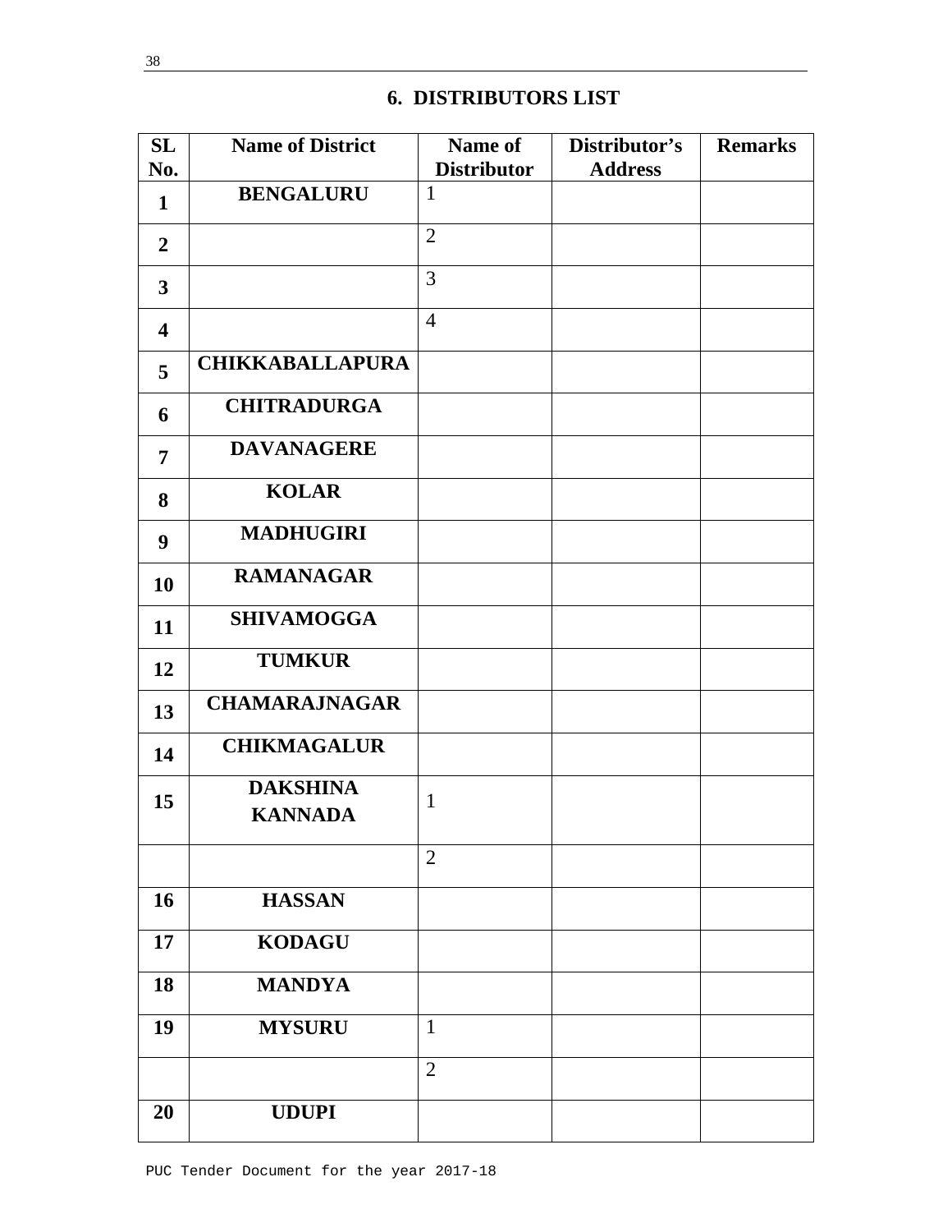## 6. DISTRIBUTORS LIST

| SL No. | Name of District | Name of Distributor | Distributor's Address | Remarks |
|---|---|---|---|---|
| **1** | **BENGALURU** | 1 | | |
| **2** | | 2 | | |
| **3** | | 3 | | |
| **4** | | 4 | | |
| **5** | **CHIKKABALLAPURA** | | | |
| **6** | **CHITRADURGA** | | | |
| **7** | **DAVANAGERE** | | | |
| **8** | **KOLAR** | | | |
| **9** | **MADHUGIRI** | | | |
| **10** | **RAMANAGAR** | | | |
| **11** | **SHIVAMOGGA** | | | |
| **12** | **TUMKUR** | | | |
| **13** | **CHAMARAJNAGAR** | | | |
| **14** | **CHIKMAGALUR** | | | |
| **15** | **DAKSHINA KANNADA** | 1 | | |
| | | 2 | | |
| **16** | **HASSAN** | | | |
| **17** | **KODAGU** | | | |
| **18** | **MANDYA** | | | |
| **19** | **MYSURU** | 1 | | |
| | | 2 | | |
| **20** | **UDUPI** | | | |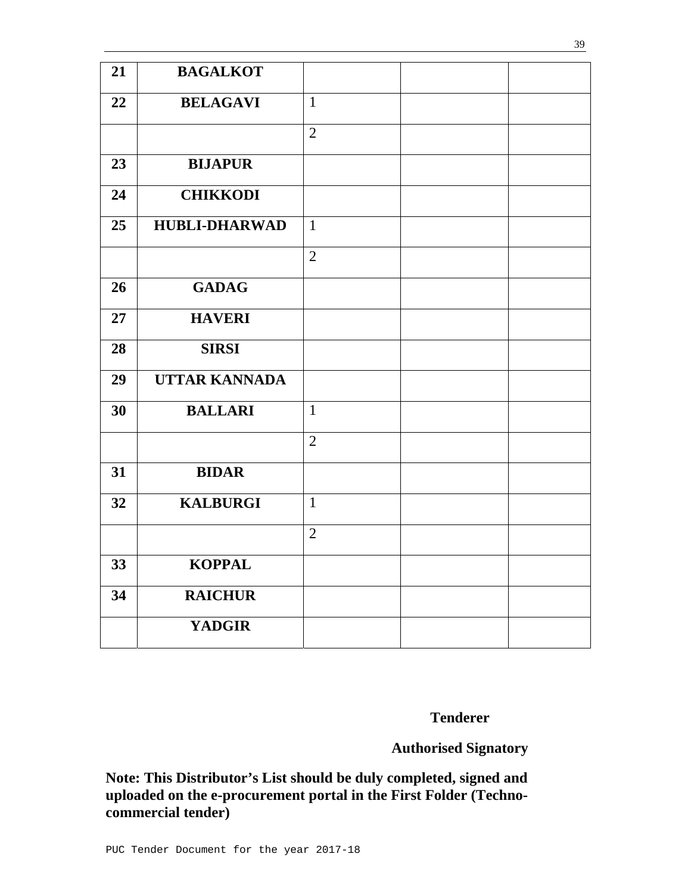| 21 | BAGALKOT | | | |
|---|---|---|---|---|
| 22 | BELAGAVI | 1 | | |
| | | 2 | | |
| 23 | BIJAPUR | | | |
| 24 | CHIKKODI | | | |
| 25 | HUBLI-DHARWAD | 1 | | |
| | | 2 | | |
| 26 | GADAG | | | |
| 27 | HAVERI | | | |
| 28 | SIRSI | | | |
| 29 | UTTAR KANNADA | | | |
| 30 | BALLARI | 1 | | |
| | | 2 | | |
| 31 | BIDAR | | | |
| 32 | KALBURGI | 1 | | |
| | | 2 | | |
| 33 | KOPPAL | | | |
| 34 | RAICHUR | | | |
| | YADGIR | | | |

**Tenderer**

**Authorised Signatory**

**Note: This Distributor's List should be duly completed, signed and uploaded on the e-procurement portal in the First Folder (Techno-commercial tender)**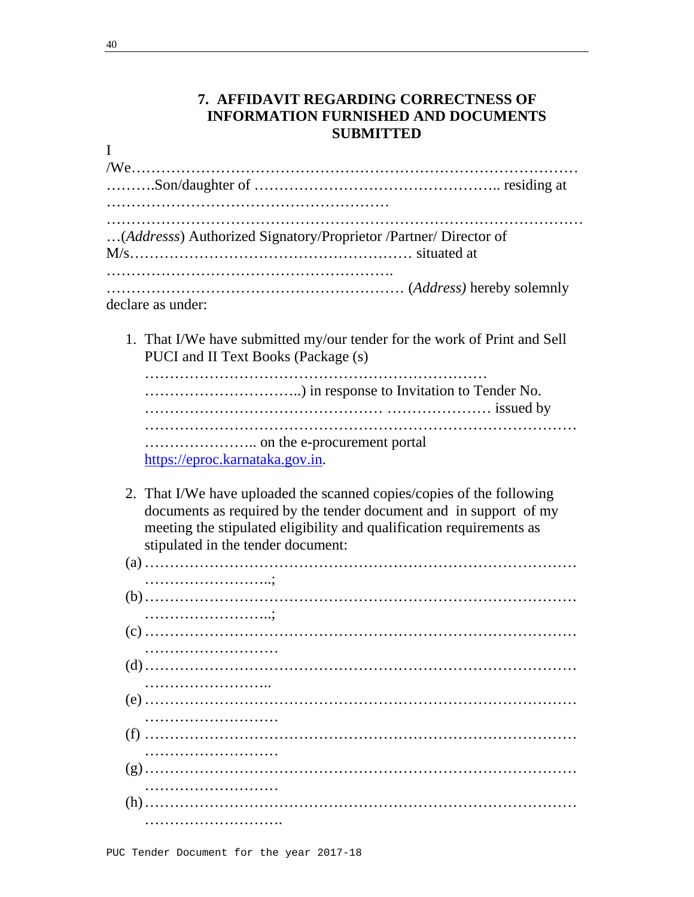## 7. AFFIDAVIT REGARDING CORRECTNESS OF INFORMATION FURNISHED AND DOCUMENTS SUBMITTED

I /We……………………………………………………………………………… ……….Son/daughter of ……………………………………….. residing at …………………………………………………

……………………………………………………………………………… …(*Addresss*) Authorized Signatory/Proprietor /Partner/ Director of M/s………………………………………………… situated at ………………………………………………….

…………………………………………………… (*Address)* hereby solemnly declare as under:

1. That I/We have submitted my/our tender for the work of Print and Sell PUCI and II Text Books (Package (s) …………………………………………………………… …………………………..) in response to Invitation to Tender No. ……………………………………… ………………… issued by ……………………………………………………………………… ………………….. on the e-procurement portal https://eproc.karnataka.gov.in.

2. That I/We have uploaded the scanned copies/copies of the following documents as required by the tender document and in support of my meeting the stipulated eligibility and qualification requirements as stipulated in the tender document:

(a) ……………………………………………………………………… ……………………..;

(b) ……………………………………………………………………… ……………………..;

(c) ……………………………………………………………………… ………………………

(d) ……………………………………………………………………… ……………………..

(e) ……………………………………………………………………… ………………………

(f) ……………………………………………………………………… ………………………

(g) ……………………………………………………………………… ………………………

(h) ……………………………………………………………………… ……………………….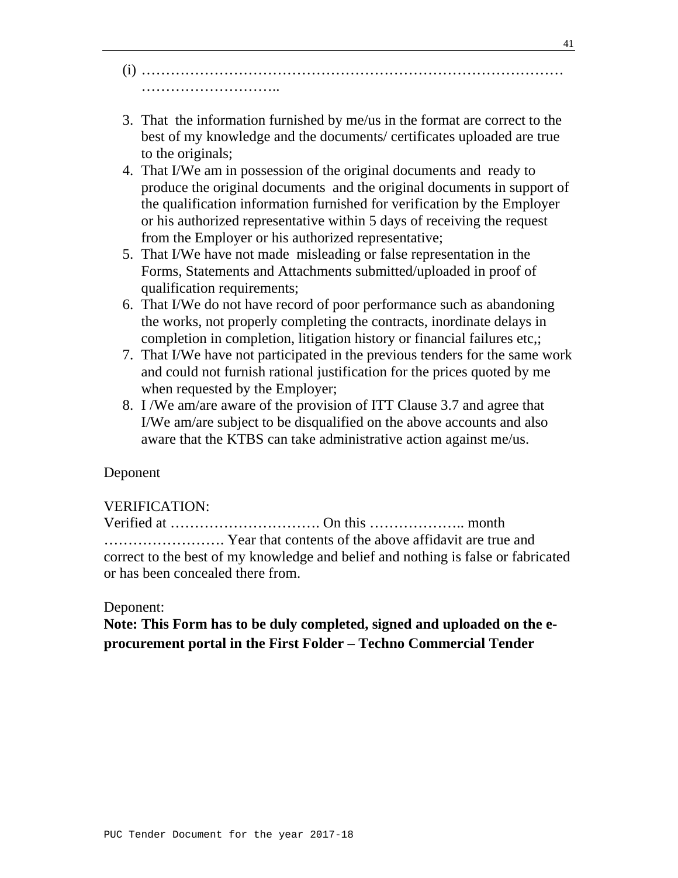(i) ……………………………………………………………………………… ………………………..

3. That the information furnished by me/us in the format are correct to the best of my knowledge and the documents/ certificates uploaded are true to the originals;
4. That I/We am in possession of the original documents and ready to produce the original documents and the original documents in support of the qualification information furnished for verification by the Employer or his authorized representative within 5 days of receiving the request from the Employer or his authorized representative;
5. That I/We have not made misleading or false representation in the Forms, Statements and Attachments submitted/uploaded in proof of qualification requirements;
6. That I/We do not have record of poor performance such as abandoning the works, not properly completing the contracts, inordinate delays in completion in completion, litigation history or financial failures etc,;
7. That I/We have not participated in the previous tenders for the same work and could not furnish rational justification for the prices quoted by me when requested by the Employer;
8. I /We am/are aware of the provision of ITT Clause 3.7 and agree that I/We am/are subject to be disqualified on the above accounts and also aware that the KTBS can take administrative action against me/us.

Deponent

VERIFICATION:
Verified at …………………………. On this ……………….. month ……………………. Year that contents of the above affidavit are true and correct to the best of my knowledge and belief and nothing is false or fabricated or has been concealed there from.

Deponent:

**Note: This Form has to be duly completed, signed and uploaded on the e-procurement portal in the First Folder – Techno Commercial Tender**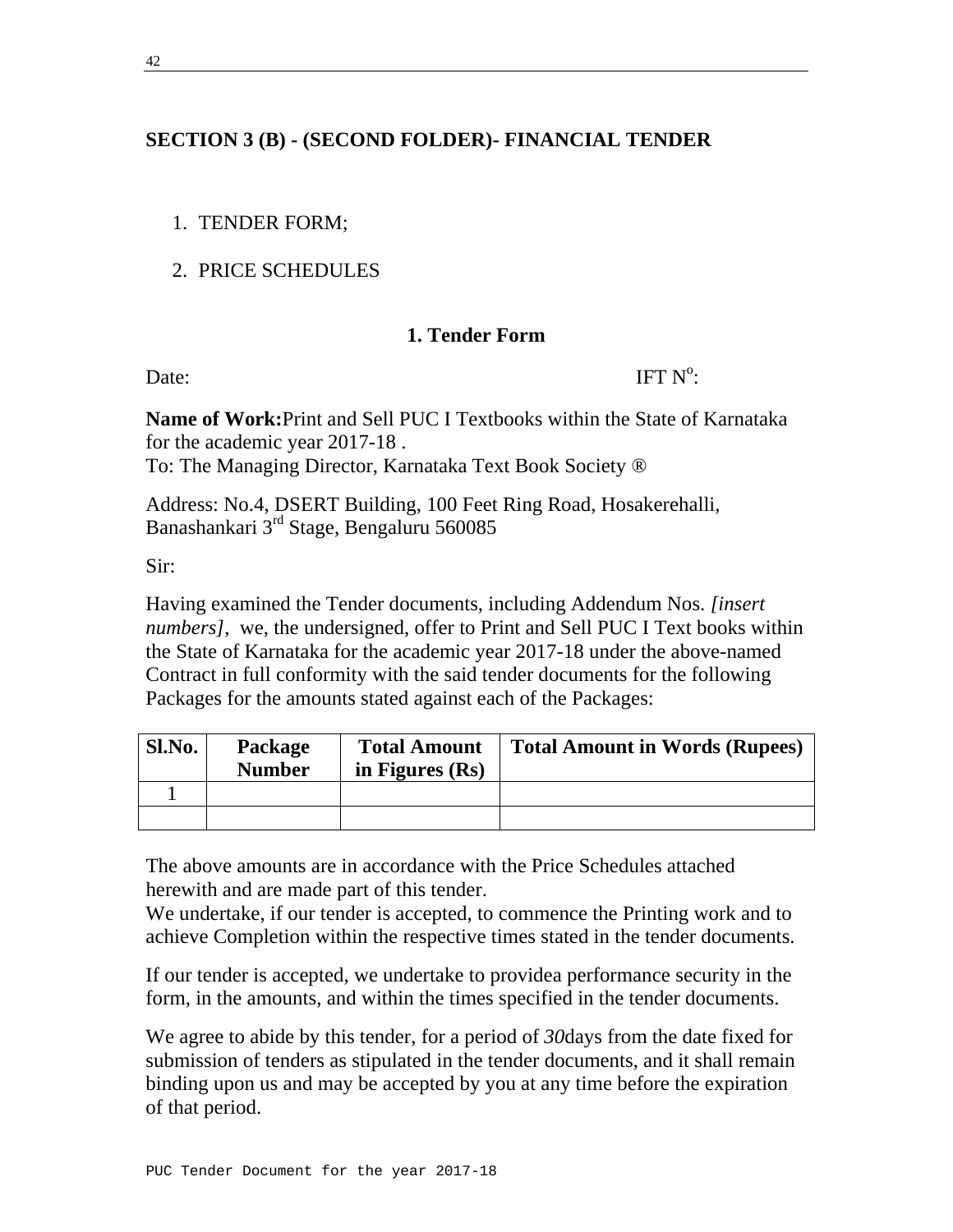## SECTION 3 (B) - (SECOND FOLDER)- FINANCIAL TENDER

1. TENDER FORM;
2. PRICE SCHEDULES

### 1. Tender Form

Date: IFT N$^o$:

**Name of Work:** Print and Sell PUC I Textbooks within the State of Karnataka for the academic year 2017-18 .
To: The Managing Director, Karnataka Text Book Society ®

Address: No.4, DSERT Building, 100 Feet Ring Road, Hosakerehalli, Banashankari 3rd Stage, Bengaluru 560085

Sir:

Having examined the Tender documents, including Addendum Nos. *[insert numbers]*, we, the undersigned, offer to Print and Sell PUC I Text books within the State of Karnataka for the academic year 2017-18 under the above-named Contract in full conformity with the said tender documents for the following Packages for the amounts stated against each of the Packages:

| Sl.No. | Package Number | Total Amount in Figures (Rs) | Total Amount in Words (Rupees) |
|---|---|---|---|
| 1 | | | |
| | | | |

The above amounts are in accordance with the Price Schedules attached herewith and are made part of this tender.
We undertake, if our tender is accepted, to commence the Printing work and to achieve Completion within the respective times stated in the tender documents.

If our tender is accepted, we undertake to providea performance security in the form, in the amounts, and within the times specified in the tender documents.

We agree to abide by this tender, for a period of *30*days from the date fixed for submission of tenders as stipulated in the tender documents, and it shall remain binding upon us and may be accepted by you at any time before the expiration of that period.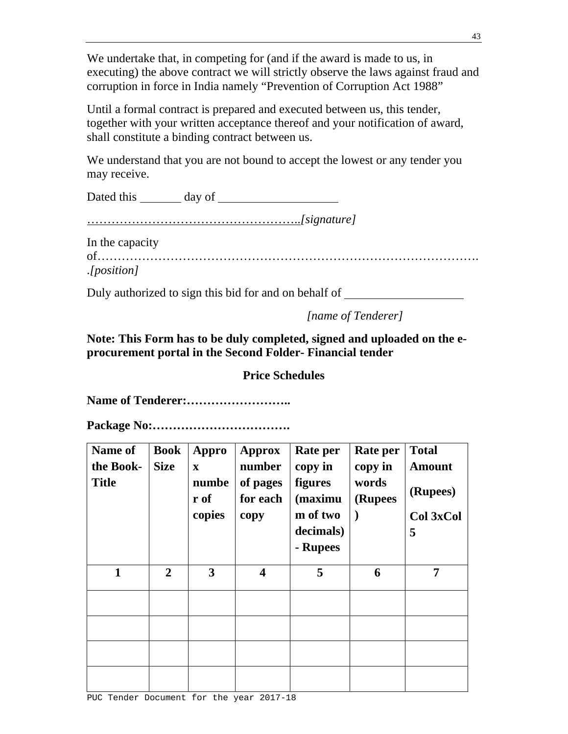We undertake that, in competing for (and if the award is made to us, in executing) the above contract we will strictly observe the laws against fraud and corruption in force in India namely "Prevention of Corruption Act 1988"

Until a formal contract is prepared and executed between us, this tender, together with your written acceptance thereof and your notification of award, shall constitute a binding contract between us.

We understand that you are not bound to accept the lowest or any tender you may receive.

Dated this _______ day of ____________________

……………………………………………..*[signature]*

In the capacity of……………………………………………………………………………….*[position]*

Duly authorized to sign this bid for and on behalf of ____________________

*[name of Tenderer]*

**Note: This Form has to be duly completed, signed and uploaded on the e-procurement portal in the Second Folder- Financial tender**

**Price Schedules**

**Name of Tenderer:……………………..**

**Package No:…………………………….**

| Name of the Book-Title | Book Size | Approx number of copies | Approx number of pages for each copy | Rate per copy in figures (maximum of two decimals) - Rupees | Rate per copy in words (Rupees) | Total Amount (Rupees) Col 3xCol 5 |
|---|---|---|---|---|---|---|
| 1 | 2 | 3 | 4 | 5 | 6 | 7 |
| | | | | | | |
| | | | | | | |
| | | | | | | |
| | | | | | | |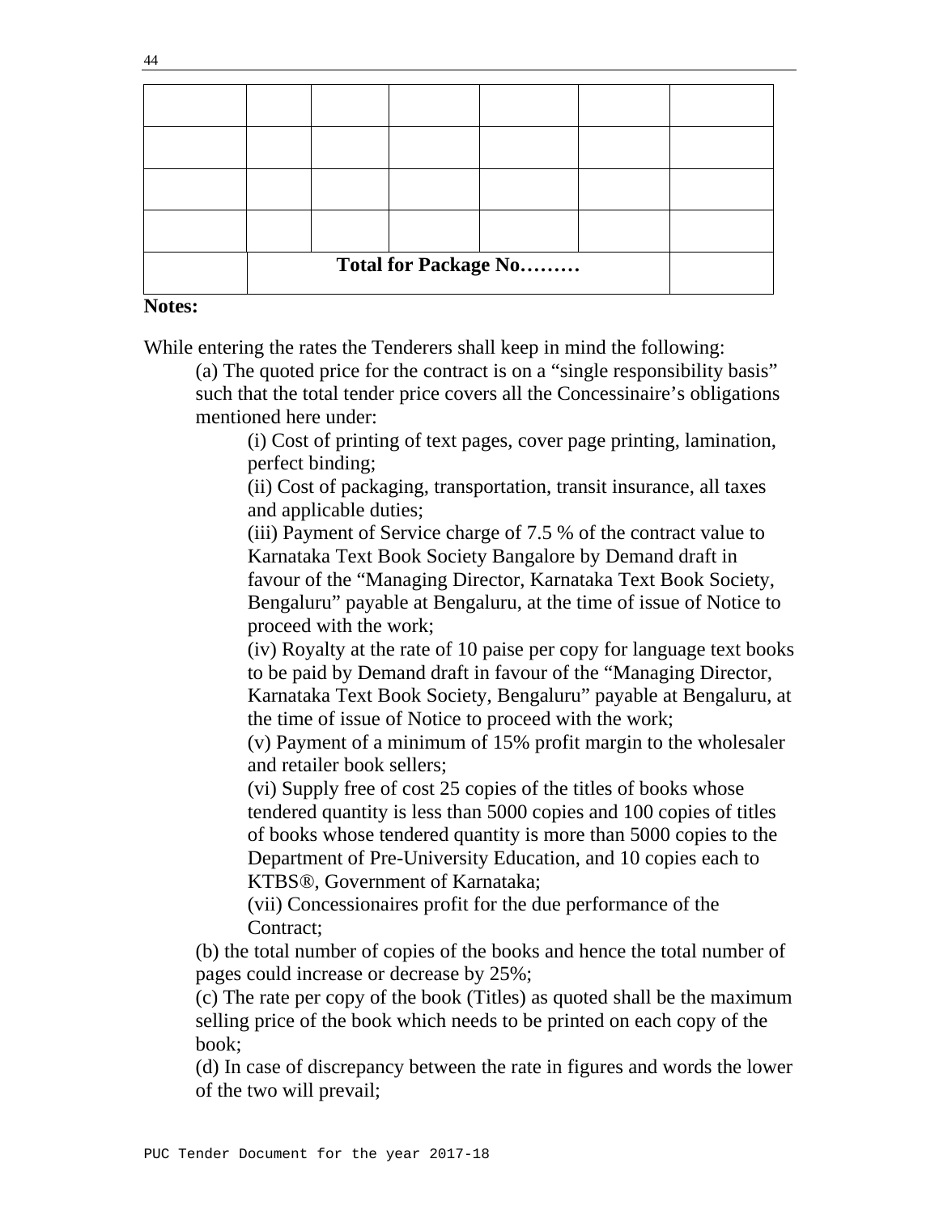| | | | | | | |
|---|---|---|---|---|---|---|
| | | | | | | |
| | | | | | | |
| | | | | | | |
| | | | | | | |
| | **Total for Package No………** | | | | | |

**Notes:**

While entering the rates the Tenderers shall keep in mind the following:

(a) The quoted price for the contract is on a "single responsibility basis" such that the total tender price covers all the Concessionaire's obligations mentioned here under:

(i) Cost of printing of text pages, cover page printing, lamination, perfect binding;

(ii) Cost of packaging, transportation, transit insurance, all taxes and applicable duties;

(iii) Payment of Service charge of 7.5 % of the contract value to Karnataka Text Book Society Bangalore by Demand draft in favour of the "Managing Director, Karnataka Text Book Society, Bengaluru" payable at Bengaluru, at the time of issue of Notice to proceed with the work;

(iv) Royalty at the rate of 10 paise per copy for language text books to be paid by Demand draft in favour of the "Managing Director, Karnataka Text Book Society, Bengaluru" payable at Bengaluru, at the time of issue of Notice to proceed with the work;

(v) Payment of a minimum of 15% profit margin to the wholesaler and retailer book sellers;

(vi) Supply free of cost 25 copies of the titles of books whose tendered quantity is less than 5000 copies and 100 copies of titles of books whose tendered quantity is more than 5000 copies to the Department of Pre-University Education, and 10 copies each to KTBS®, Government of Karnataka;

(vii) Concessionaires profit for the due performance of the Contract;

(b) the total number of copies of the books and hence the total number of pages could increase or decrease by 25%;

(c) The rate per copy of the book (Titles) as quoted shall be the maximum selling price of the book which needs to be printed on each copy of the book;

(d) In case of discrepancy between the rate in figures and words the lower of the two will prevail;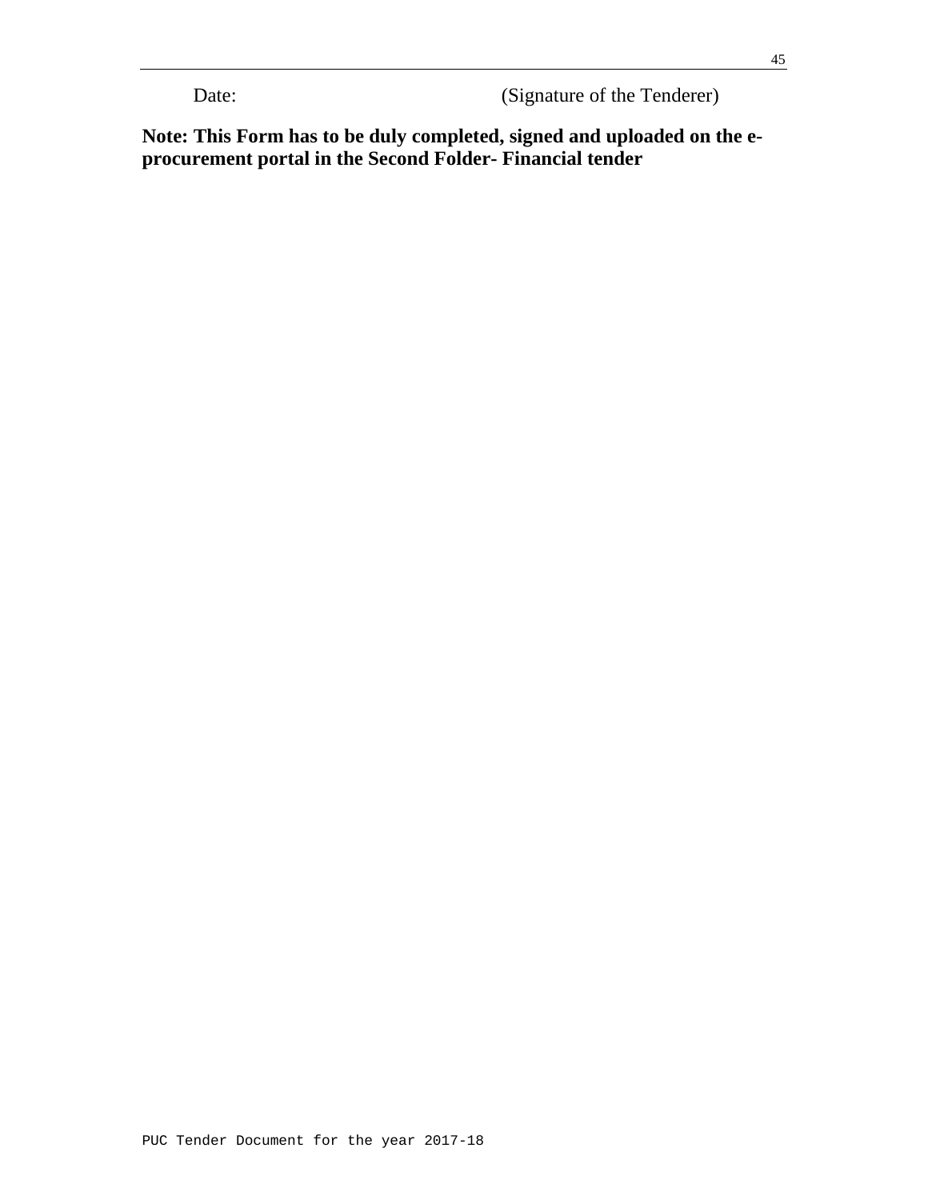Date: (Signature of the Tenderer)

**Note: This Form has to be duly completed, signed and uploaded on the e-procurement portal in the Second Folder- Financial tender**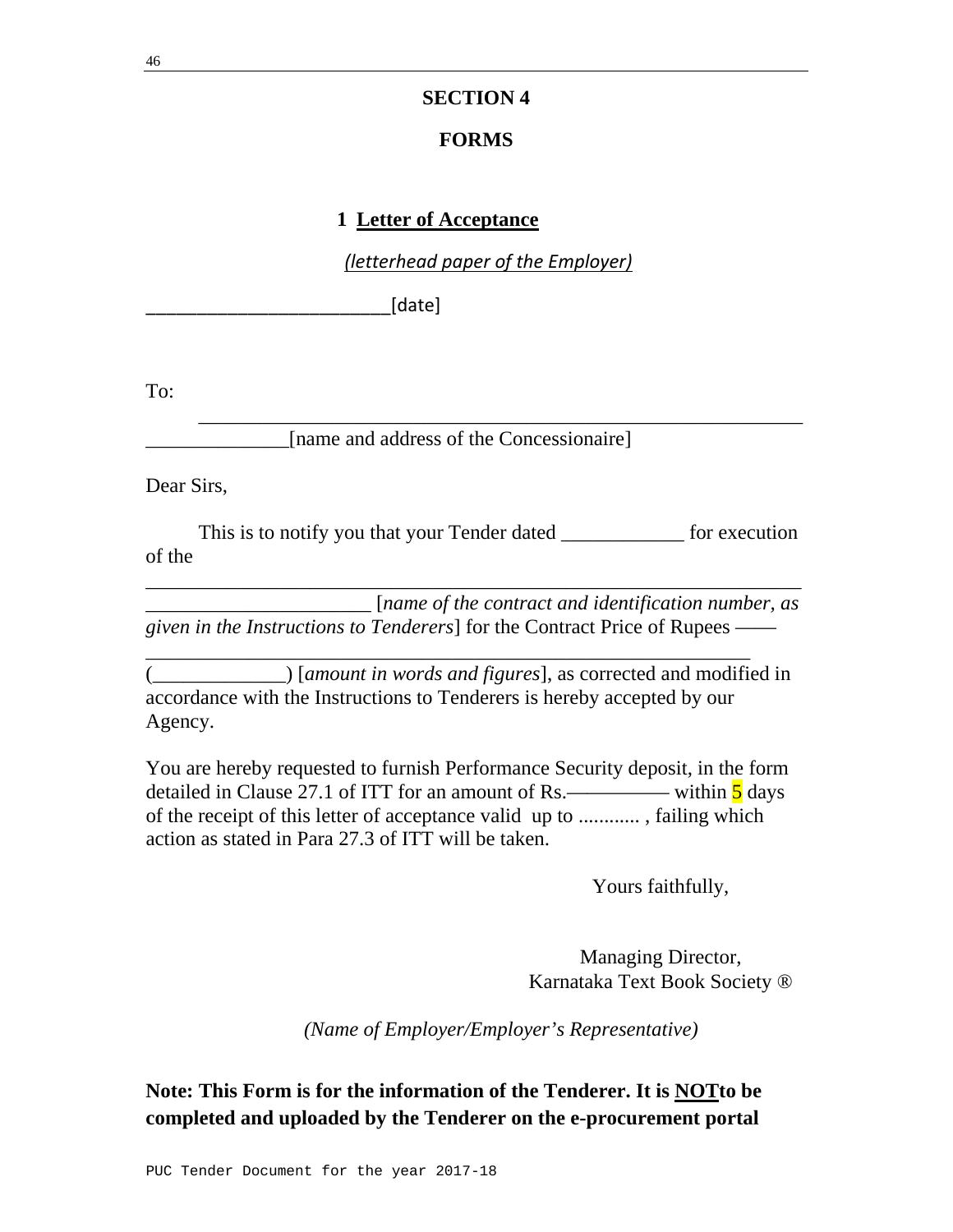## SECTION 4

## FORMS

### 1 Letter of Acceptance

*(letterhead paper of the Employer)*

_________________________[date]

To:

______________________________________________________________
______________[name and address of the Concessionaire]

Dear Sirs,

This is to notify you that your Tender dated ____________ for execution of the

__________________________________________________________________
______________________ [*name of the contract and identification number, as given in the Instructions to Tenderers*] for the Contract Price of Rupees ——
_____________________________________________________________
(_____________) [*amount in words and figures*], as corrected and modified in accordance with the Instructions to Tenderers is hereby accepted by our Agency.

You are hereby requested to furnish Performance Security deposit, in the form detailed in Clause 27.1 of ITT for an amount of Rs.—————— within 5 days of the receipt of this letter of acceptance valid up to ............ , failing which action as stated in Para 27.3 of ITT will be taken.

Yours faithfully,

Managing Director,
Karnataka Text Book Society ®

*(Name of Employer/Employer's Representative)*

**Note: This Form is for the information of the Tenderer. It is NOTto be completed and uploaded by the Tenderer on the e-procurement portal**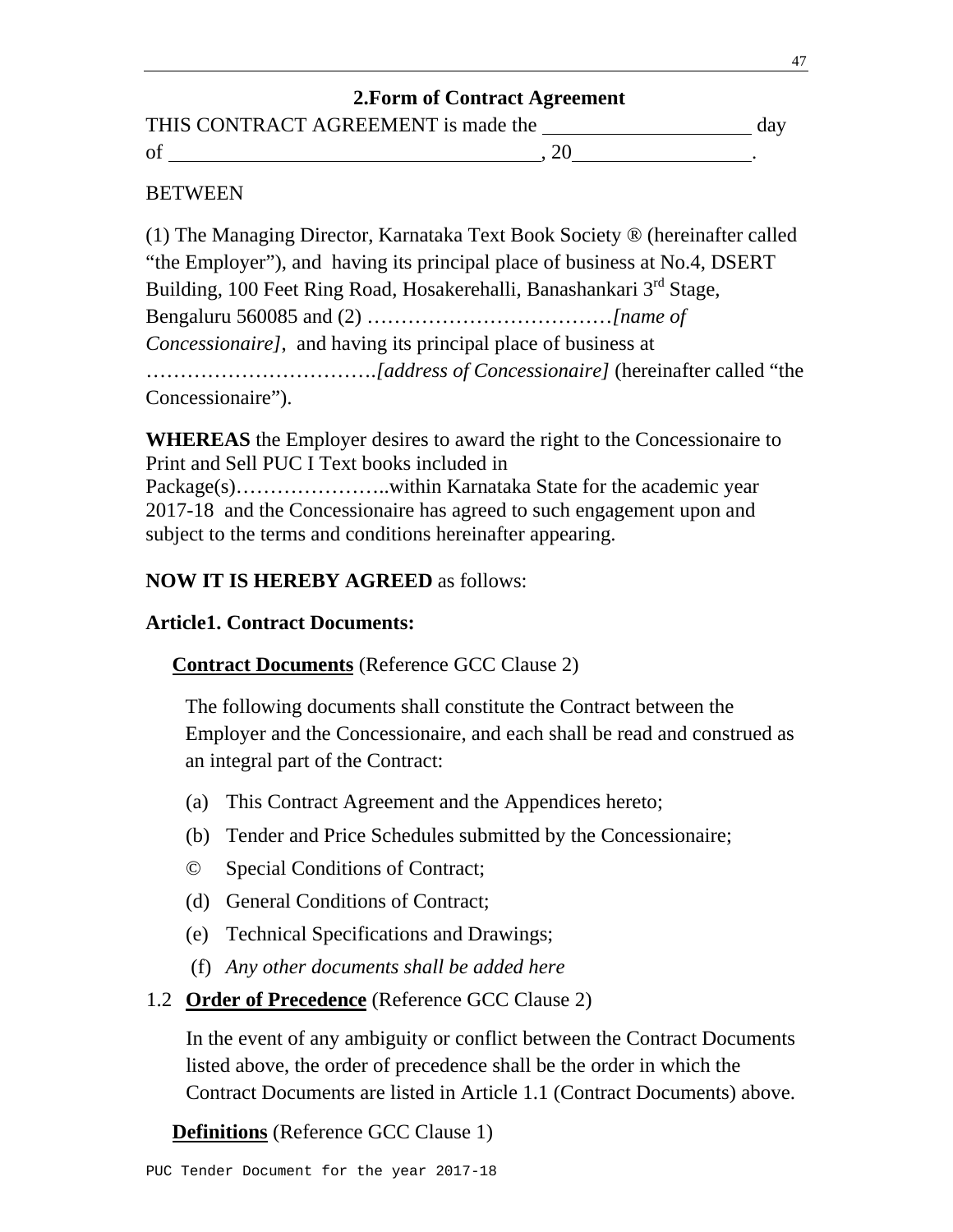## 2.Form of Contract Agreement

THIS CONTRACT AGREEMENT is made the ____________________ day of ____________________________________, 20_________________.

BETWEEN

(1) The Managing Director, Karnataka Text Book Society ® (hereinafter called "the Employer"), and having its principal place of business at No.4, DSERT Building, 100 Feet Ring Road, Hosakerehalli, Banashankari 3rd Stage, Bengaluru 560085 and (2) ………………………………*[name of Concessionaire]*, and having its principal place of business at …………………………….*[address of Concessionaire]* (hereinafter called "the Concessionaire").

**WHEREAS** the Employer desires to award the right to the Concessionaire to Print and Sell PUC I Text books included in Package(s)…………………..within Karnataka State for the academic year 2017-18 and the Concessionaire has agreed to such engagement upon and subject to the terms and conditions hereinafter appearing.

**NOW IT IS HEREBY AGREED** as follows:

**Article1. Contract Documents:**

**Contract Documents** (Reference GCC Clause 2)

The following documents shall constitute the Contract between the Employer and the Concessionaire, and each shall be read and construed as an integral part of the Contract:

(a) This Contract Agreement and the Appendices hereto;

(b) Tender and Price Schedules submitted by the Concessionaire;

© Special Conditions of Contract;

(d) General Conditions of Contract;

(e) Technical Specifications and Drawings;

(f) *Any other documents shall be added here*

1.2 **Order of Precedence** (Reference GCC Clause 2)

In the event of any ambiguity or conflict between the Contract Documents listed above, the order of precedence shall be the order in which the Contract Documents are listed in Article 1.1 (Contract Documents) above.

**Definitions** (Reference GCC Clause 1)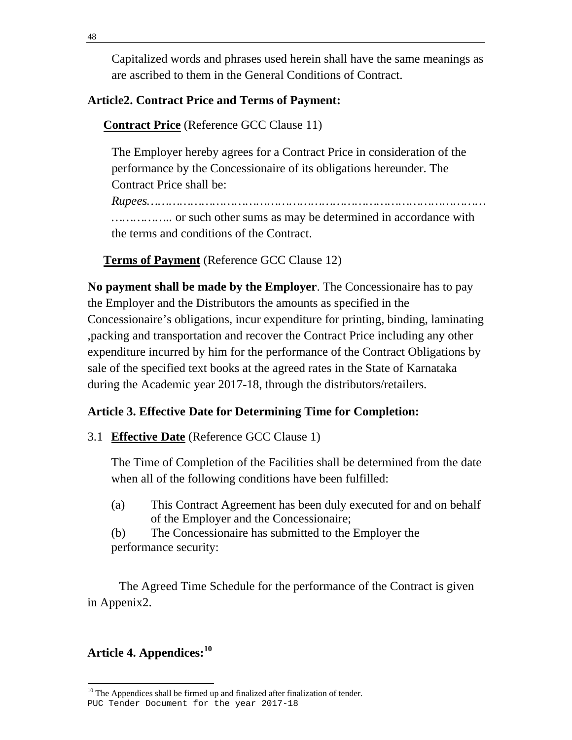Capitalized words and phrases used herein shall have the same meanings as are ascribed to them in the General Conditions of Contract.

**Article2. Contract Price and Terms of Payment:**

**Contract Price** (Reference GCC Clause 11)

The Employer hereby agrees for a Contract Price in consideration of the performance by the Concessionaire of its obligations hereunder. The Contract Price shall be:

*Rupees………………………………………………………………………………………………..* or such other sums as may be determined in accordance with the terms and conditions of the Contract.

**Terms of Payment** (Reference GCC Clause 12)

**No payment shall be made by the Employer**. The Concessionaire has to pay the Employer and the Distributors the amounts as specified in the Concessionaire's obligations, incur expenditure for printing, binding, laminating ,packing and transportation and recover the Contract Price including any other expenditure incurred by him for the performance of the Contract Obligations by sale of the specified text books at the agreed rates in the State of Karnataka during the Academic year 2017-18, through the distributors/retailers.

**Article 3. Effective Date for Determining Time for Completion:**

3.1 **Effective Date** (Reference GCC Clause 1)

The Time of Completion of the Facilities shall be determined from the date when all of the following conditions have been fulfilled:

(a) This Contract Agreement has been duly executed for and on behalf of the Employer and the Concessionaire;

(b) The Concessionaire has submitted to the Employer the performance security:

The Agreed Time Schedule for the performance of the Contract is given in Appenix2.

**Article 4. Appendices:**[10]

[10] The Appendices shall be firmed up and finalized after finalization of tender.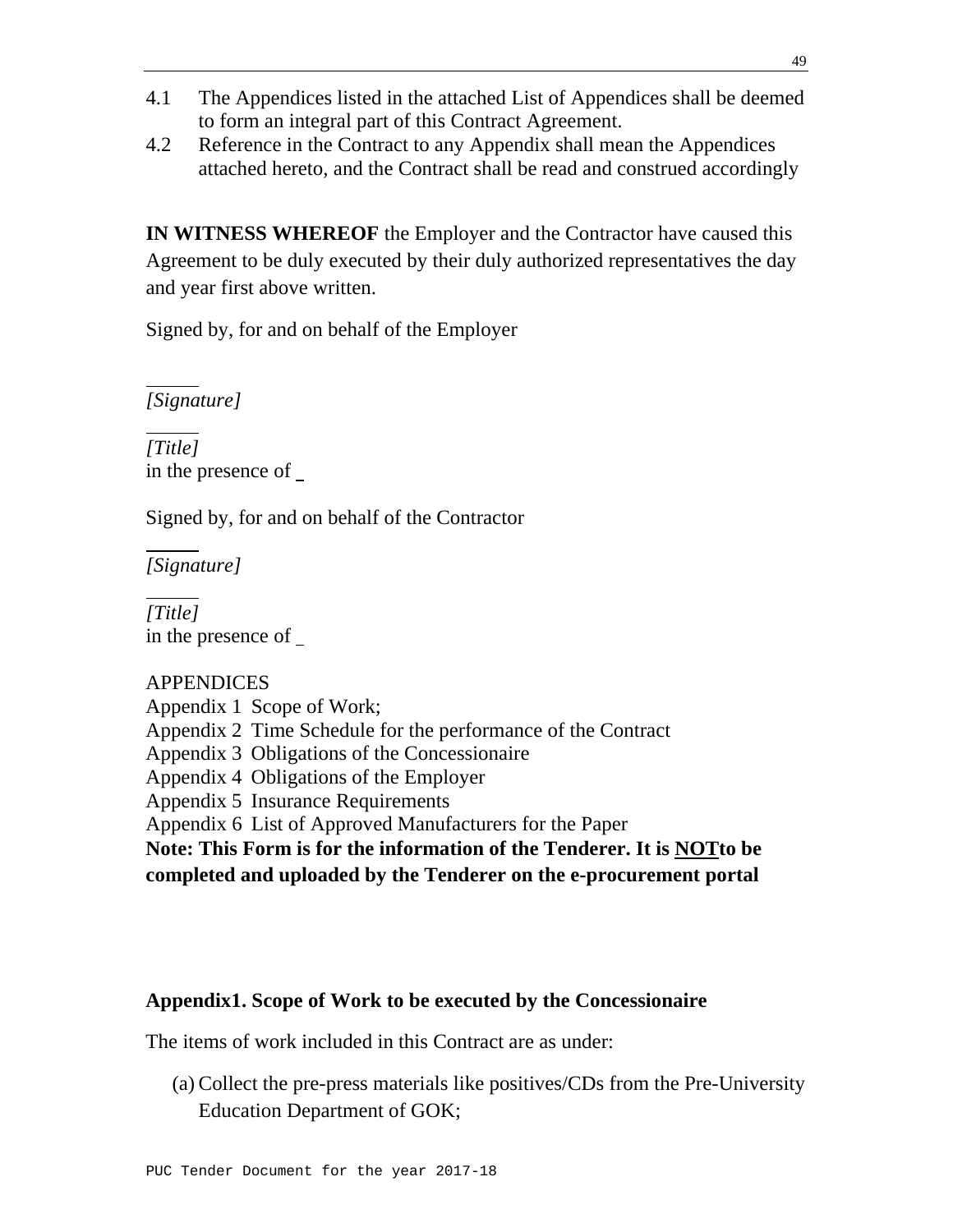4.1 The Appendices listed in the attached List of Appendices shall be deemed to form an integral part of this Contract Agreement.

4.2 Reference in the Contract to any Appendix shall mean the Appendices attached hereto, and the Contract shall be read and construed accordingly

**IN WITNESS WHEREOF** the Employer and the Contractor have caused this Agreement to be duly executed by their duly authorized representatives the day and year first above written.

Signed by, for and on behalf of the Employer

______
*[Signature]*

______
*[Title]*
in the presence of _

Signed by, for and on behalf of the Contractor

______
*[Signature]*

______
*[Title]*
in the presence of _

APPENDICES
Appendix 1 Scope of Work;
Appendix 2 Time Schedule for the performance of the Contract
Appendix 3 Obligations of the Concessionaire
Appendix 4 Obligations of the Employer
Appendix 5 Insurance Requirements
Appendix 6 List of Approved Manufacturers for the Paper

**Note: This Form is for the information of the Tenderer. It is <u>NOT</u>to be completed and uploaded by the Tenderer on the e-procurement portal**

**Appendix1. Scope of Work to be executed by the Concessionaire**

The items of work included in this Contract are as under:

(a) Collect the pre-press materials like positives/CDs from the Pre-University Education Department of GOK;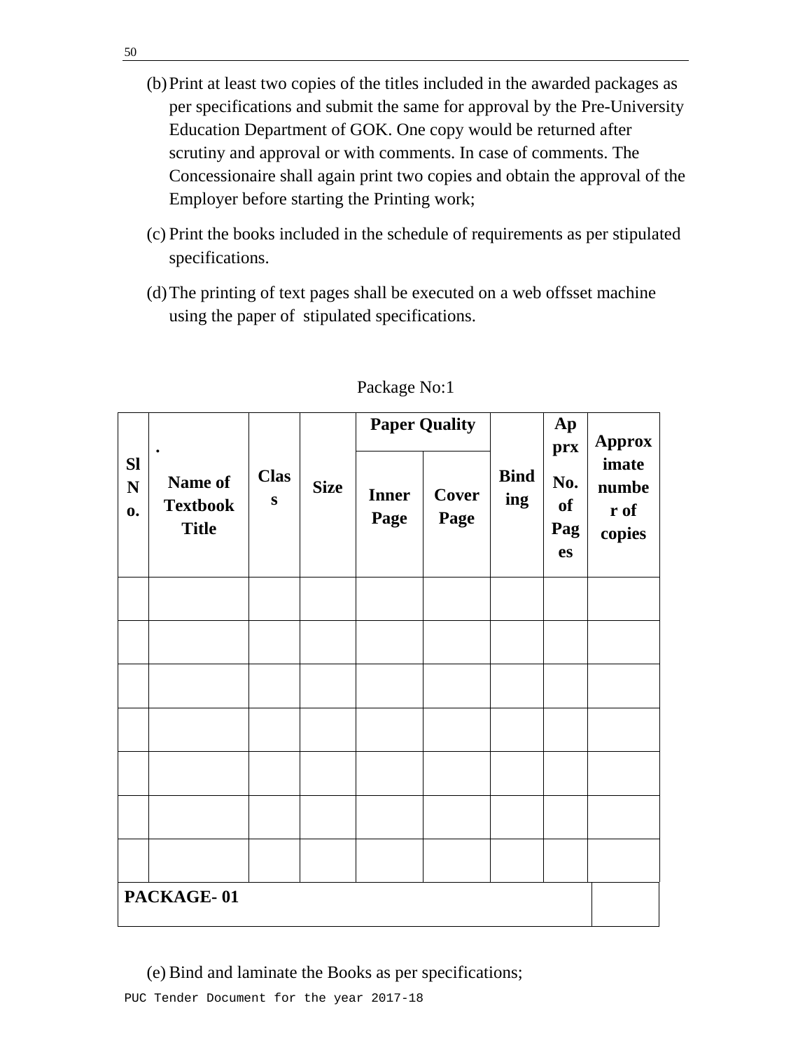(b) Print at least two copies of the titles included in the awarded packages as per specifications and submit the same for approval by the Pre-University Education Department of GOK. One copy would be returned after scrutiny and approval or with comments. In case of comments. The Concessionaire shall again print two copies and obtain the approval of the Employer before starting the Printing work;

(c) Print the books included in the schedule of requirements as per stipulated specifications.

(d) The printing of text pages shall be executed on a web offsset machine using the paper of stipulated specifications.

Package No:1

| Sl No. | . Name of Textbook Title | Class | Size | Paper Quality | | Binding | Aprx No. of Pages | Approximate number of copies |
|---|---|---|---|---|---|---|---|---|
| | | | | Inner Page | Cover Page | | | |
| | | | | | | | | |
| | | | | | | | | |
| | | | | | | | | |
| | | | | | | | | |
| | | | | | | | | |
| | | | | | | | | |
| | | | | | | | | |
| **PACKAGE- 01** | | | | | | | | |

(e) Bind and laminate the Books as per specifications;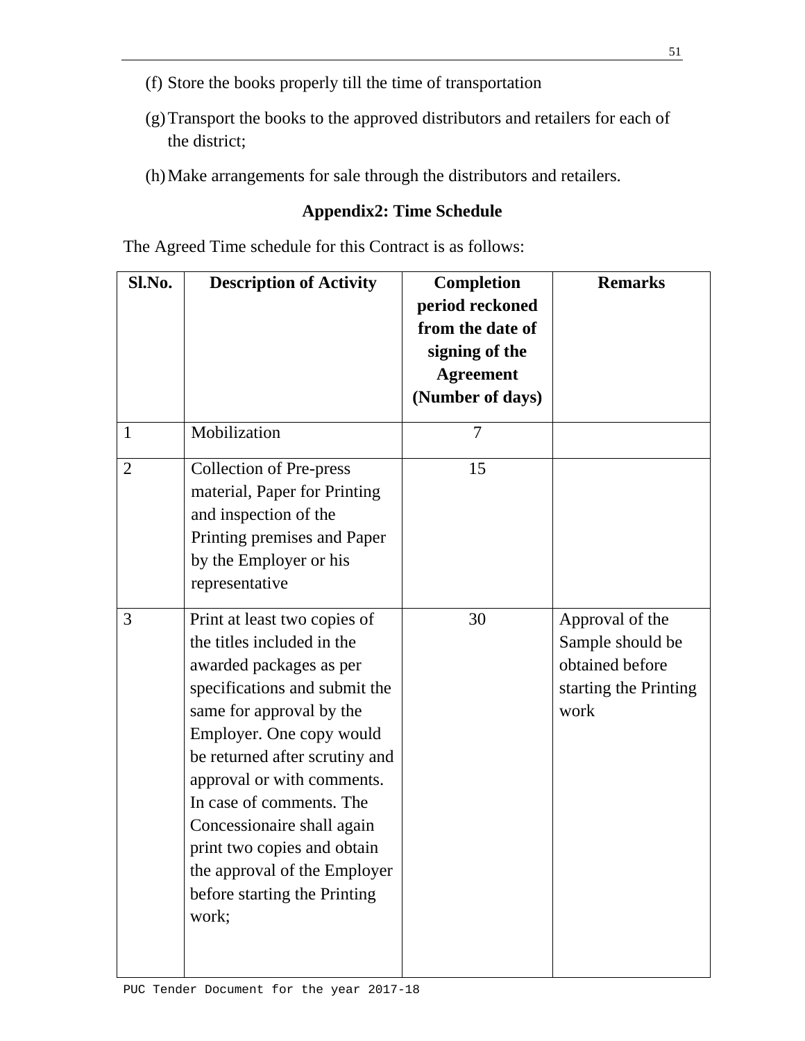(f) Store the books properly till the time of transportation

(g) Transport the books to the approved distributors and retailers for each of the district;

(h) Make arrangements for sale through the distributors and retailers.

## Appendix2: Time Schedule

The Agreed Time schedule for this Contract is as follows:

| Sl.No. | Description of Activity | Completion period reckoned from the date of signing of the Agreement (Number of days) | Remarks |
|---|---|---|---|
| 1 | Mobilization | 7 | |
| 2 | Collection of Pre-press material, Paper for Printing and inspection of the Printing premises and Paper by the Employer or his representative | 15 | |
| 3 | Print at least two copies of the titles included in the awarded packages as per specifications and submit the same for approval by the Employer. One copy would be returned after scrutiny and approval or with comments. In case of comments. The Concessionaire shall again print two copies and obtain the approval of the Employer before starting the Printing work; | 30 | Approval of the Sample should be obtained before starting the Printing work |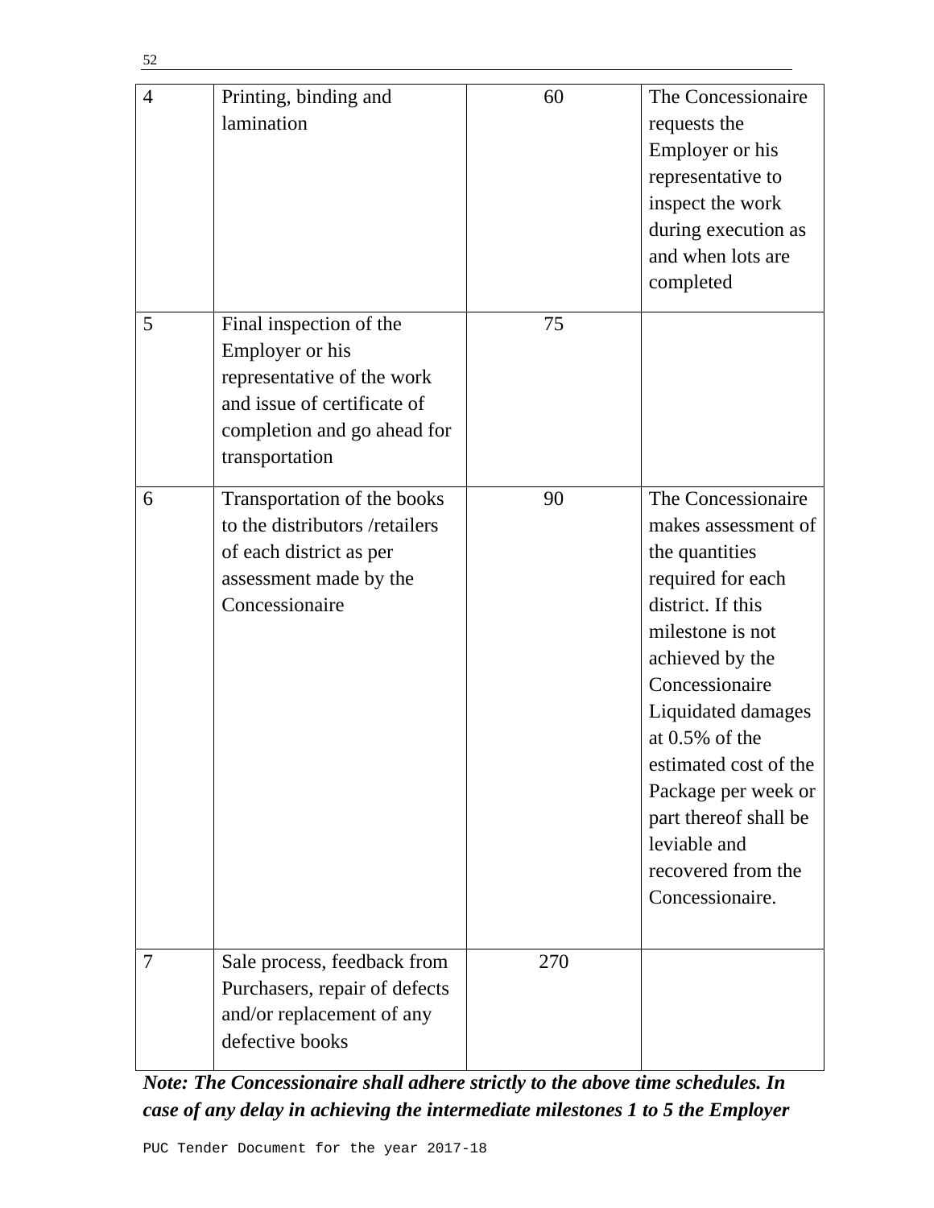| | | | |
|---|---|---|---|
| 4 | Printing, binding and lamination | 60 | The Concessionaire requests the Employer or his representative to inspect the work during execution as and when lots are completed |
| 5 | Final inspection of the Employer or his representative of the work and issue of certificate of completion and go ahead for transportation | 75 | |
| 6 | Transportation of the books to the distributors /retailers of each district as per assessment made by the Concessionaire | 90 | The Concessionaire makes assessment of the quantities required for each district. If this milestone is not achieved by the Concessionaire Liquidated damages at 0.5% of the estimated cost of the Package per week or part thereof shall be leviable and recovered from the Concessionaire. |
| 7 | Sale process, feedback from Purchasers, repair of defects and/or replacement of any defective books | 270 | |

***Note: The Concessionaire shall adhere strictly to the above time schedules. In case of any delay in achieving the intermediate milestones 1 to 5 the Employer***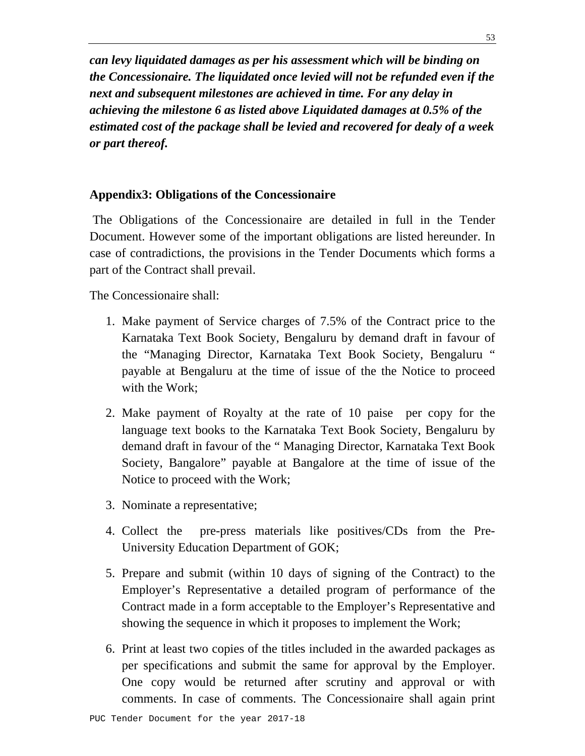***can levy liquidated damages as per his assessment which will be binding on the Concessionaire. The liquidated once levied will not be refunded even if the next and subsequent milestones are achieved in time. For any delay in achieving the milestone 6 as listed above Liquidated damages at 0.5% of the estimated cost of the package shall be levied and recovered for dealy of a week or part thereof.***

**Appendix3: Obligations of the Concessionaire**

The Obligations of the Concessionaire are detailed in full in the Tender Document. However some of the important obligations are listed hereunder. In case of contradictions, the provisions in the Tender Documents which forms a part of the Contract shall prevail.

The Concessionaire shall:

1. Make payment of Service charges of 7.5% of the Contract price to the Karnataka Text Book Society, Bengaluru by demand draft in favour of the "Managing Director, Karnataka Text Book Society, Bengaluru " payable at Bengaluru at the time of issue of the the Notice to proceed with the Work;
2. Make payment of Royalty at the rate of 10 paise per copy for the language text books to the Karnataka Text Book Society, Bengaluru by demand draft in favour of the " Managing Director, Karnataka Text Book Society, Bangalore" payable at Bangalore at the time of issue of the Notice to proceed with the Work;
3. Nominate a representative;
4. Collect the pre-press materials like positives/CDs from the Pre-University Education Department of GOK;
5. Prepare and submit (within 10 days of signing of the Contract) to the Employer's Representative a detailed program of performance of the Contract made in a form acceptable to the Employer's Representative and showing the sequence in which it proposes to implement the Work;
6. Print at least two copies of the titles included in the awarded packages as per specifications and submit the same for approval by the Employer. One copy would be returned after scrutiny and approval or with comments. In case of comments. The Concessionaire shall again print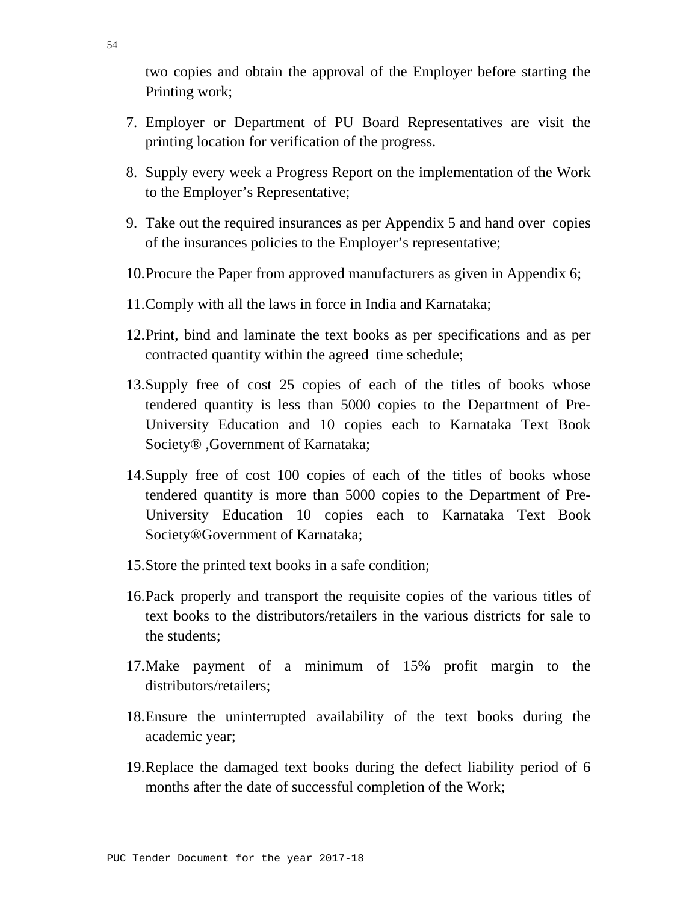two copies and obtain the approval of the Employer before starting the Printing work;

7. Employer or Department of PU Board Representatives are visit the printing location for verification of the progress.

8. Supply every week a Progress Report on the implementation of the Work to the Employer's Representative;

9. Take out the required insurances as per Appendix 5 and hand over copies of the insurances policies to the Employer's representative;

10. Procure the Paper from approved manufacturers as given in Appendix 6;

11. Comply with all the laws in force in India and Karnataka;

12. Print, bind and laminate the text books as per specifications and as per contracted quantity within the agreed time schedule;

13. Supply free of cost 25 copies of each of the titles of books whose tendered quantity is less than 5000 copies to the Department of Pre-University Education and 10 copies each to Karnataka Text Book Society® ,Government of Karnataka;

14. Supply free of cost 100 copies of each of the titles of books whose tendered quantity is more than 5000 copies to the Department of Pre-University Education 10 copies each to Karnataka Text Book Society®Government of Karnataka;

15. Store the printed text books in a safe condition;

16. Pack properly and transport the requisite copies of the various titles of text books to the distributors/retailers in the various districts for sale to the students;

17. Make payment of a minimum of 15% profit margin to the distributors/retailers;

18. Ensure the uninterrupted availability of the text books during the academic year;

19. Replace the damaged text books during the defect liability period of 6 months after the date of successful completion of the Work;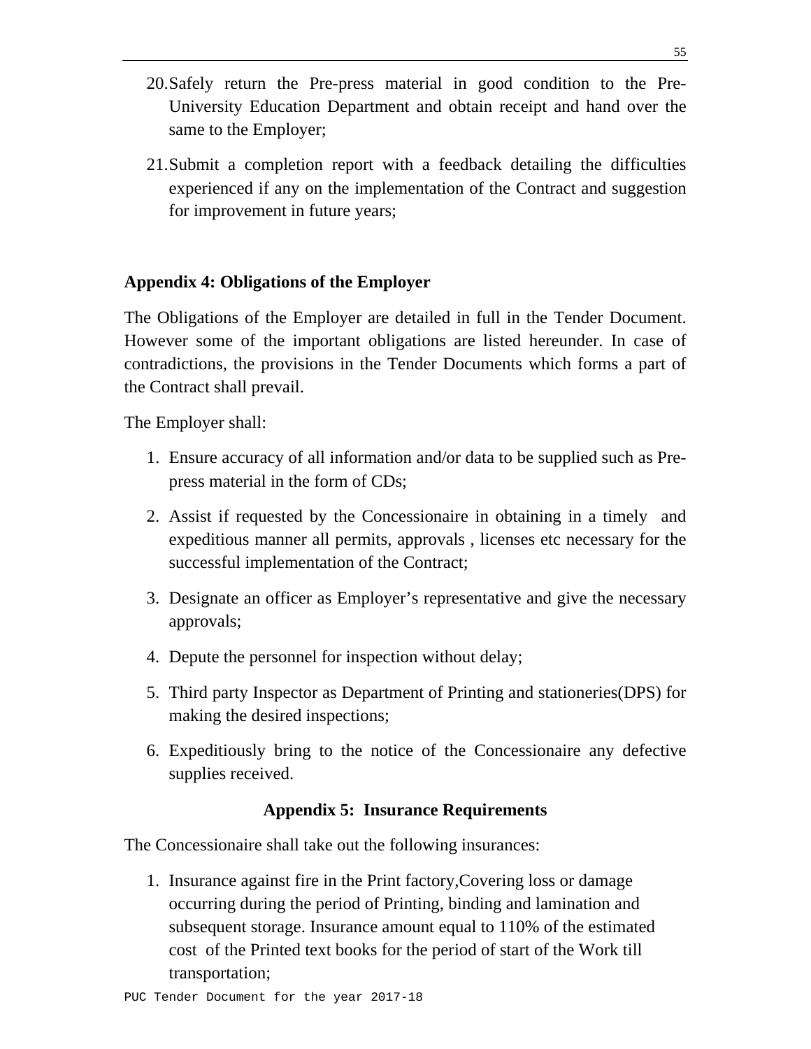20. Safely return the Pre-press material in good condition to the Pre-University Education Department and obtain receipt and hand over the same to the Employer;

21. Submit a completion report with a feedback detailing the difficulties experienced if any on the implementation of the Contract and suggestion for improvement in future years;

**Appendix 4: Obligations of the Employer**

The Obligations of the Employer are detailed in full in the Tender Document. However some of the important obligations are listed hereunder. In case of contradictions, the provisions in the Tender Documents which forms a part of the Contract shall prevail.

The Employer shall:

1. Ensure accuracy of all information and/or data to be supplied such as Pre-press material in the form of CDs;
2. Assist if requested by the Concessionaire in obtaining in a timely and expeditious manner all permits, approvals , licenses etc necessary for the successful implementation of the Contract;
3. Designate an officer as Employer's representative and give the necessary approvals;
4. Depute the personnel for inspection without delay;
5. Third party Inspector as Department of Printing and stationeries(DPS) for making the desired inspections;
6. Expeditiously bring to the notice of the Concessionaire any defective supplies received.

**Appendix 5: Insurance Requirements**

The Concessionaire shall take out the following insurances:

1. Insurance against fire in the Print factory,Covering loss or damage occurring during the period of Printing, binding and lamination and subsequent storage. Insurance amount equal to 110% of the estimated cost of the Printed text books for the period of start of the Work till transportation;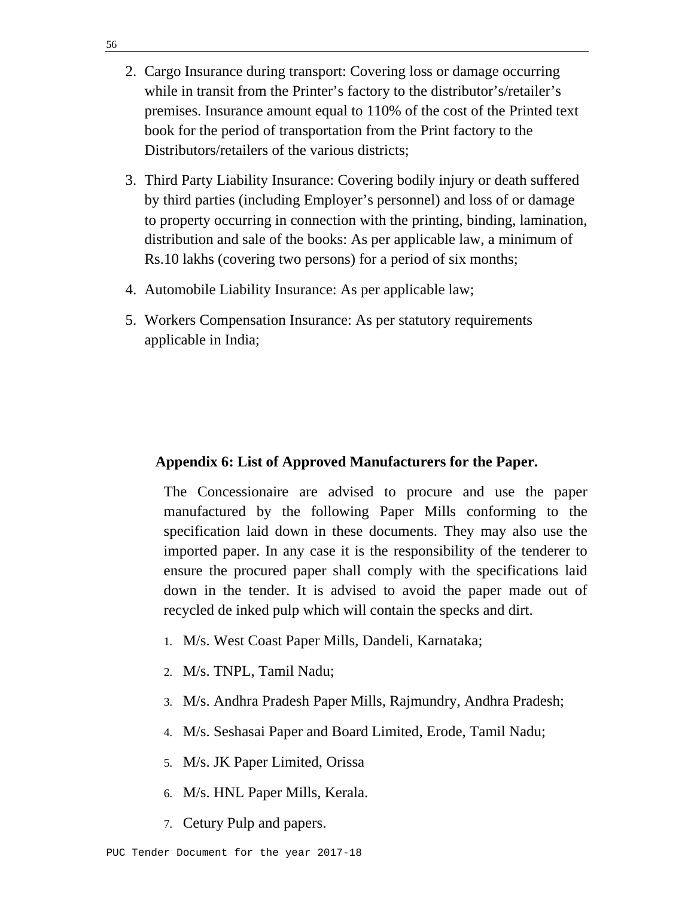2. Cargo Insurance during transport: Covering loss or damage occurring while in transit from the Printer’s factory to the distributor’s/retailer’s premises. Insurance amount equal to 110% of the cost of the Printed text book for the period of transportation from the Print factory to the Distributors/retailers of the various districts;
3. Third Party Liability Insurance: Covering bodily injury or death suffered by third parties (including Employer’s personnel) and loss of or damage to property occurring in connection with the printing, binding, lamination, distribution and sale of the books: As per applicable law, a minimum of Rs.10 lakhs (covering two persons) for a period of six months;
4. Automobile Liability Insurance: As per applicable law;
5. Workers Compensation Insurance: As per statutory requirements applicable in India;

## Appendix 6: List of Approved Manufacturers for the Paper.

The Concessionaire are advised to procure and use the paper manufactured by the following Paper Mills conforming to the specification laid down in these documents. They may also use the imported paper. In any case it is the responsibility of the tenderer to ensure the procured paper shall comply with the specifications laid down in the tender. It is advised to avoid the paper made out of recycled de inked pulp which will contain the specks and dirt.

1. M/s. West Coast Paper Mills, Dandeli, Karnataka;
2. M/s. TNPL, Tamil Nadu;
3. M/s. Andhra Pradesh Paper Mills, Rajmundry, Andhra Pradesh;
4. M/s. Seshasai Paper and Board Limited, Erode, Tamil Nadu;
5. M/s. JK Paper Limited, Orissa
6. M/s. HNL Paper Mills, Kerala.
7. Cetury Pulp and papers.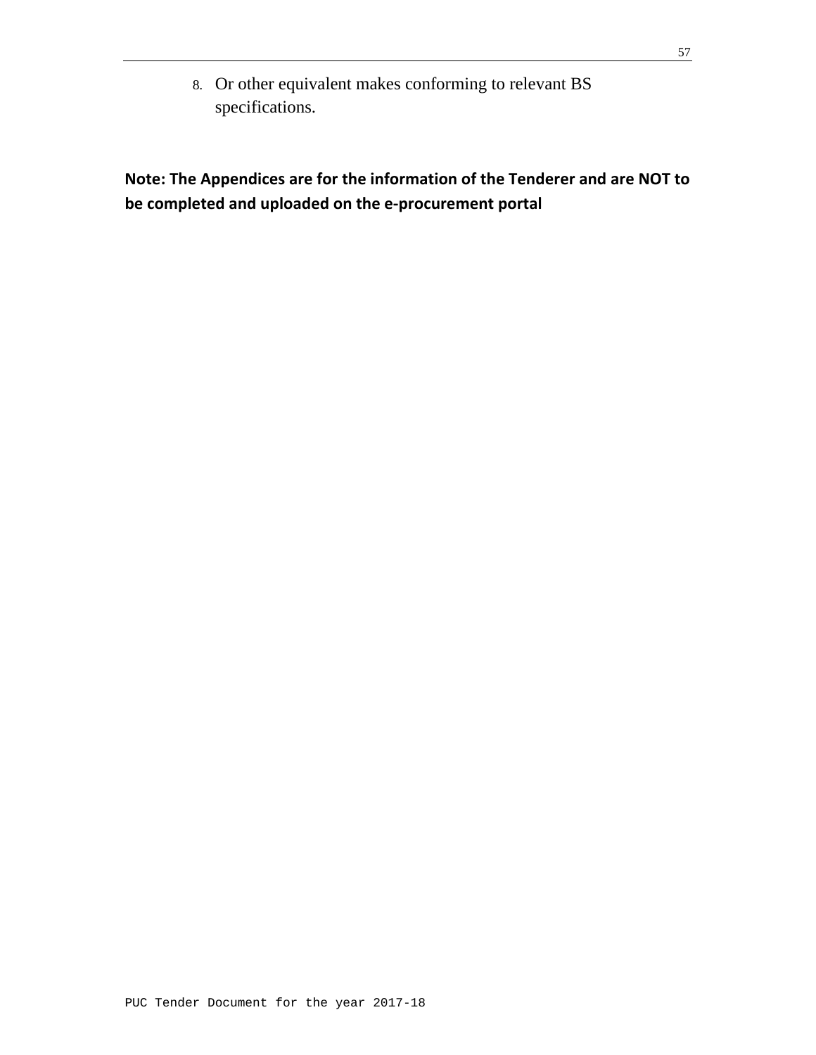8. Or other equivalent makes conforming to relevant BS specifications.

**Note: The Appendices are for the information of the Tenderer and are NOT to be completed and uploaded on the e-procurement portal**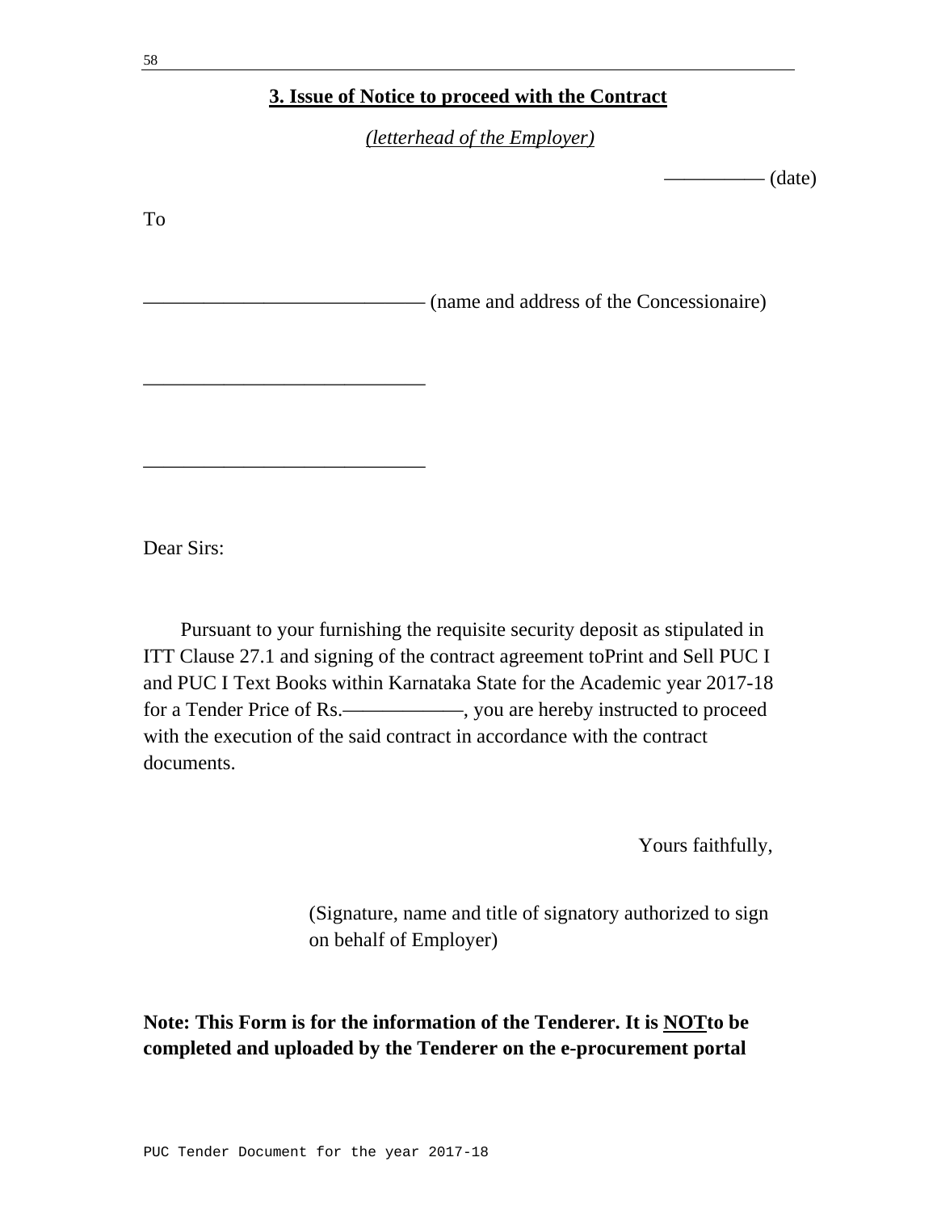## 3. Issue of Notice to proceed with the Contract

*(letterhead of the Employer)*

—————— (date)

To

———————————————— (name and address of the Concessionaire)

————————————————

————————————————

Dear Sirs:

Pursuant to your furnishing the requisite security deposit as stipulated in ITT Clause 27.1 and signing of the contract agreement toPrint and Sell PUC I and PUC I Text Books within Karnataka State for the Academic year 2017-18 for a Tender Price of Rs.———————, you are hereby instructed to proceed with the execution of the said contract in accordance with the contract documents.

Yours faithfully,

(Signature, name and title of signatory authorized to sign on behalf of Employer)

**Note: This Form is for the information of the Tenderer. It is NOTto be completed and uploaded by the Tenderer on the e-procurement portal**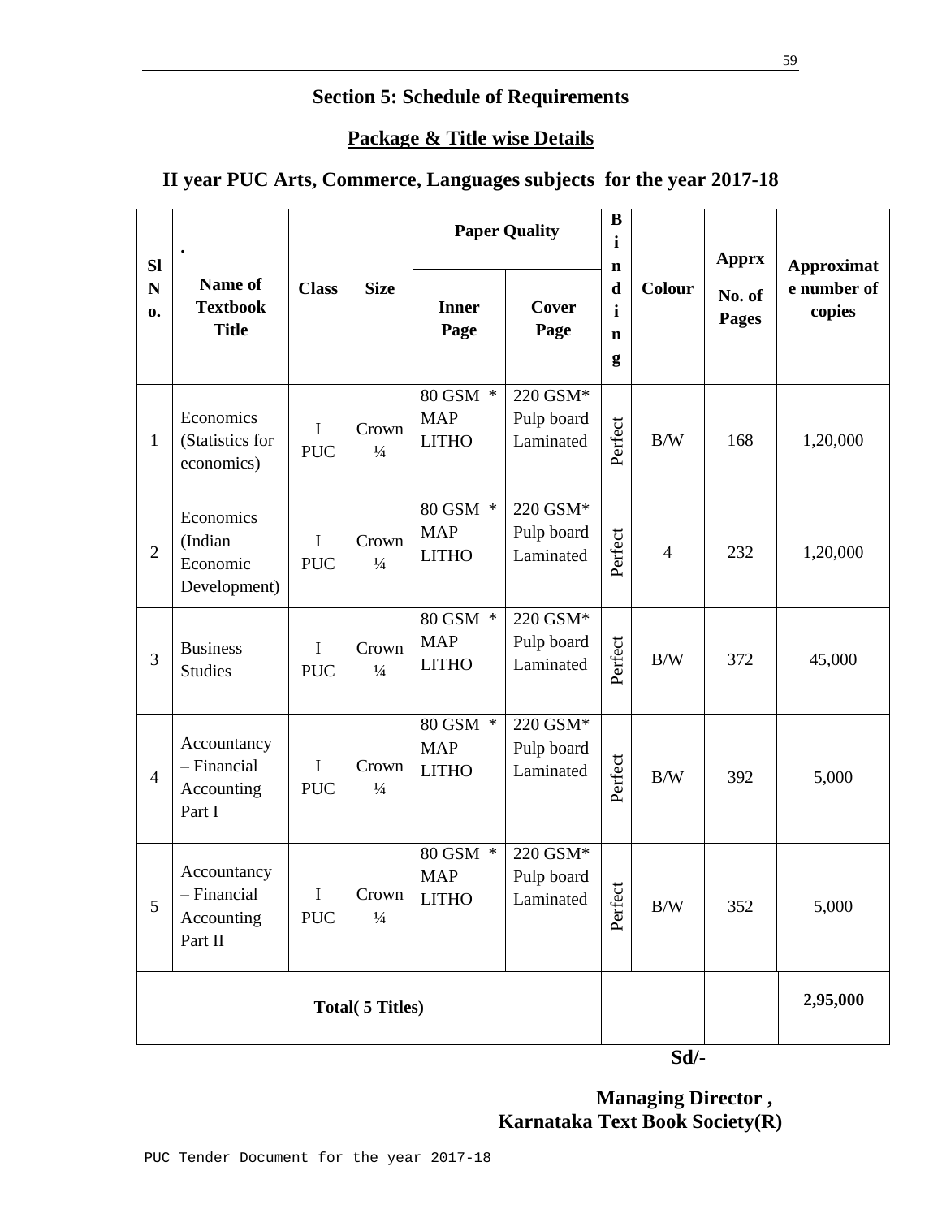## Section 5: Schedule of Requirements

### Package & Title wise Details

### II year PUC Arts, Commerce, Languages subjects for the year 2017-18

| Sl No. | Name of Textbook Title | Class | Size | Paper Quality | | Binding | Colour | Apprx No. of Pages | Approximate number of copies |
|---|---|---|---|---|---|---|---|---|---|
| | | | | Inner Page | Cover Page | | | | |
| 1 | Economics (Statistics for economics) | I PUC | Crown ¼ | 80 GSM * MAP LITHO | 220 GSM* Pulp board Laminated | Perfect | B/W | 168 | 1,20,000 |
| 2 | Economics (Indian Economic Development) | I PUC | Crown ¼ | 80 GSM * MAP LITHO | 220 GSM* Pulp board Laminated | Perfect | 4 | 232 | 1,20,000 |
| 3 | Business Studies | I PUC | Crown ¼ | 80 GSM * MAP LITHO | 220 GSM* Pulp board Laminated | Perfect | B/W | 372 | 45,000 |
| 4 | Accountancy – Financial Accounting Part I | I PUC | Crown ¼ | 80 GSM * MAP LITHO | 220 GSM* Pulp board Laminated | Perfect | B/W | 392 | 5,000 |
| 5 | Accountancy – Financial Accounting Part II | I PUC | Crown ¼ | 80 GSM * MAP LITHO | 220 GSM* Pulp board Laminated | Perfect | B/W | 352 | 5,000 |
| **Total( 5 Titles)** | | | | | | | | | **2,95,000** |

**Sd/-**

**Managing Director ,**
**Karnataka Text Book Society(R)**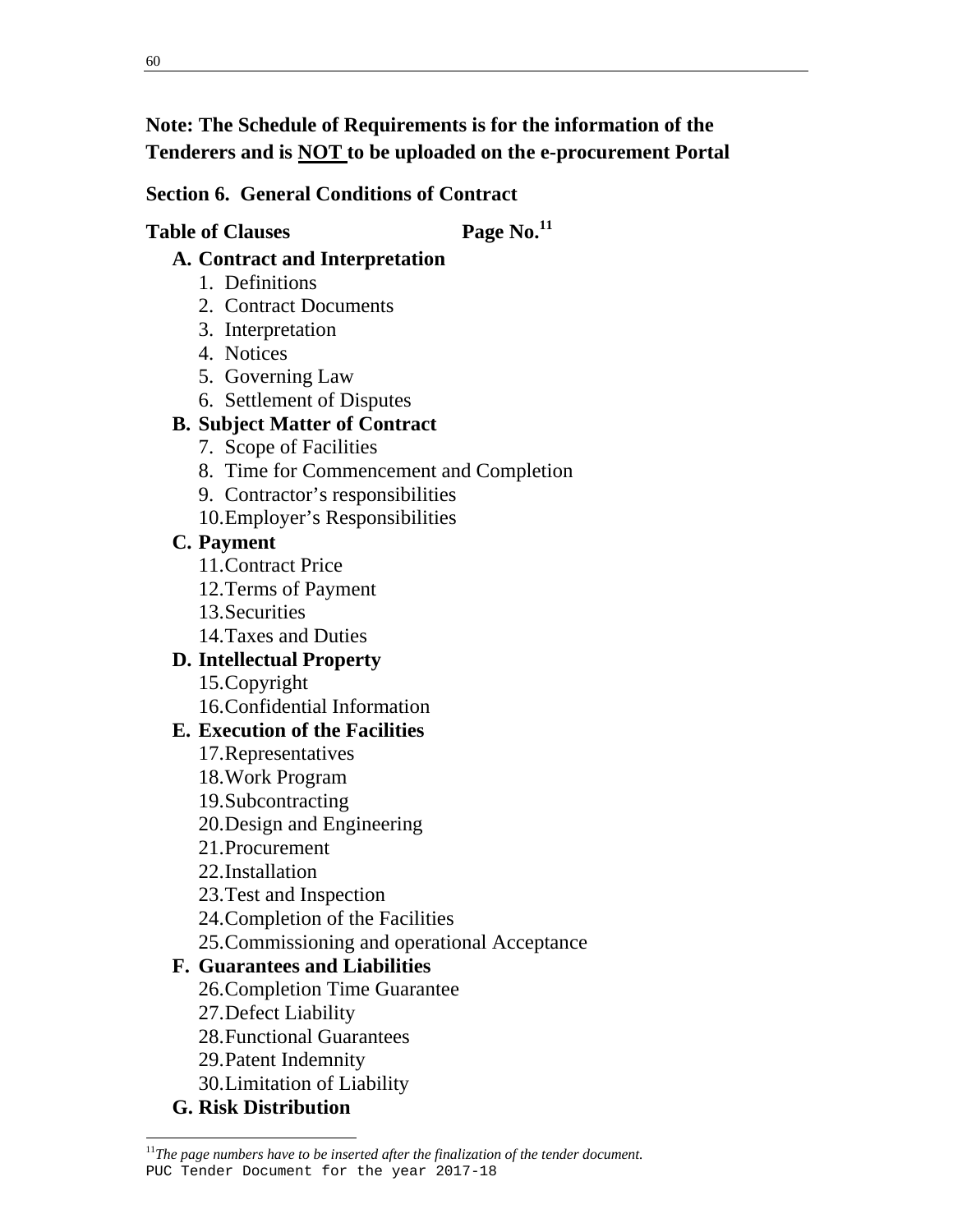**Note: The Schedule of Requirements is for the information of the Tenderers and is <u>NOT</u> to be uploaded on the e-procurement Portal**

## Section 6. General Conditions of Contract

**Table of Clauses** **Page No.**[11]

**A. Contract and Interpretation**

1. Definitions
2. Contract Documents
3. Interpretation
4. Notices
5. Governing Law
6. Settlement of Disputes

**B. Subject Matter of Contract**

7. Scope of Facilities
8. Time for Commencement and Completion
9. Contractor's responsibilities
10. Employer's Responsibilities

**C. Payment**

11. Contract Price
12. Terms of Payment
13. Securities
14. Taxes and Duties

**D. Intellectual Property**

15. Copyright
16. Confidential Information

**E. Execution of the Facilities**

17. Representatives
18. Work Program
19. Subcontracting
20. Design and Engineering
21. Procurement
22. Installation
23. Test and Inspection
24. Completion of the Facilities
25. Commissioning and operational Acceptance

**F. Guarantees and Liabilities**

26. Completion Time Guarantee
27. Defect Liability
28. Functional Guarantees
29. Patent Indemnity
30. Limitation of Liability

**G. Risk Distribution**

---

[11] *The page numbers have to be inserted after the finalization of the tender document.*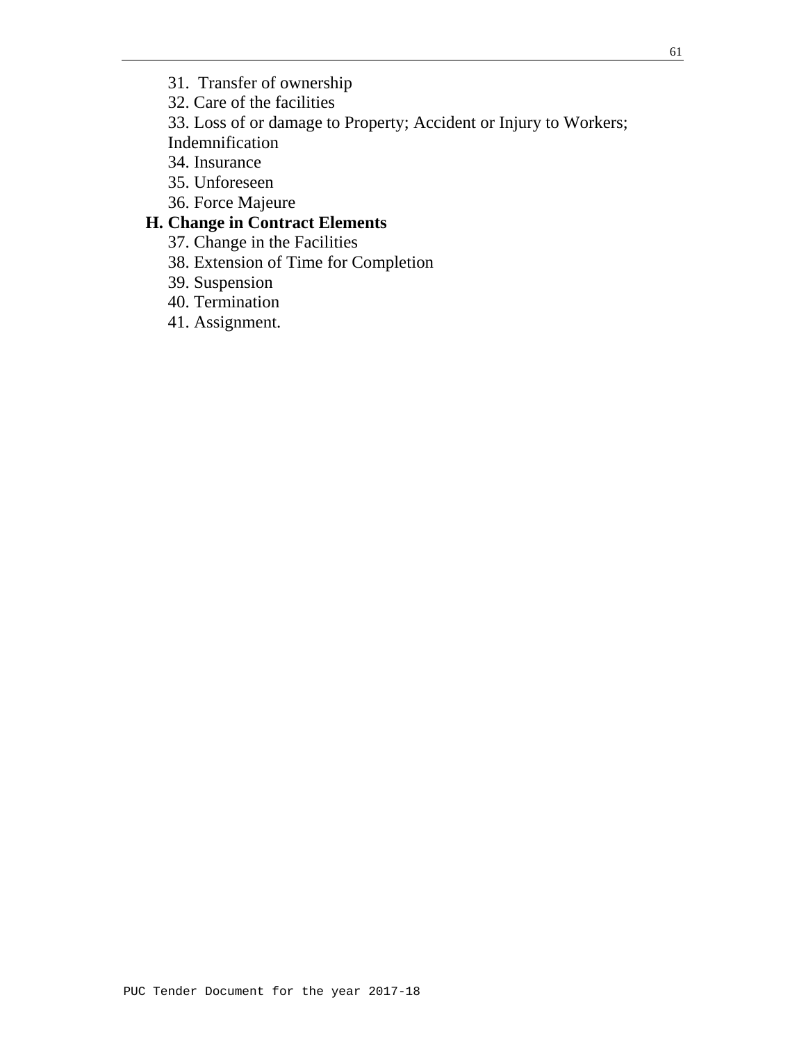31. Transfer of ownership
32. Care of the facilities
33. Loss of or damage to Property; Accident or Injury to Workers; Indemnification
34. Insurance
35. Unforeseen
36. Force Majeure

**H. Change in Contract Elements**

37. Change in the Facilities
38. Extension of Time for Completion
39. Suspension
40. Termination
41. Assignment.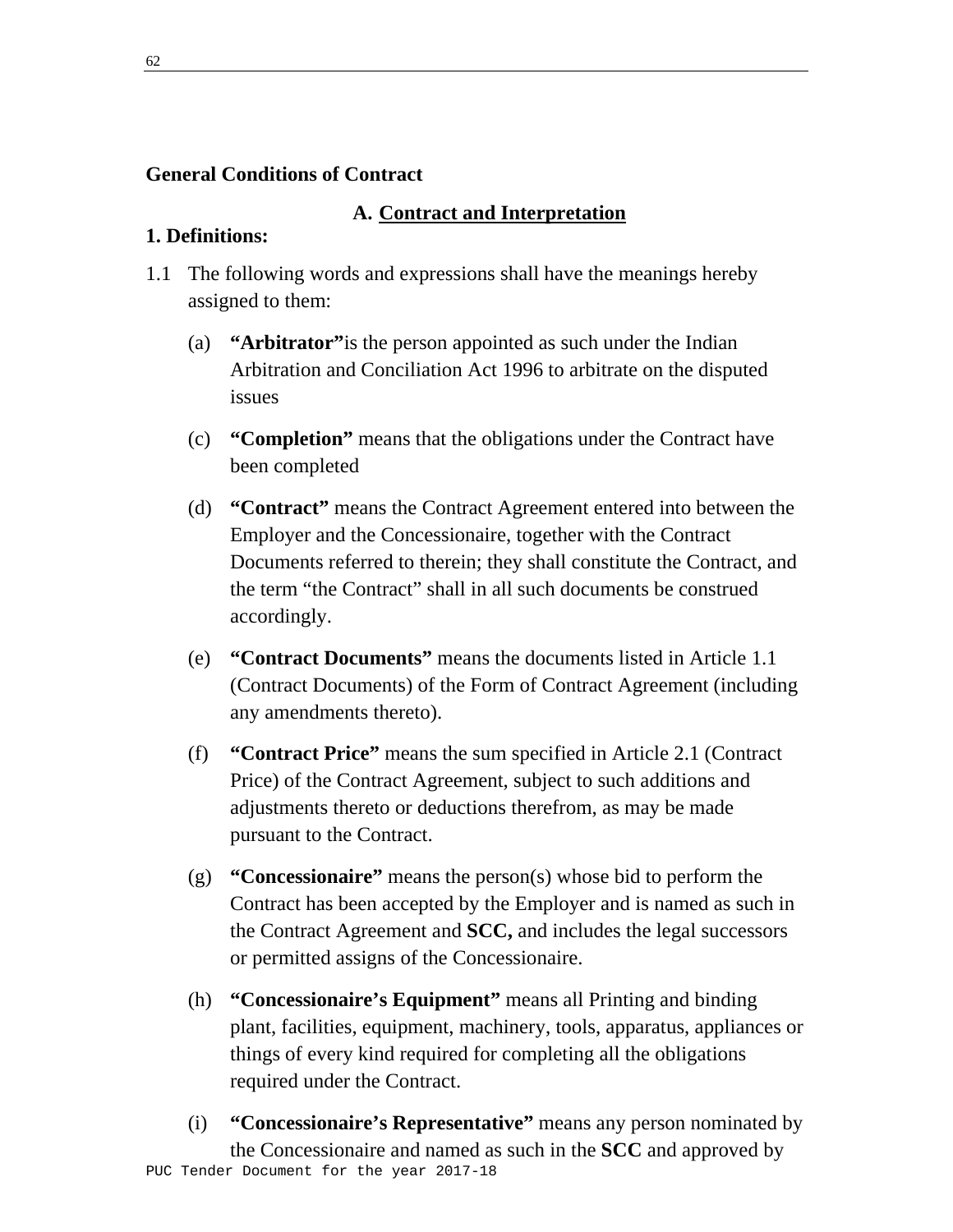## General Conditions of Contract

### A. Contract and Interpretation

**1. Definitions:**

1.1 The following words and expressions shall have the meanings hereby assigned to them:

(a) **“Arbitrator”**is the person appointed as such under the Indian Arbitration and Conciliation Act 1996 to arbitrate on the disputed issues

(c) **“Completion”** means that the obligations under the Contract have been completed

(d) **“Contract”** means the Contract Agreement entered into between the Employer and the Concessionaire, together with the Contract Documents referred to therein; they shall constitute the Contract, and the term “the Contract” shall in all such documents be construed accordingly.

(e) **“Contract Documents”** means the documents listed in Article 1.1 (Contract Documents) of the Form of Contract Agreement (including any amendments thereto).

(f) **“Contract Price”** means the sum specified in Article 2.1 (Contract Price) of the Contract Agreement, subject to such additions and adjustments thereto or deductions therefrom, as may be made pursuant to the Contract.

(g) **“Concessionaire”** means the person(s) whose bid to perform the Contract has been accepted by the Employer and is named as such in the Contract Agreement and **SCC,** and includes the legal successors or permitted assigns of the Concessionaire.

(h) **“Concessionaire’s Equipment”** means all Printing and binding plant, facilities, equipment, machinery, tools, apparatus, appliances or things of every kind required for completing all the obligations required under the Contract.

(i) **“Concessionaire’s Representative”** means any person nominated by the Concessionaire and named as such in the **SCC** and approved by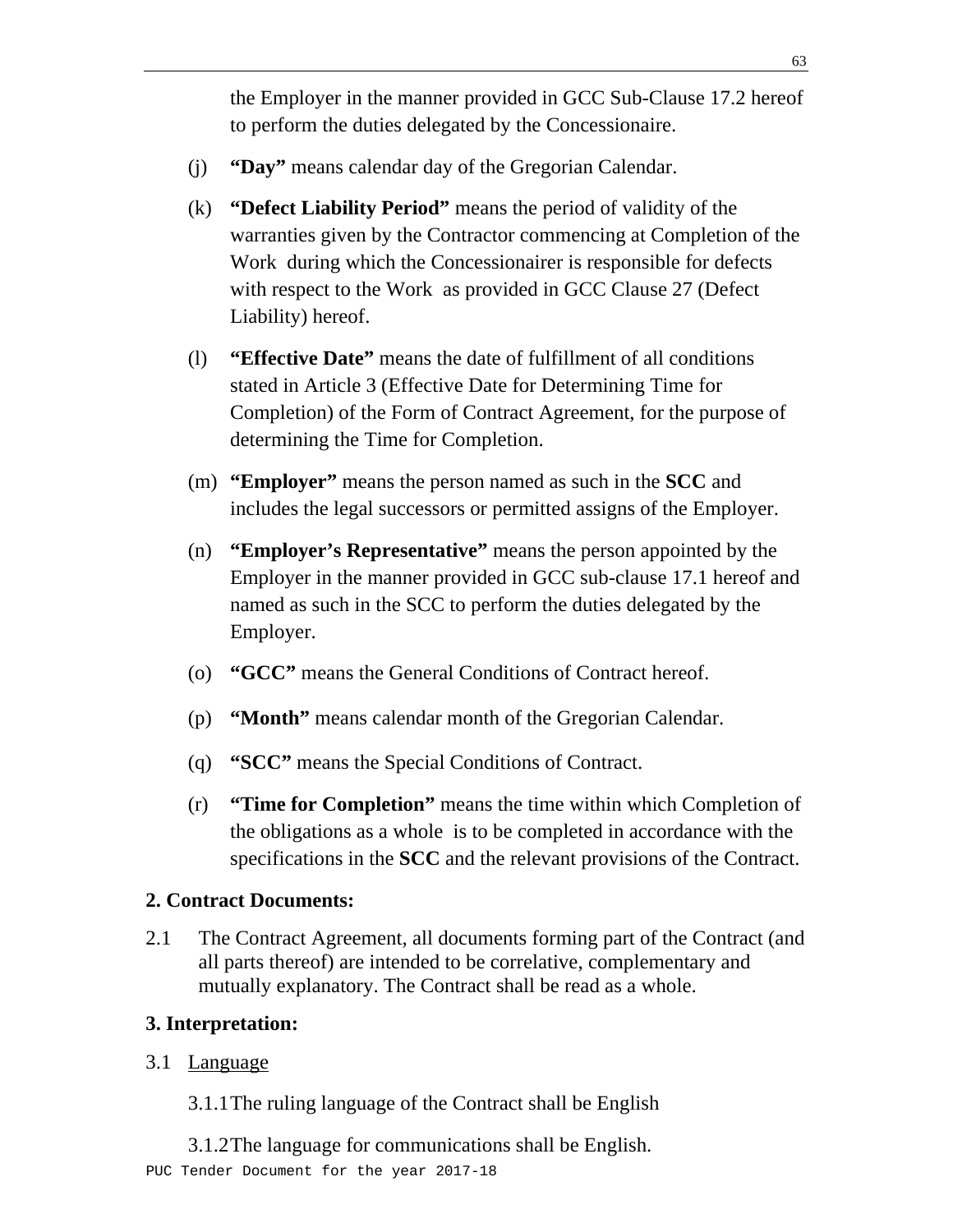the Employer in the manner provided in GCC Sub-Clause 17.2 hereof to perform the duties delegated by the Concessionaire.

(j) **“Day”** means calendar day of the Gregorian Calendar.

(k) **“Defect Liability Period”** means the period of validity of the warranties given by the Contractor commencing at Completion of the Work during which the Concessionairer is responsible for defects with respect to the Work as provided in GCC Clause 27 (Defect Liability) hereof.

(l) **“Effective Date”** means the date of fulfillment of all conditions stated in Article 3 (Effective Date for Determining Time for Completion) of the Form of Contract Agreement, for the purpose of determining the Time for Completion.

(m) **“Employer”** means the person named as such in the **SCC** and includes the legal successors or permitted assigns of the Employer.

(n) **“Employer’s Representative”** means the person appointed by the Employer in the manner provided in GCC sub-clause 17.1 hereof and named as such in the SCC to perform the duties delegated by the Employer.

(o) **“GCC”** means the General Conditions of Contract hereof.

(p) **“Month”** means calendar month of the Gregorian Calendar.

(q) **“SCC”** means the Special Conditions of Contract.

(r) **“Time for Completion”** means the time within which Completion of the obligations as a whole is to be completed in accordance with the specifications in the **SCC** and the relevant provisions of the Contract.

**2. Contract Documents:**

2.1 The Contract Agreement, all documents forming part of the Contract (and all parts thereof) are intended to be correlative, complementary and mutually explanatory. The Contract shall be read as a whole.

**3. Interpretation:**

3.1 Language

3.1.1 The ruling language of the Contract shall be English

3.1.2 The language for communications shall be English.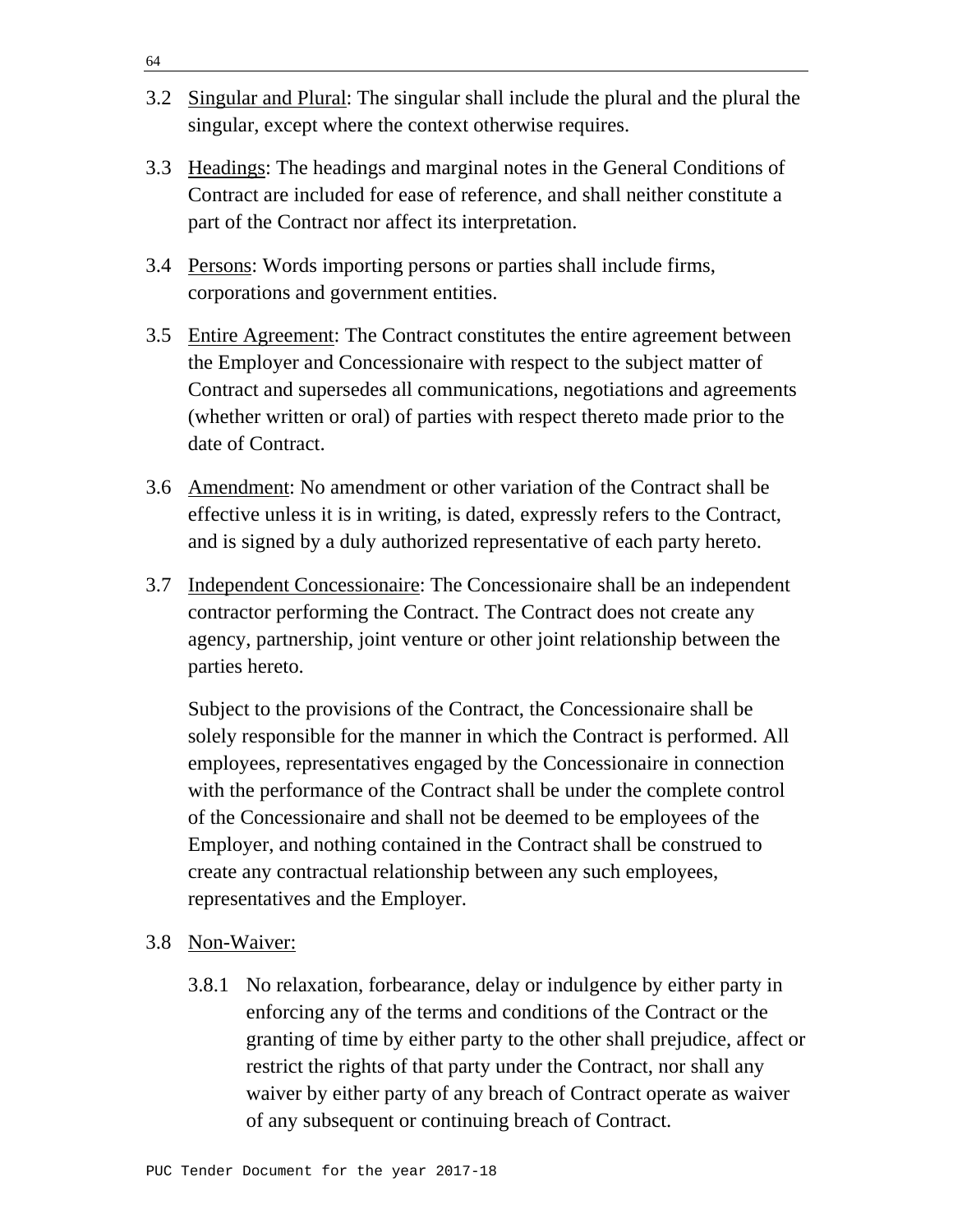3.2 Singular and Plural: The singular shall include the plural and the plural the singular, except where the context otherwise requires.

3.3 Headings: The headings and marginal notes in the General Conditions of Contract are included for ease of reference, and shall neither constitute a part of the Contract nor affect its interpretation.

3.4 Persons: Words importing persons or parties shall include firms, corporations and government entities.

3.5 Entire Agreement: The Contract constitutes the entire agreement between the Employer and Concessionaire with respect to the subject matter of Contract and supersedes all communications, negotiations and agreements (whether written or oral) of parties with respect thereto made prior to the date of Contract.

3.6 Amendment: No amendment or other variation of the Contract shall be effective unless it is in writing, is dated, expressly refers to the Contract, and is signed by a duly authorized representative of each party hereto.

3.7 Independent Concessionaire: The Concessionaire shall be an independent contractor performing the Contract. The Contract does not create any agency, partnership, joint venture or other joint relationship between the parties hereto.

Subject to the provisions of the Contract, the Concessionaire shall be solely responsible for the manner in which the Contract is performed. All employees, representatives engaged by the Concessionaire in connection with the performance of the Contract shall be under the complete control of the Concessionaire and shall not be deemed to be employees of the Employer, and nothing contained in the Contract shall be construed to create any contractual relationship between any such employees, representatives and the Employer.

3.8 Non-Waiver:

3.8.1 No relaxation, forbearance, delay or indulgence by either party in enforcing any of the terms and conditions of the Contract or the granting of time by either party to the other shall prejudice, affect or restrict the rights of that party under the Contract, nor shall any waiver by either party of any breach of Contract operate as waiver of any subsequent or continuing breach of Contract.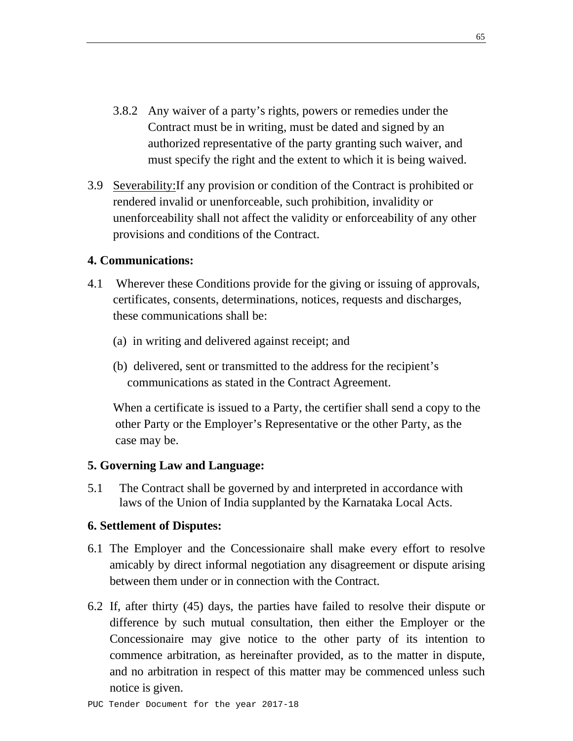3.8.2 Any waiver of a party's rights, powers or remedies under the Contract must be in writing, must be dated and signed by an authorized representative of the party granting such waiver, and must specify the right and the extent to which it is being waived.

3.9 Severability:If any provision or condition of the Contract is prohibited or rendered invalid or unenforceable, such prohibition, invalidity or unenforceability shall not affect the validity or enforceability of any other provisions and conditions of the Contract.

**4. Communications:**

4.1 Wherever these Conditions provide for the giving or issuing of approvals, certificates, consents, determinations, notices, requests and discharges, these communications shall be:

(a) in writing and delivered against receipt; and

(b) delivered, sent or transmitted to the address for the recipient's communications as stated in the Contract Agreement.

When a certificate is issued to a Party, the certifier shall send a copy to the other Party or the Employer's Representative or the other Party, as the case may be.

**5. Governing Law and Language:**

5.1 The Contract shall be governed by and interpreted in accordance with laws of the Union of India supplanted by the Karnataka Local Acts.

**6. Settlement of Disputes:**

6.1 The Employer and the Concessionaire shall make every effort to resolve amicably by direct informal negotiation any disagreement or dispute arising between them under or in connection with the Contract.

6.2 If, after thirty (45) days, the parties have failed to resolve their dispute or difference by such mutual consultation, then either the Employer or the Concessionaire may give notice to the other party of its intention to commence arbitration, as hereinafter provided, as to the matter in dispute, and no arbitration in respect of this matter may be commenced unless such notice is given.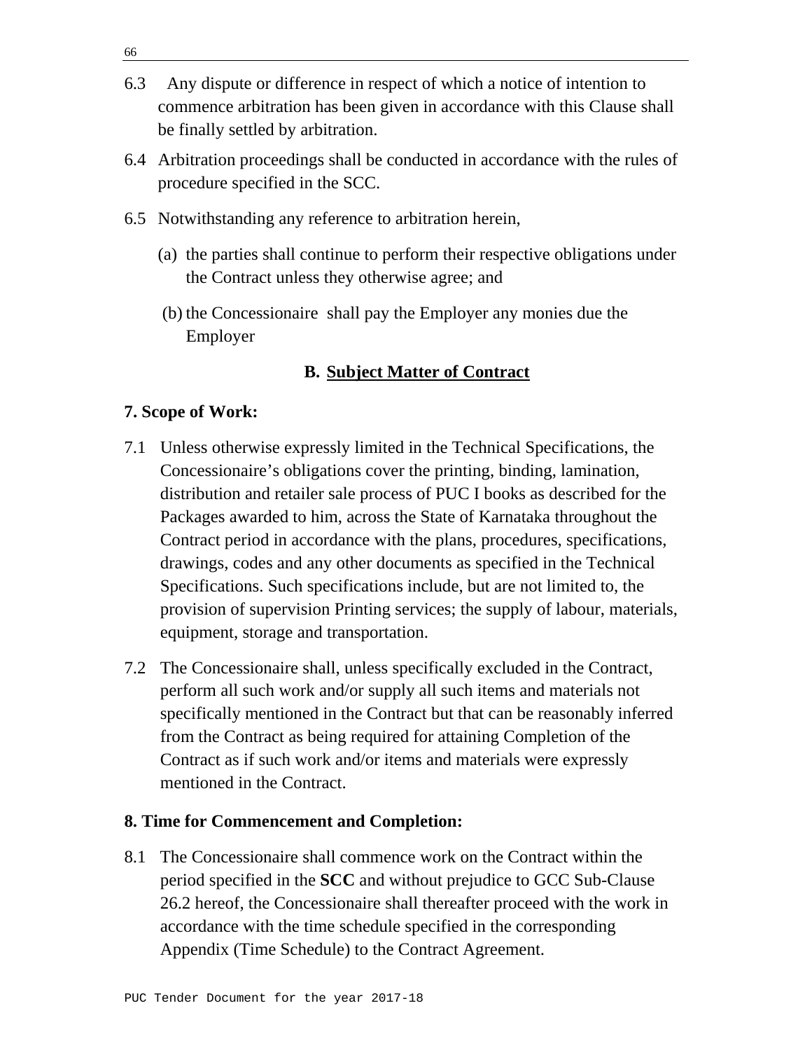6.3 Any dispute or difference in respect of which a notice of intention to commence arbitration has been given in accordance with this Clause shall be finally settled by arbitration.

6.4 Arbitration proceedings shall be conducted in accordance with the rules of procedure specified in the SCC.

6.5 Notwithstanding any reference to arbitration herein,

(a) the parties shall continue to perform their respective obligations under the Contract unless they otherwise agree; and

(b) the Concessionaire shall pay the Employer any monies due the Employer

## B. Subject Matter of Contract

### 7. Scope of Work:

7.1 Unless otherwise expressly limited in the Technical Specifications, the Concessionaire's obligations cover the printing, binding, lamination, distribution and retailer sale process of PUC I books as described for the Packages awarded to him, across the State of Karnataka throughout the Contract period in accordance with the plans, procedures, specifications, drawings, codes and any other documents as specified in the Technical Specifications. Such specifications include, but are not limited to, the provision of supervision Printing services; the supply of labour, materials, equipment, storage and transportation.

7.2 The Concessionaire shall, unless specifically excluded in the Contract, perform all such work and/or supply all such items and materials not specifically mentioned in the Contract but that can be reasonably inferred from the Contract as being required for attaining Completion of the Contract as if such work and/or items and materials were expressly mentioned in the Contract.

### 8. Time for Commencement and Completion:

8.1 The Concessionaire shall commence work on the Contract within the period specified in the **SCC** and without prejudice to GCC Sub-Clause 26.2 hereof, the Concessionaire shall thereafter proceed with the work in accordance with the time schedule specified in the corresponding Appendix (Time Schedule) to the Contract Agreement.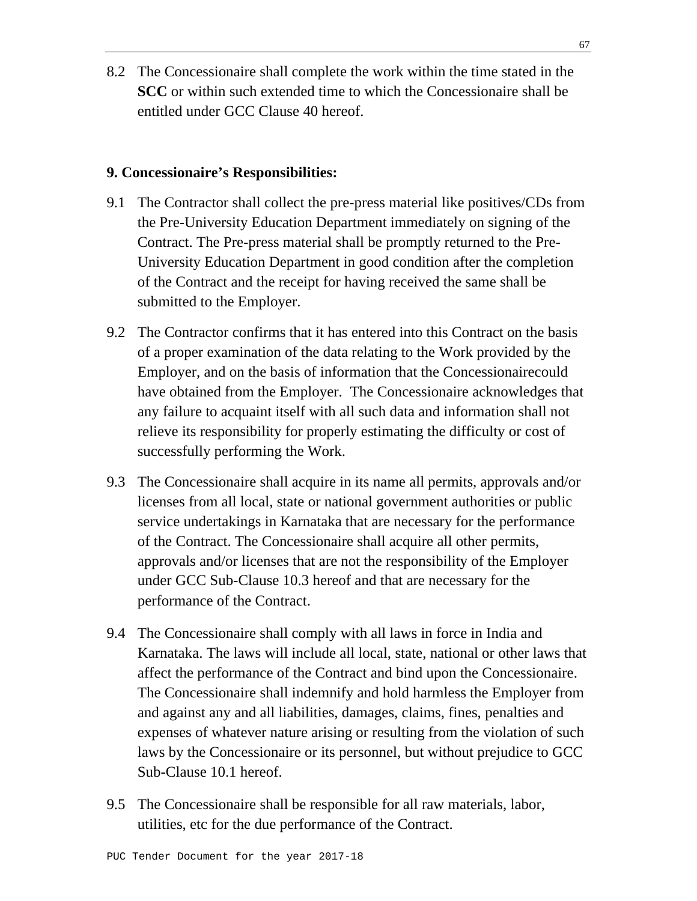8.2 The Concessionaire shall complete the work within the time stated in the **SCC** or within such extended time to which the Concessionaire shall be entitled under GCC Clause 40 hereof.

**9. Concessionaire's Responsibilities:**

9.1 The Contractor shall collect the pre-press material like positives/CDs from the Pre-University Education Department immediately on signing of the Contract. The Pre-press material shall be promptly returned to the Pre-University Education Department in good condition after the completion of the Contract and the receipt for having received the same shall be submitted to the Employer.

9.2 The Contractor confirms that it has entered into this Contract on the basis of a proper examination of the data relating to the Work provided by the Employer, and on the basis of information that the Concessionairecould have obtained from the Employer. The Concessionaire acknowledges that any failure to acquaint itself with all such data and information shall not relieve its responsibility for properly estimating the difficulty or cost of successfully performing the Work.

9.3 The Concessionaire shall acquire in its name all permits, approvals and/or licenses from all local, state or national government authorities or public service undertakings in Karnataka that are necessary for the performance of the Contract. The Concessionaire shall acquire all other permits, approvals and/or licenses that are not the responsibility of the Employer under GCC Sub-Clause 10.3 hereof and that are necessary for the performance of the Contract.

9.4 The Concessionaire shall comply with all laws in force in India and Karnataka. The laws will include all local, state, national or other laws that affect the performance of the Contract and bind upon the Concessionaire. The Concessionaire shall indemnify and hold harmless the Employer from and against any and all liabilities, damages, claims, fines, penalties and expenses of whatever nature arising or resulting from the violation of such laws by the Concessionaire or its personnel, but without prejudice to GCC Sub-Clause 10.1 hereof.

9.5 The Concessionaire shall be responsible for all raw materials, labor, utilities, etc for the due performance of the Contract.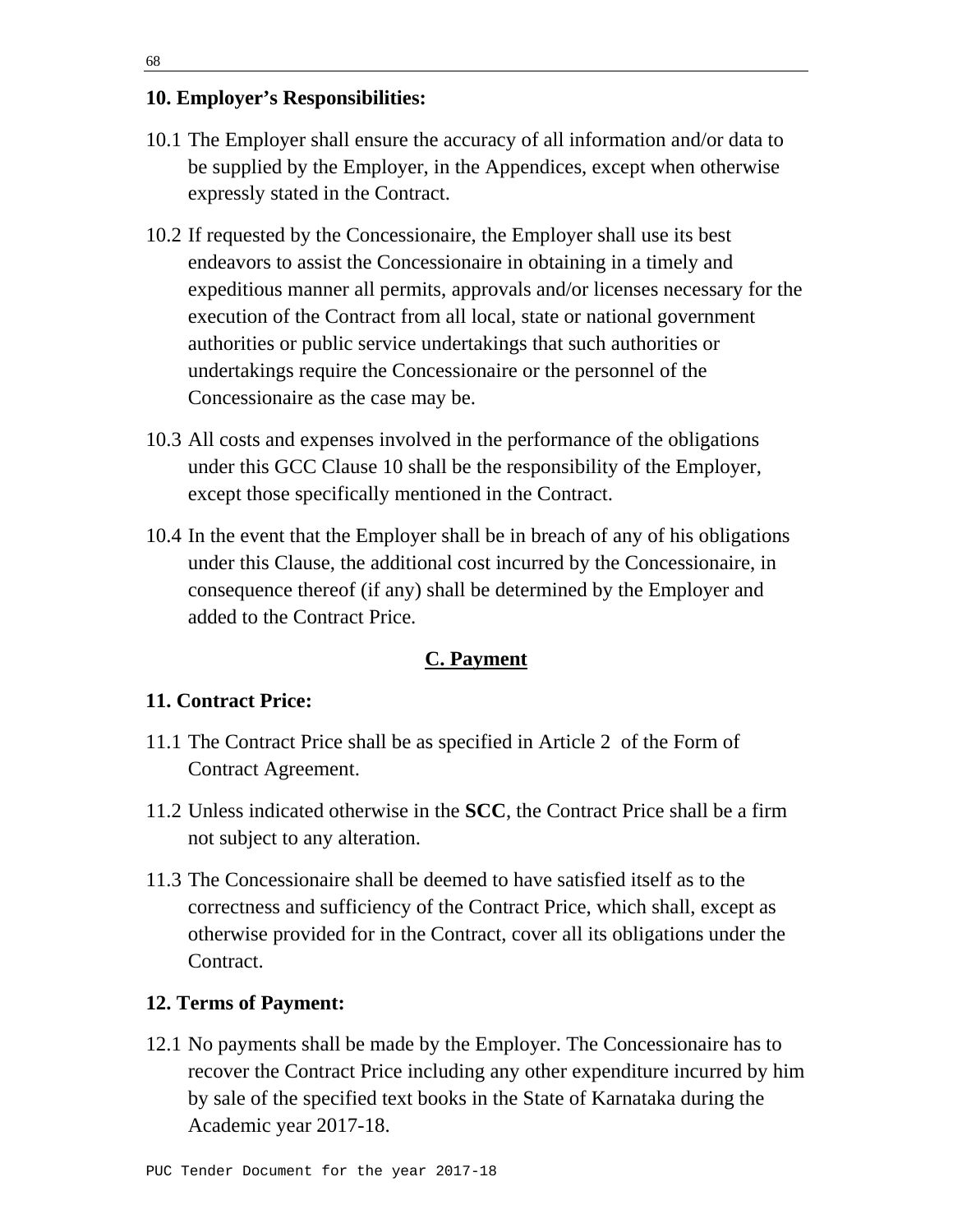### 10. Employer's Responsibilities:

10.1 The Employer shall ensure the accuracy of all information and/or data to be supplied by the Employer, in the Appendices, except when otherwise expressly stated in the Contract.

10.2 If requested by the Concessionaire, the Employer shall use its best endeavors to assist the Concessionaire in obtaining in a timely and expeditious manner all permits, approvals and/or licenses necessary for the execution of the Contract from all local, state or national government authorities or public service undertakings that such authorities or undertakings require the Concessionaire or the personnel of the Concessionaire as the case may be.

10.3 All costs and expenses involved in the performance of the obligations under this GCC Clause 10 shall be the responsibility of the Employer, except those specifically mentioned in the Contract.

10.4 In the event that the Employer shall be in breach of any of his obligations under this Clause, the additional cost incurred by the Concessionaire, in consequence thereof (if any) shall be determined by the Employer and added to the Contract Price.

## C. Payment

### 11. Contract Price:

11.1 The Contract Price shall be as specified in Article 2 of the Form of Contract Agreement.

11.2 Unless indicated otherwise in the **SCC**, the Contract Price shall be a firm not subject to any alteration.

11.3 The Concessionaire shall be deemed to have satisfied itself as to the correctness and sufficiency of the Contract Price, which shall, except as otherwise provided for in the Contract, cover all its obligations under the Contract.

### 12. Terms of Payment:

12.1 No payments shall be made by the Employer. The Concessionaire has to recover the Contract Price including any other expenditure incurred by him by sale of the specified text books in the State of Karnataka during the Academic year 2017-18.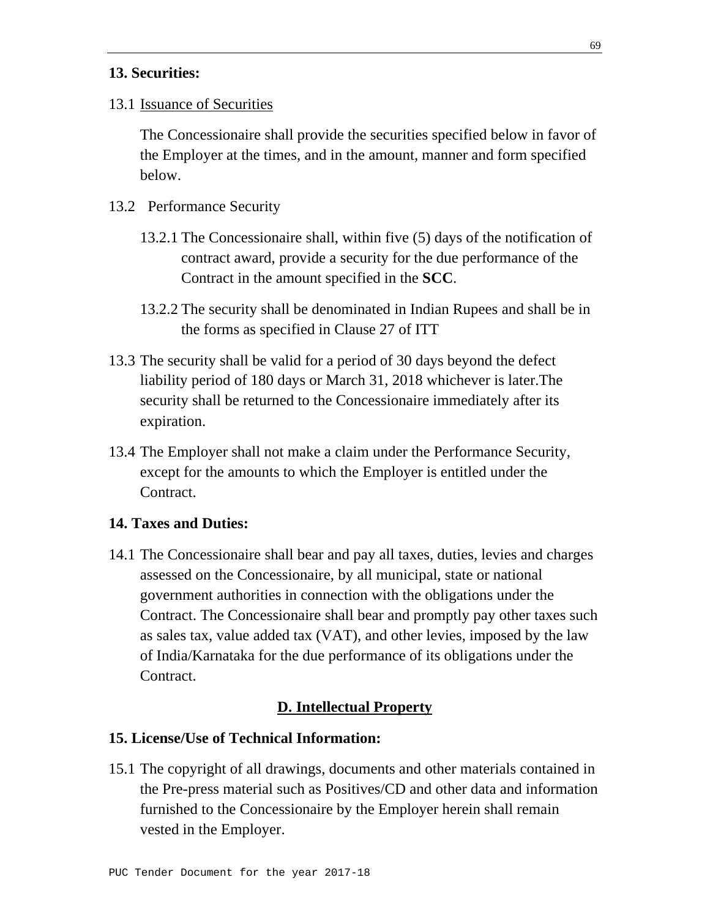**13. Securities:**

13.1 Issuance of Securities

The Concessionaire shall provide the securities specified below in favor of the Employer at the times, and in the amount, manner and form specified below.

13.2 Performance Security

13.2.1 The Concessionaire shall, within five (5) days of the notification of contract award, provide a security for the due performance of the Contract in the amount specified in the **SCC**.

13.2.2 The security shall be denominated in Indian Rupees and shall be in the forms as specified in Clause 27 of ITT

13.3 The security shall be valid for a period of 30 days beyond the defect liability period of 180 days or March 31, 2018 whichever is later.The security shall be returned to the Concessionaire immediately after its expiration.

13.4 The Employer shall not make a claim under the Performance Security, except for the amounts to which the Employer is entitled under the Contract.

**14. Taxes and Duties:**

14.1 The Concessionaire shall bear and pay all taxes, duties, levies and charges assessed on the Concessionaire, by all municipal, state or national government authorities in connection with the obligations under the Contract. The Concessionaire shall bear and promptly pay other taxes such as sales tax, value added tax (VAT), and other levies, imposed by the law of India/Karnataka for the due performance of its obligations under the Contract.

## D. Intellectual Property

**15. License/Use of Technical Information:**

15.1 The copyright of all drawings, documents and other materials contained in the Pre-press material such as Positives/CD and other data and information furnished to the Concessionaire by the Employer herein shall remain vested in the Employer.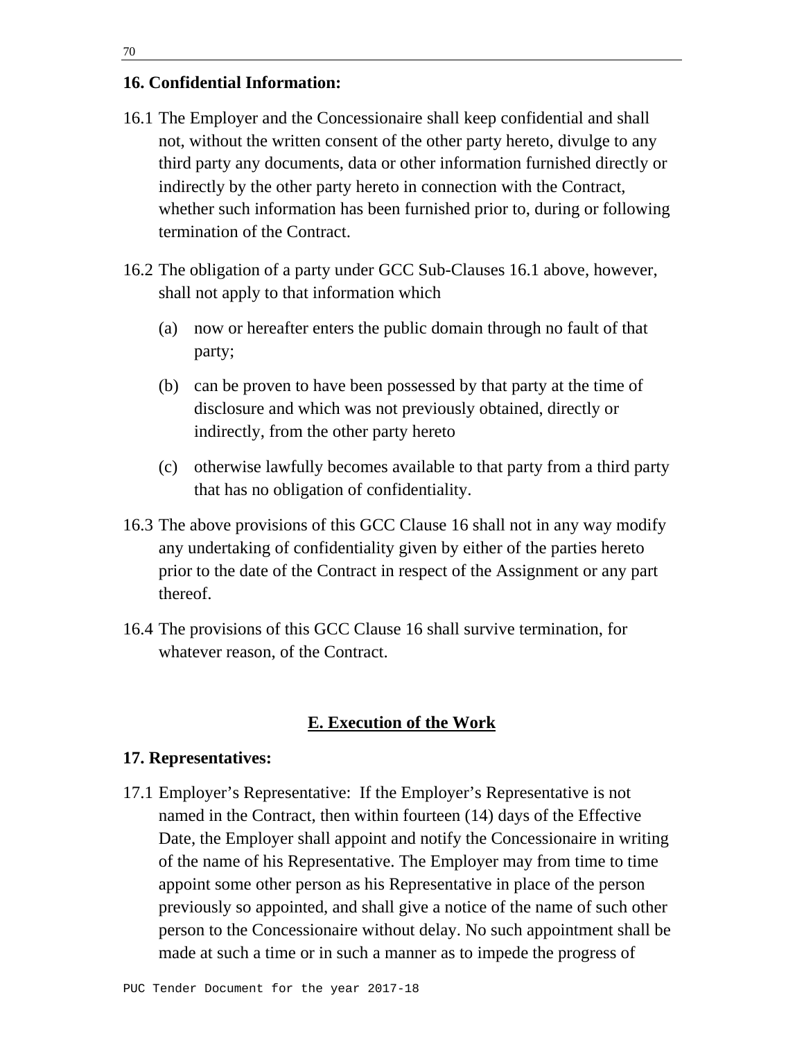**16. Confidential Information:**

16.1 The Employer and the Concessionaire shall keep confidential and shall not, without the written consent of the other party hereto, divulge to any third party any documents, data or other information furnished directly or indirectly by the other party hereto in connection with the Contract, whether such information has been furnished prior to, during or following termination of the Contract.

16.2 The obligation of a party under GCC Sub-Clauses 16.1 above, however, shall not apply to that information which

(a) now or hereafter enters the public domain through no fault of that party;

(b) can be proven to have been possessed by that party at the time of disclosure and which was not previously obtained, directly or indirectly, from the other party hereto

(c) otherwise lawfully becomes available to that party from a third party that has no obligation of confidentiality.

16.3 The above provisions of this GCC Clause 16 shall not in any way modify any undertaking of confidentiality given by either of the parties hereto prior to the date of the Contract in respect of the Assignment or any part thereof.

16.4 The provisions of this GCC Clause 16 shall survive termination, for whatever reason, of the Contract.

## E. Execution of the Work

**17. Representatives:**

17.1 Employer's Representative: If the Employer's Representative is not named in the Contract, then within fourteen (14) days of the Effective Date, the Employer shall appoint and notify the Concessionaire in writing of the name of his Representative. The Employer may from time to time appoint some other person as his Representative in place of the person previously so appointed, and shall give a notice of the name of such other person to the Concessionaire without delay. No such appointment shall be made at such a time or in such a manner as to impede the progress of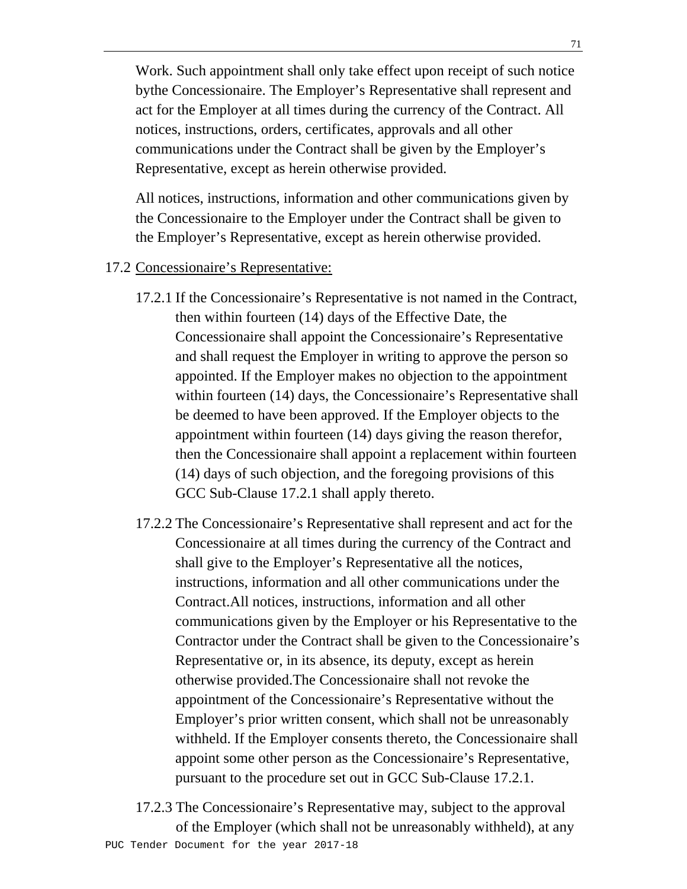Work. Such appointment shall only take effect upon receipt of such notice bythe Concessionaire. The Employer's Representative shall represent and act for the Employer at all times during the currency of the Contract. All notices, instructions, orders, certificates, approvals and all other communications under the Contract shall be given by the Employer's Representative, except as herein otherwise provided.

All notices, instructions, information and other communications given by the Concessionaire to the Employer under the Contract shall be given to the Employer's Representative, except as herein otherwise provided.

17.2 Concessionaire's Representative:

17.2.1 If the Concessionaire's Representative is not named in the Contract, then within fourteen (14) days of the Effective Date, the Concessionaire shall appoint the Concessionaire's Representative and shall request the Employer in writing to approve the person so appointed. If the Employer makes no objection to the appointment within fourteen (14) days, the Concessionaire's Representative shall be deemed to have been approved. If the Employer objects to the appointment within fourteen (14) days giving the reason therefor, then the Concessionaire shall appoint a replacement within fourteen (14) days of such objection, and the foregoing provisions of this GCC Sub-Clause 17.2.1 shall apply thereto.

17.2.2 The Concessionaire's Representative shall represent and act for the Concessionaire at all times during the currency of the Contract and shall give to the Employer's Representative all the notices, instructions, information and all other communications under the Contract.All notices, instructions, information and all other communications given by the Employer or his Representative to the Contractor under the Contract shall be given to the Concessionaire's Representative or, in its absence, its deputy, except as herein otherwise provided.The Concessionaire shall not revoke the appointment of the Concessionaire's Representative without the Employer's prior written consent, which shall not be unreasonably withheld. If the Employer consents thereto, the Concessionaire shall appoint some other person as the Concessionaire's Representative, pursuant to the procedure set out in GCC Sub-Clause 17.2.1.

17.2.3 The Concessionaire's Representative may, subject to the approval of the Employer (which shall not be unreasonably withheld), at any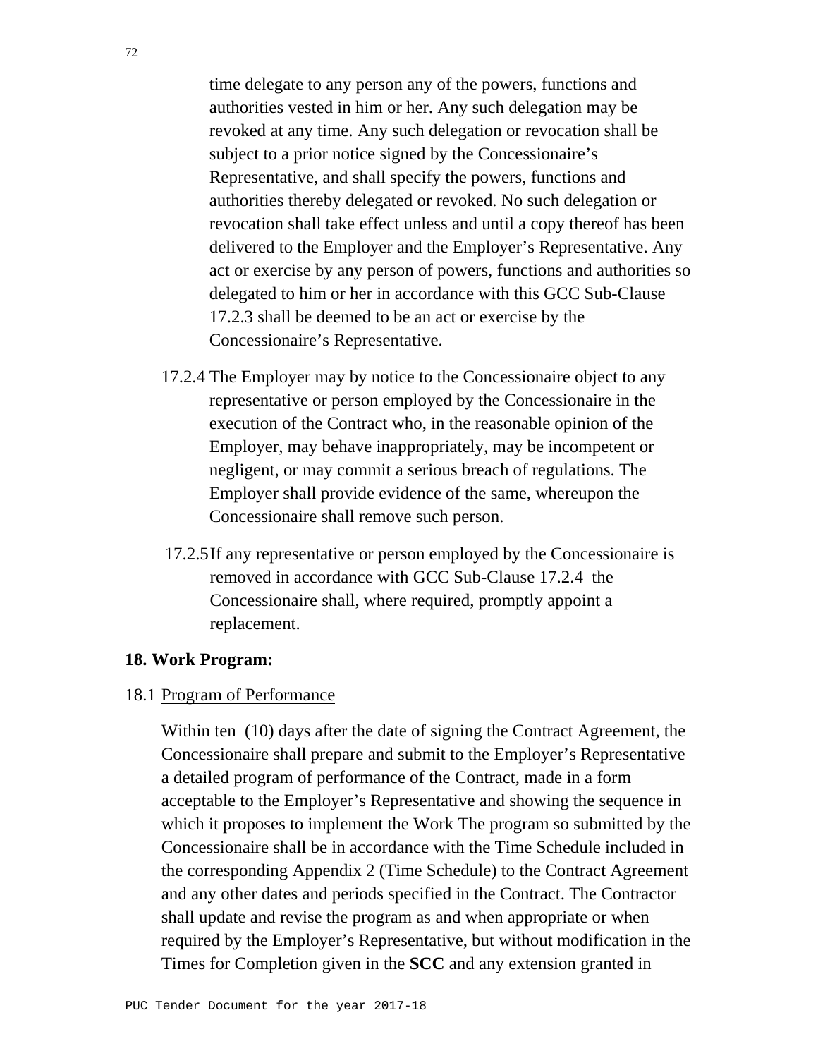time delegate to any person any of the powers, functions and authorities vested in him or her. Any such delegation may be revoked at any time. Any such delegation or revocation shall be subject to a prior notice signed by the Concessionaire's Representative, and shall specify the powers, functions and authorities thereby delegated or revoked. No such delegation or revocation shall take effect unless and until a copy thereof has been delivered to the Employer and the Employer's Representative. Any act or exercise by any person of powers, functions and authorities so delegated to him or her in accordance with this GCC Sub-Clause 17.2.3 shall be deemed to be an act or exercise by the Concessionaire's Representative.

17.2.4 The Employer may by notice to the Concessionaire object to any representative or person employed by the Concessionaire in the execution of the Contract who, in the reasonable opinion of the Employer, may behave inappropriately, may be incompetent or negligent, or may commit a serious breach of regulations. The Employer shall provide evidence of the same, whereupon the Concessionaire shall remove such person.

17.2.5 If any representative or person employed by the Concessionaire is removed in accordance with GCC Sub-Clause 17.2.4 the Concessionaire shall, where required, promptly appoint a replacement.

**18. Work Program:**

18.1 Program of Performance

Within ten (10) days after the date of signing the Contract Agreement, the Concessionaire shall prepare and submit to the Employer's Representative a detailed program of performance of the Contract, made in a form acceptable to the Employer's Representative and showing the sequence in which it proposes to implement the Work The program so submitted by the Concessionaire shall be in accordance with the Time Schedule included in the corresponding Appendix 2 (Time Schedule) to the Contract Agreement and any other dates and periods specified in the Contract. The Contractor shall update and revise the program as and when appropriate or when required by the Employer's Representative, but without modification in the Times for Completion given in the **SCC** and any extension granted in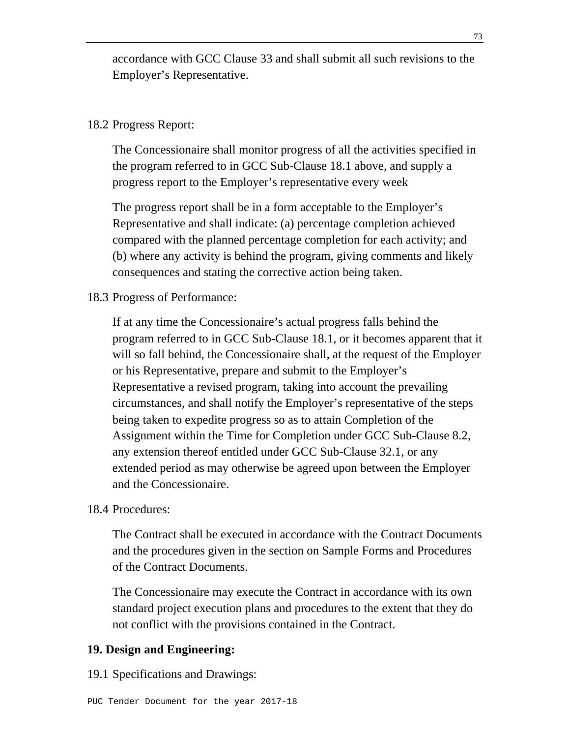accordance with GCC Clause 33 and shall submit all such revisions to the Employer's Representative.

18.2 Progress Report:

The Concessionaire shall monitor progress of all the activities specified in the program referred to in GCC Sub-Clause 18.1 above, and supply a progress report to the Employer's representative every week

The progress report shall be in a form acceptable to the Employer's Representative and shall indicate: (a) percentage completion achieved compared with the planned percentage completion for each activity; and (b) where any activity is behind the program, giving comments and likely consequences and stating the corrective action being taken.

18.3 Progress of Performance:

If at any time the Concessionaire's actual progress falls behind the program referred to in GCC Sub-Clause 18.1, or it becomes apparent that it will so fall behind, the Concessionaire shall, at the request of the Employer or his Representative, prepare and submit to the Employer's Representative a revised program, taking into account the prevailing circumstances, and shall notify the Employer's representative of the steps being taken to expedite progress so as to attain Completion of the Assignment within the Time for Completion under GCC Sub-Clause 8.2, any extension thereof entitled under GCC Sub-Clause 32.1, or any extended period as may otherwise be agreed upon between the Employer and the Concessionaire.

18.4 Procedures:

The Contract shall be executed in accordance with the Contract Documents and the procedures given in the section on Sample Forms and Procedures of the Contract Documents.

The Concessionaire may execute the Contract in accordance with its own standard project execution plans and procedures to the extent that they do not conflict with the provisions contained in the Contract.

**19. Design and Engineering:**

19.1 Specifications and Drawings: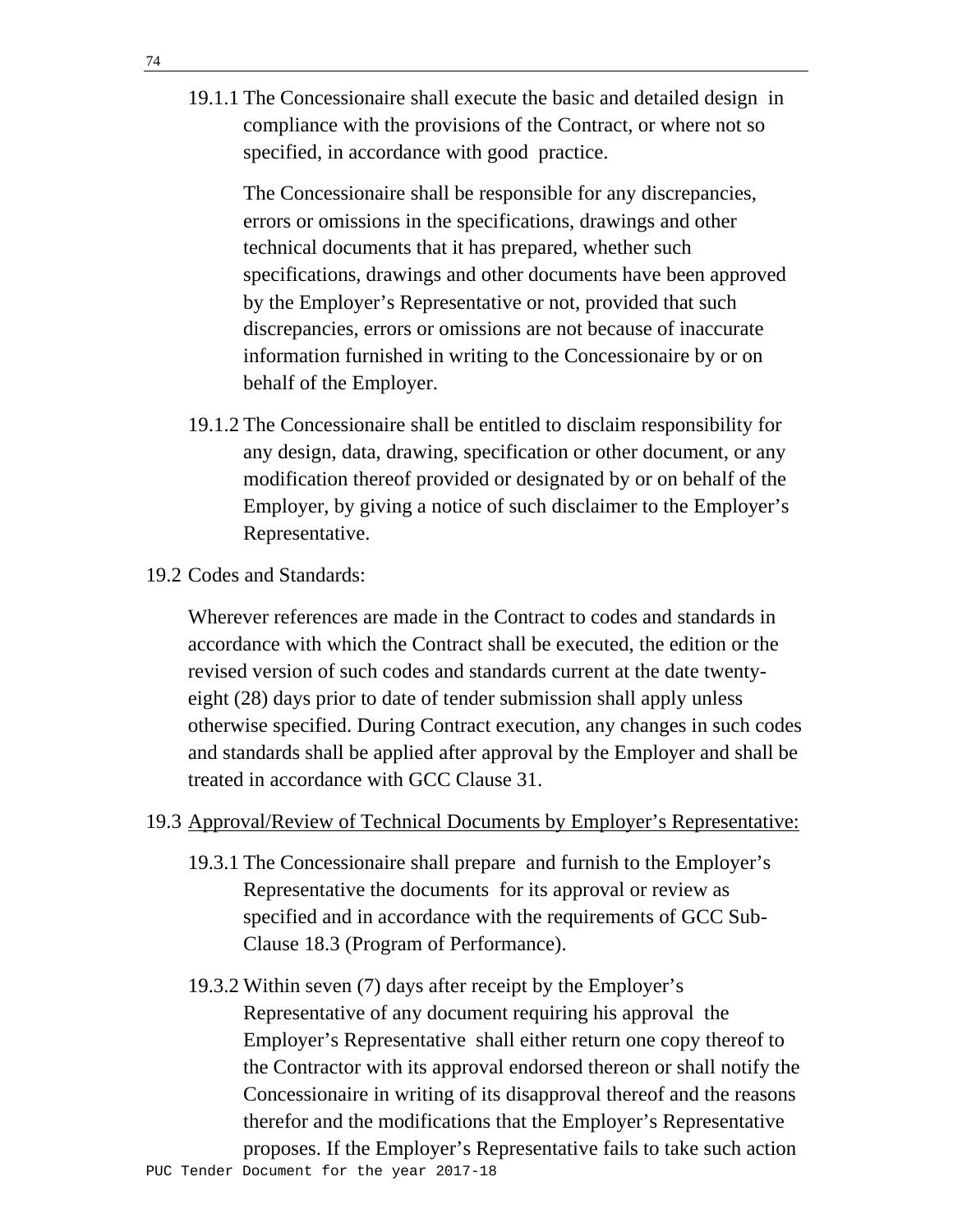19.1.1 The Concessionaire shall execute the basic and detailed design in compliance with the provisions of the Contract, or where not so specified, in accordance with good practice.

The Concessionaire shall be responsible for any discrepancies, errors or omissions in the specifications, drawings and other technical documents that it has prepared, whether such specifications, drawings and other documents have been approved by the Employer's Representative or not, provided that such discrepancies, errors or omissions are not because of inaccurate information furnished in writing to the Concessionaire by or on behalf of the Employer.

19.1.2 The Concessionaire shall be entitled to disclaim responsibility for any design, data, drawing, specification or other document, or any modification thereof provided or designated by or on behalf of the Employer, by giving a notice of such disclaimer to the Employer's Representative.

19.2 Codes and Standards:

Wherever references are made in the Contract to codes and standards in accordance with which the Contract shall be executed, the edition or the revised version of such codes and standards current at the date twenty-eight (28) days prior to date of tender submission shall apply unless otherwise specified. During Contract execution, any changes in such codes and standards shall be applied after approval by the Employer and shall be treated in accordance with GCC Clause 31.

19.3 <u>Approval/Review of Technical Documents by Employer's Representative:</u>

19.3.1 The Concessionaire shall prepare and furnish to the Employer's Representative the documents for its approval or review as specified and in accordance with the requirements of GCC Sub-Clause 18.3 (Program of Performance).

19.3.2 Within seven (7) days after receipt by the Employer's Representative of any document requiring his approval the Employer's Representative shall either return one copy thereof to the Contractor with its approval endorsed thereon or shall notify the Concessionaire in writing of its disapproval thereof and the reasons therefor and the modifications that the Employer's Representative proposes. If the Employer's Representative fails to take such action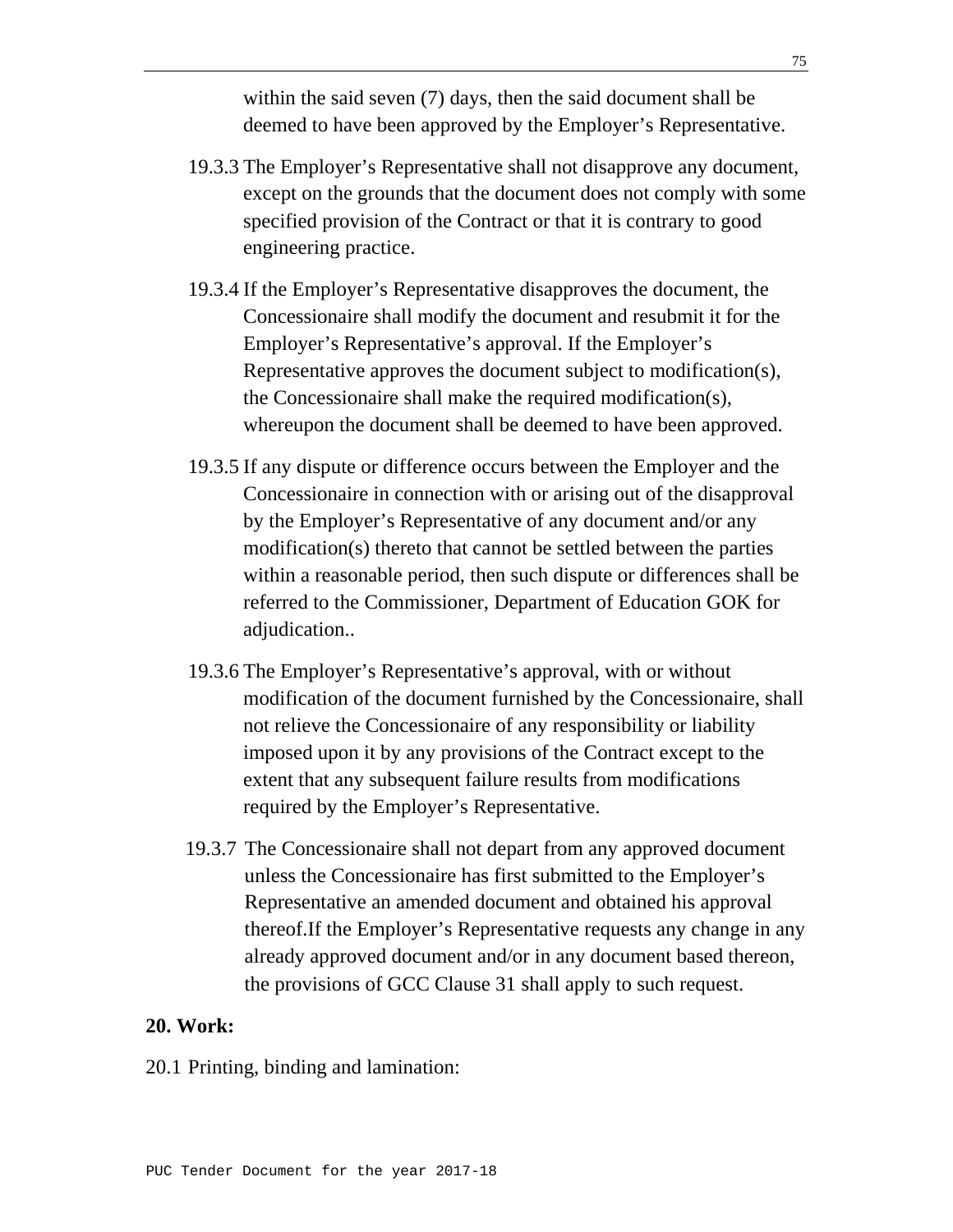within the said seven (7) days, then the said document shall be deemed to have been approved by the Employer's Representative.

19.3.3 The Employer's Representative shall not disapprove any document, except on the grounds that the document does not comply with some specified provision of the Contract or that it is contrary to good engineering practice.

19.3.4 If the Employer's Representative disapproves the document, the Concessionaire shall modify the document and resubmit it for the Employer's Representative's approval. If the Employer's Representative approves the document subject to modification(s), the Concessionaire shall make the required modification(s), whereupon the document shall be deemed to have been approved.

19.3.5 If any dispute or difference occurs between the Employer and the Concessionaire in connection with or arising out of the disapproval by the Employer's Representative of any document and/or any modification(s) thereto that cannot be settled between the parties within a reasonable period, then such dispute or differences shall be referred to the Commissioner, Department of Education GOK for adjudication..

19.3.6 The Employer's Representative's approval, with or without modification of the document furnished by the Concessionaire, shall not relieve the Concessionaire of any responsibility or liability imposed upon it by any provisions of the Contract except to the extent that any subsequent failure results from modifications required by the Employer's Representative.

19.3.7 The Concessionaire shall not depart from any approved document unless the Concessionaire has first submitted to the Employer's Representative an amended document and obtained his approval thereof.If the Employer's Representative requests any change in any already approved document and/or in any document based thereon, the provisions of GCC Clause 31 shall apply to such request.

**20. Work:**

20.1 Printing, binding and lamination: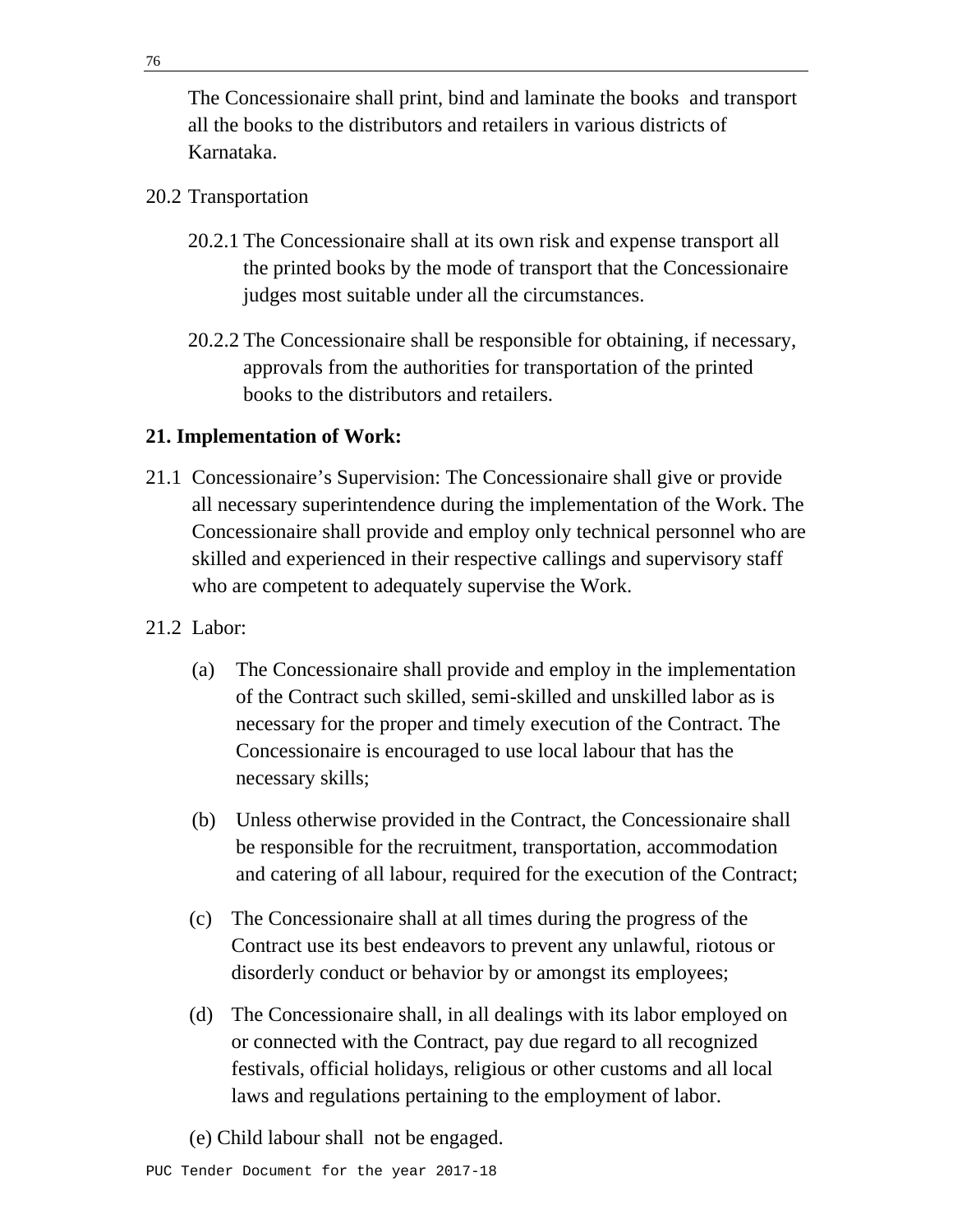The Concessionaire shall print, bind and laminate the books and transport all the books to the distributors and retailers in various districts of Karnataka.

20.2 Transportation

20.2.1 The Concessionaire shall at its own risk and expense transport all the printed books by the mode of transport that the Concessionaire judges most suitable under all the circumstances.

20.2.2 The Concessionaire shall be responsible for obtaining, if necessary, approvals from the authorities for transportation of the printed books to the distributors and retailers.

**21. Implementation of Work:**

21.1 Concessionaire's Supervision: The Concessionaire shall give or provide all necessary superintendence during the implementation of the Work. The Concessionaire shall provide and employ only technical personnel who are skilled and experienced in their respective callings and supervisory staff who are competent to adequately supervise the Work.

21.2 Labor:

(a) The Concessionaire shall provide and employ in the implementation of the Contract such skilled, semi-skilled and unskilled labor as is necessary for the proper and timely execution of the Contract. The Concessionaire is encouraged to use local labour that has the necessary skills;

(b) Unless otherwise provided in the Contract, the Concessionaire shall be responsible for the recruitment, transportation, accommodation and catering of all labour, required for the execution of the Contract;

(c) The Concessionaire shall at all times during the progress of the Contract use its best endeavors to prevent any unlawful, riotous or disorderly conduct or behavior by or amongst its employees;

(d) The Concessionaire shall, in all dealings with its labor employed on or connected with the Contract, pay due regard to all recognized festivals, official holidays, religious or other customs and all local laws and regulations pertaining to the employment of labor.

(e) Child labour shall not be engaged.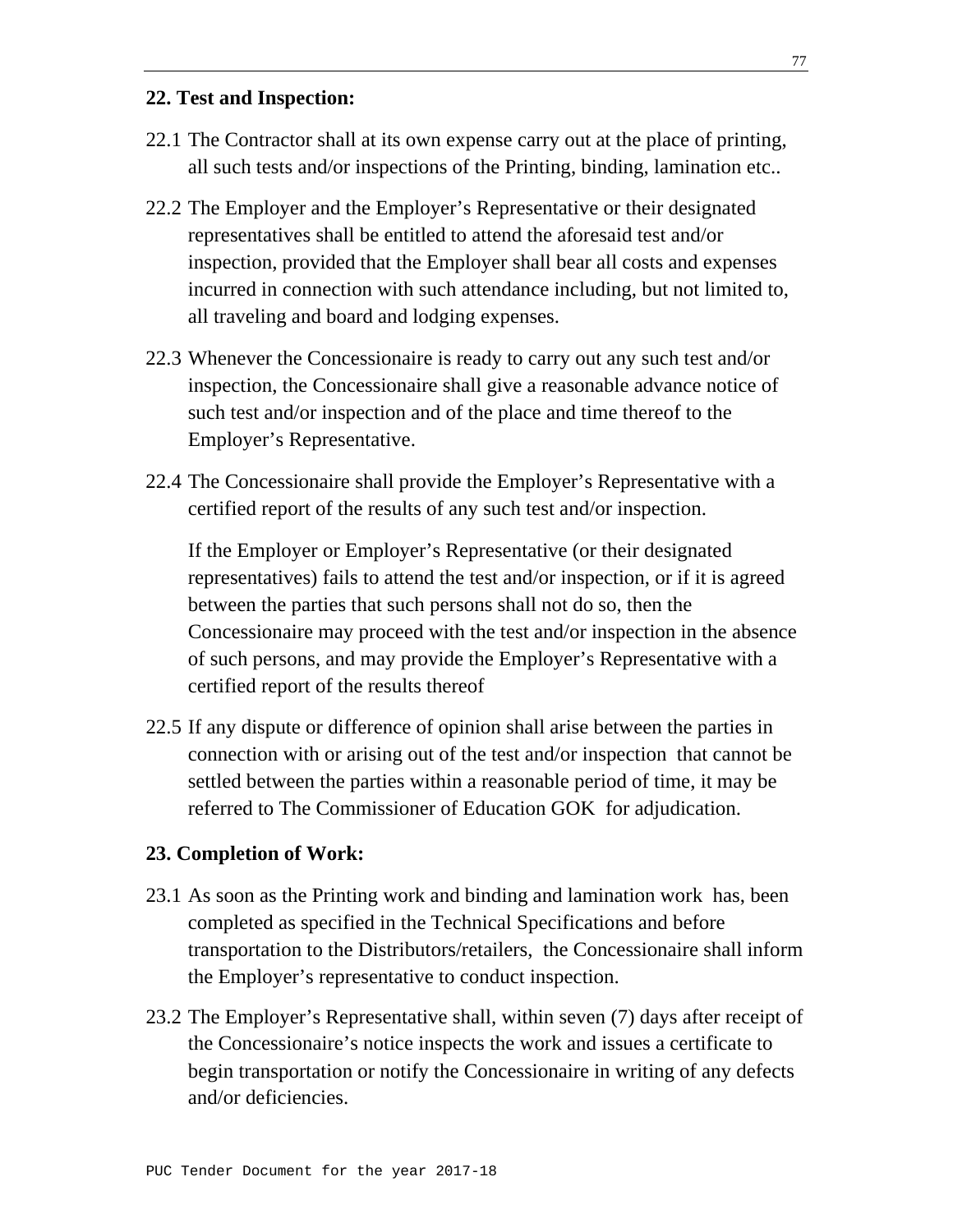## 22. Test and Inspection:

22.1 The Contractor shall at its own expense carry out at the place of printing, all such tests and/or inspections of the Printing, binding, lamination etc..

22.2 The Employer and the Employer's Representative or their designated representatives shall be entitled to attend the aforesaid test and/or inspection, provided that the Employer shall bear all costs and expenses incurred in connection with such attendance including, but not limited to, all traveling and board and lodging expenses.

22.3 Whenever the Concessionaire is ready to carry out any such test and/or inspection, the Concessionaire shall give a reasonable advance notice of such test and/or inspection and of the place and time thereof to the Employer's Representative.

22.4 The Concessionaire shall provide the Employer's Representative with a certified report of the results of any such test and/or inspection.

If the Employer or Employer's Representative (or their designated representatives) fails to attend the test and/or inspection, or if it is agreed between the parties that such persons shall not do so, then the Concessionaire may proceed with the test and/or inspection in the absence of such persons, and may provide the Employer's Representative with a certified report of the results thereof

22.5 If any dispute or difference of opinion shall arise between the parties in connection with or arising out of the test and/or inspection that cannot be settled between the parties within a reasonable period of time, it may be referred to The Commissioner of Education GOK for adjudication.

## 23. Completion of Work:

23.1 As soon as the Printing work and binding and lamination work has, been completed as specified in the Technical Specifications and before transportation to the Distributors/retailers, the Concessionaire shall inform the Employer's representative to conduct inspection.

23.2 The Employer's Representative shall, within seven (7) days after receipt of the Concessionaire's notice inspects the work and issues a certificate to begin transportation or notify the Concessionaire in writing of any defects and/or deficiencies.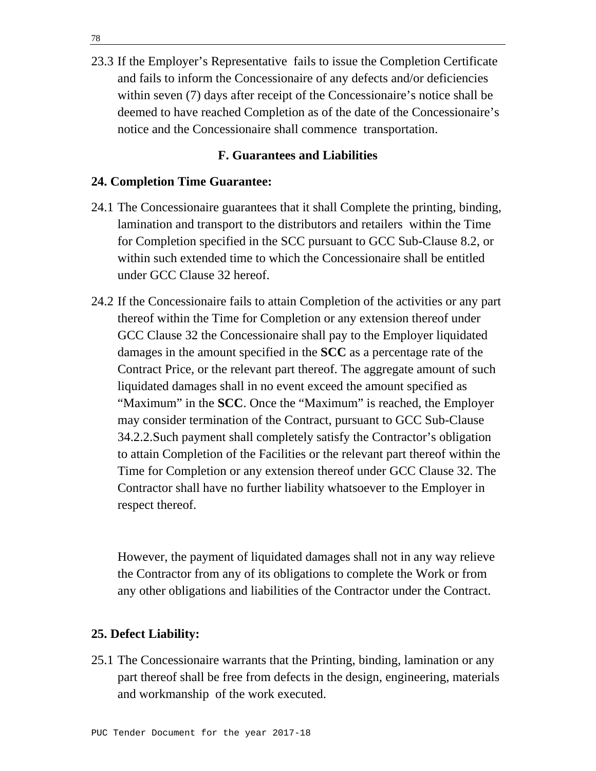23.3 If the Employer's Representative fails to issue the Completion Certificate and fails to inform the Concessionaire of any defects and/or deficiencies within seven (7) days after receipt of the Concessionaire's notice shall be deemed to have reached Completion as of the date of the Concessionaire's notice and the Concessionaire shall commence transportation.

## F. Guarantees and Liabilities

### 24. Completion Time Guarantee:

24.1 The Concessionaire guarantees that it shall Complete the printing, binding, lamination and transport to the distributors and retailers within the Time for Completion specified in the SCC pursuant to GCC Sub-Clause 8.2, or within such extended time to which the Concessionaire shall be entitled under GCC Clause 32 hereof.

24.2 If the Concessionaire fails to attain Completion of the activities or any part thereof within the Time for Completion or any extension thereof under GCC Clause 32 the Concessionaire shall pay to the Employer liquidated damages in the amount specified in the **SCC** as a percentage rate of the Contract Price, or the relevant part thereof. The aggregate amount of such liquidated damages shall in no event exceed the amount specified as "Maximum" in the **SCC**. Once the "Maximum" is reached, the Employer may consider termination of the Contract, pursuant to GCC Sub-Clause 34.2.2.Such payment shall completely satisfy the Contractor's obligation to attain Completion of the Facilities or the relevant part thereof within the Time for Completion or any extension thereof under GCC Clause 32. The Contractor shall have no further liability whatsoever to the Employer in respect thereof.

However, the payment of liquidated damages shall not in any way relieve the Contractor from any of its obligations to complete the Work or from any other obligations and liabilities of the Contractor under the Contract.

### 25. Defect Liability:

25.1 The Concessionaire warrants that the Printing, binding, lamination or any part thereof shall be free from defects in the design, engineering, materials and workmanship of the work executed.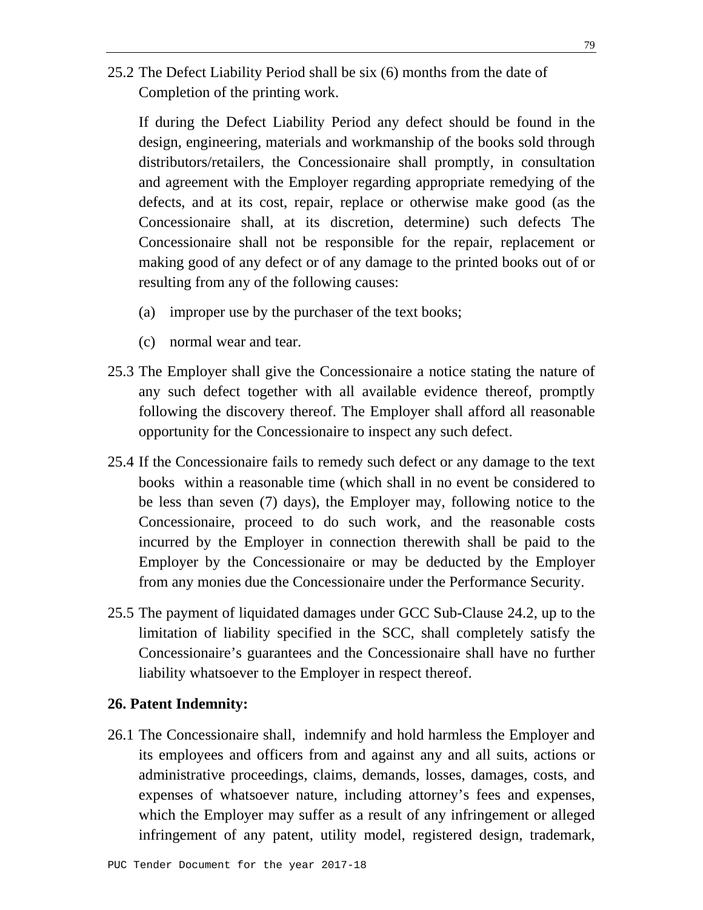25.2 The Defect Liability Period shall be six (6) months from the date of Completion of the printing work.

If during the Defect Liability Period any defect should be found in the design, engineering, materials and workmanship of the books sold through distributors/retailers, the Concessionaire shall promptly, in consultation and agreement with the Employer regarding appropriate remedying of the defects, and at its cost, repair, replace or otherwise make good (as the Concessionaire shall, at its discretion, determine) such defects The Concessionaire shall not be responsible for the repair, replacement or making good of any defect or of any damage to the printed books out of or resulting from any of the following causes:

(a) improper use by the purchaser of the text books;

(c) normal wear and tear.

25.3 The Employer shall give the Concessionaire a notice stating the nature of any such defect together with all available evidence thereof, promptly following the discovery thereof. The Employer shall afford all reasonable opportunity for the Concessionaire to inspect any such defect.

25.4 If the Concessionaire fails to remedy such defect or any damage to the text books within a reasonable time (which shall in no event be considered to be less than seven (7) days), the Employer may, following notice to the Concessionaire, proceed to do such work, and the reasonable costs incurred by the Employer in connection therewith shall be paid to the Employer by the Concessionaire or may be deducted by the Employer from any monies due the Concessionaire under the Performance Security.

25.5 The payment of liquidated damages under GCC Sub-Clause 24.2, up to the limitation of liability specified in the SCC, shall completely satisfy the Concessionaire's guarantees and the Concessionaire shall have no further liability whatsoever to the Employer in respect thereof.

**26. Patent Indemnity:**

26.1 The Concessionaire shall, indemnify and hold harmless the Employer and its employees and officers from and against any and all suits, actions or administrative proceedings, claims, demands, losses, damages, costs, and expenses of whatsoever nature, including attorney's fees and expenses, which the Employer may suffer as a result of any infringement or alleged infringement of any patent, utility model, registered design, trademark,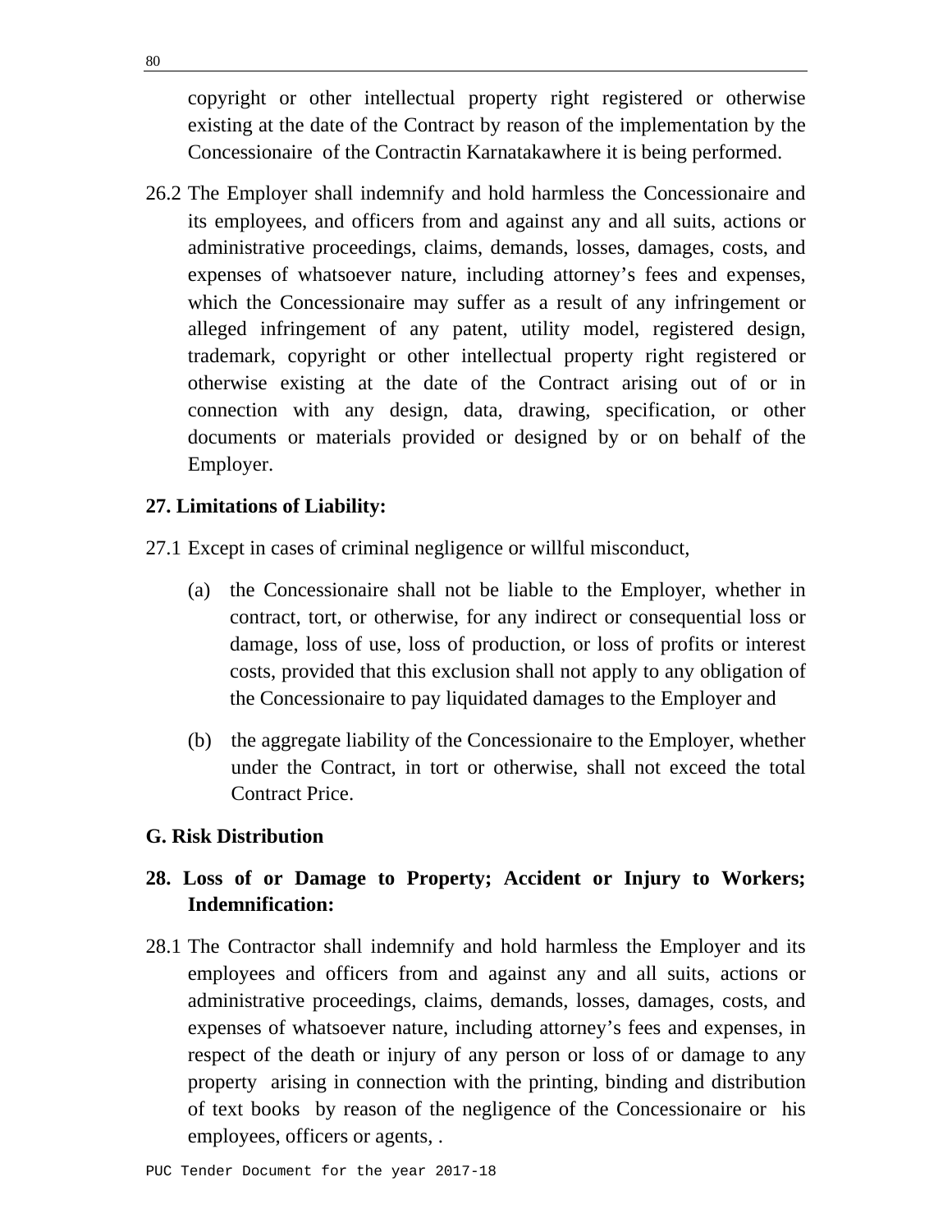copyright or other intellectual property right registered or otherwise existing at the date of the Contract by reason of the implementation by the Concessionaire of the Contractin Karnatakawhere it is being performed.

26.2 The Employer shall indemnify and hold harmless the Concessionaire and its employees, and officers from and against any and all suits, actions or administrative proceedings, claims, demands, losses, damages, costs, and expenses of whatsoever nature, including attorney's fees and expenses, which the Concessionaire may suffer as a result of any infringement or alleged infringement of any patent, utility model, registered design, trademark, copyright or other intellectual property right registered or otherwise existing at the date of the Contract arising out of or in connection with any design, data, drawing, specification, or other documents or materials provided or designed by or on behalf of the Employer.

**27. Limitations of Liability:**

27.1 Except in cases of criminal negligence or willful misconduct,

(a) the Concessionaire shall not be liable to the Employer, whether in contract, tort, or otherwise, for any indirect or consequential loss or damage, loss of use, loss of production, or loss of profits or interest costs, provided that this exclusion shall not apply to any obligation of the Concessionaire to pay liquidated damages to the Employer and

(b) the aggregate liability of the Concessionaire to the Employer, whether under the Contract, in tort or otherwise, shall not exceed the total Contract Price.

**G. Risk Distribution**

**28. Loss of or Damage to Property; Accident or Injury to Workers; Indemnification:**

28.1 The Contractor shall indemnify and hold harmless the Employer and its employees and officers from and against any and all suits, actions or administrative proceedings, claims, demands, losses, damages, costs, and expenses of whatsoever nature, including attorney's fees and expenses, in respect of the death or injury of any person or loss of or damage to any property arising in connection with the printing, binding and distribution of text books by reason of the negligence of the Concessionaire or his employees, officers or agents, .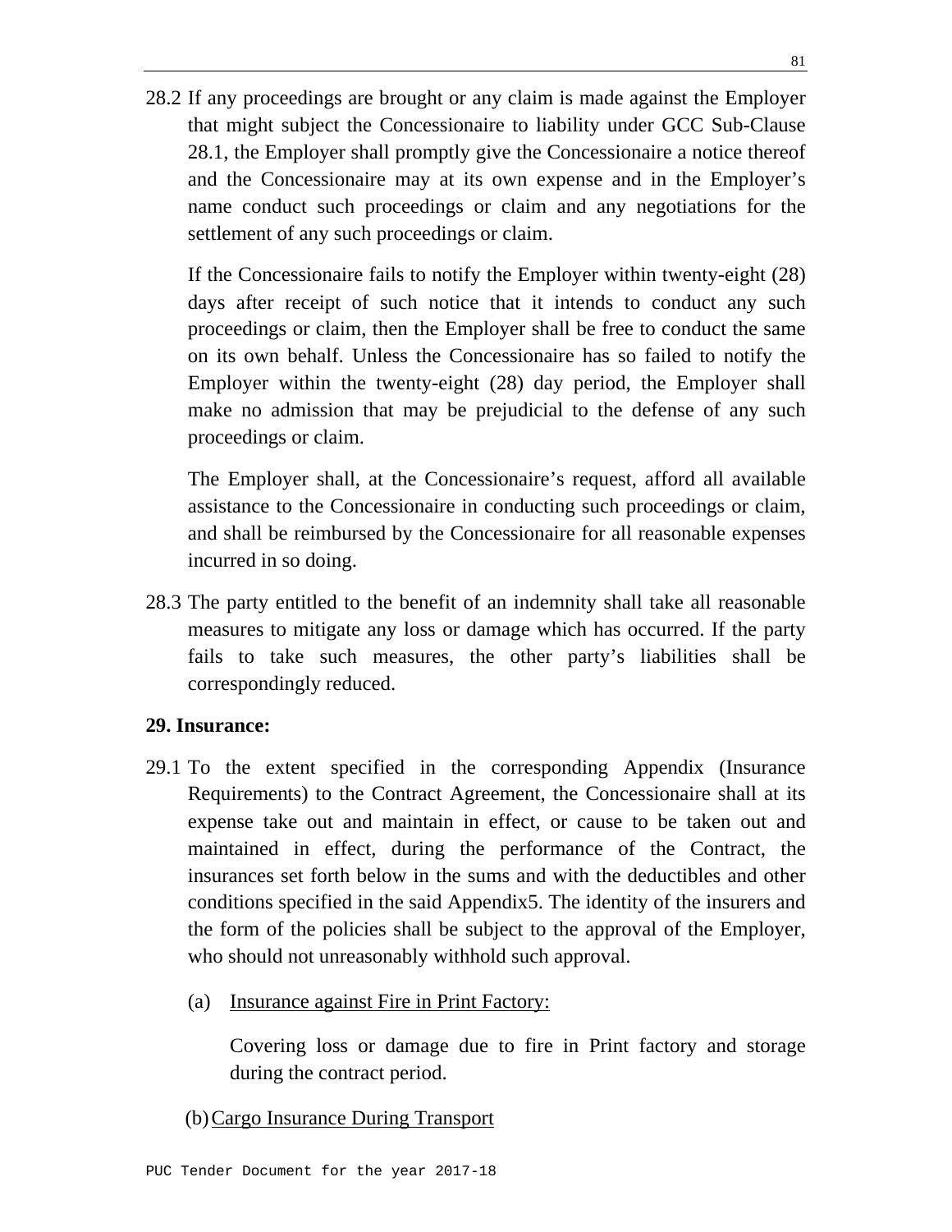28.2 If any proceedings are brought or any claim is made against the Employer that might subject the Concessionaire to liability under GCC Sub-Clause 28.1, the Employer shall promptly give the Concessionaire a notice thereof and the Concessionaire may at its own expense and in the Employer's name conduct such proceedings or claim and any negotiations for the settlement of any such proceedings or claim.

If the Concessionaire fails to notify the Employer within twenty-eight (28) days after receipt of such notice that it intends to conduct any such proceedings or claim, then the Employer shall be free to conduct the same on its own behalf. Unless the Concessionaire has so failed to notify the Employer within the twenty-eight (28) day period, the Employer shall make no admission that may be prejudicial to the defense of any such proceedings or claim.

The Employer shall, at the Concessionaire's request, afford all available assistance to the Concessionaire in conducting such proceedings or claim, and shall be reimbursed by the Concessionaire for all reasonable expenses incurred in so doing.

28.3 The party entitled to the benefit of an indemnity shall take all reasonable measures to mitigate any loss or damage which has occurred. If the party fails to take such measures, the other party's liabilities shall be correspondingly reduced.

**29. Insurance:**

29.1 To the extent specified in the corresponding Appendix (Insurance Requirements) to the Contract Agreement, the Concessionaire shall at its expense take out and maintain in effect, or cause to be taken out and maintained in effect, during the performance of the Contract, the insurances set forth below in the sums and with the deductibles and other conditions specified in the said Appendix5. The identity of the insurers and the form of the policies shall be subject to the approval of the Employer, who should not unreasonably withhold such approval.

(a) Insurance against Fire in Print Factory:

Covering loss or damage due to fire in Print factory and storage during the contract period.

(b) Cargo Insurance During Transport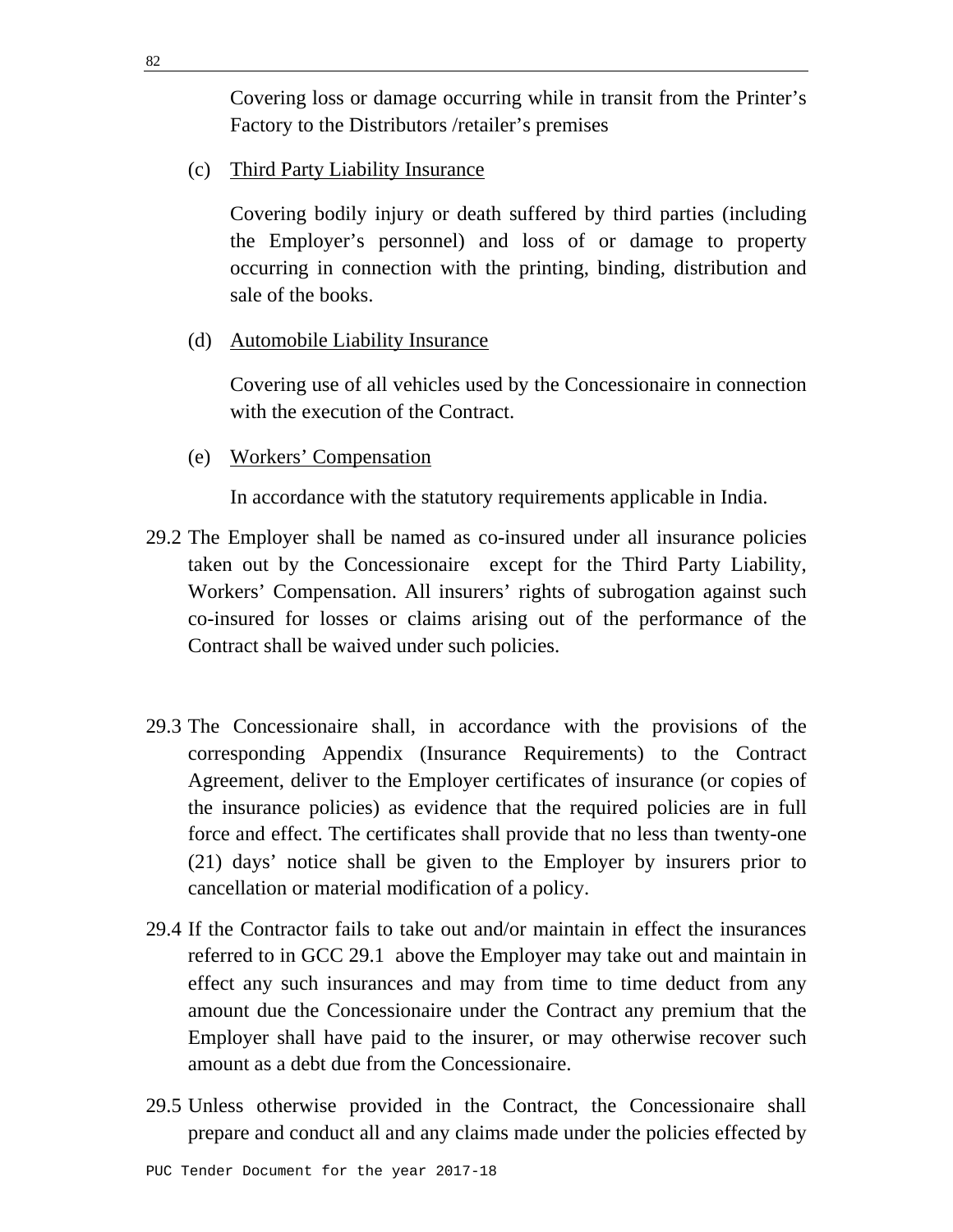Covering loss or damage occurring while in transit from the Printer's Factory to the Distributors /retailer's premises

(c) Third Party Liability Insurance

Covering bodily injury or death suffered by third parties (including the Employer's personnel) and loss of or damage to property occurring in connection with the printing, binding, distribution and sale of the books.

(d) Automobile Liability Insurance

Covering use of all vehicles used by the Concessionaire in connection with the execution of the Contract.

(e) Workers' Compensation

In accordance with the statutory requirements applicable in India.

29.2 The Employer shall be named as co-insured under all insurance policies taken out by the Concessionaire except for the Third Party Liability, Workers' Compensation. All insurers' rights of subrogation against such co-insured for losses or claims arising out of the performance of the Contract shall be waived under such policies.

29.3 The Concessionaire shall, in accordance with the provisions of the corresponding Appendix (Insurance Requirements) to the Contract Agreement, deliver to the Employer certificates of insurance (or copies of the insurance policies) as evidence that the required policies are in full force and effect. The certificates shall provide that no less than twenty-one (21) days' notice shall be given to the Employer by insurers prior to cancellation or material modification of a policy.

29.4 If the Contractor fails to take out and/or maintain in effect the insurances referred to in GCC 29.1 above the Employer may take out and maintain in effect any such insurances and may from time to time deduct from any amount due the Concessionaire under the Contract any premium that the Employer shall have paid to the insurer, or may otherwise recover such amount as a debt due from the Concessionaire.

29.5 Unless otherwise provided in the Contract, the Concessionaire shall prepare and conduct all and any claims made under the policies effected by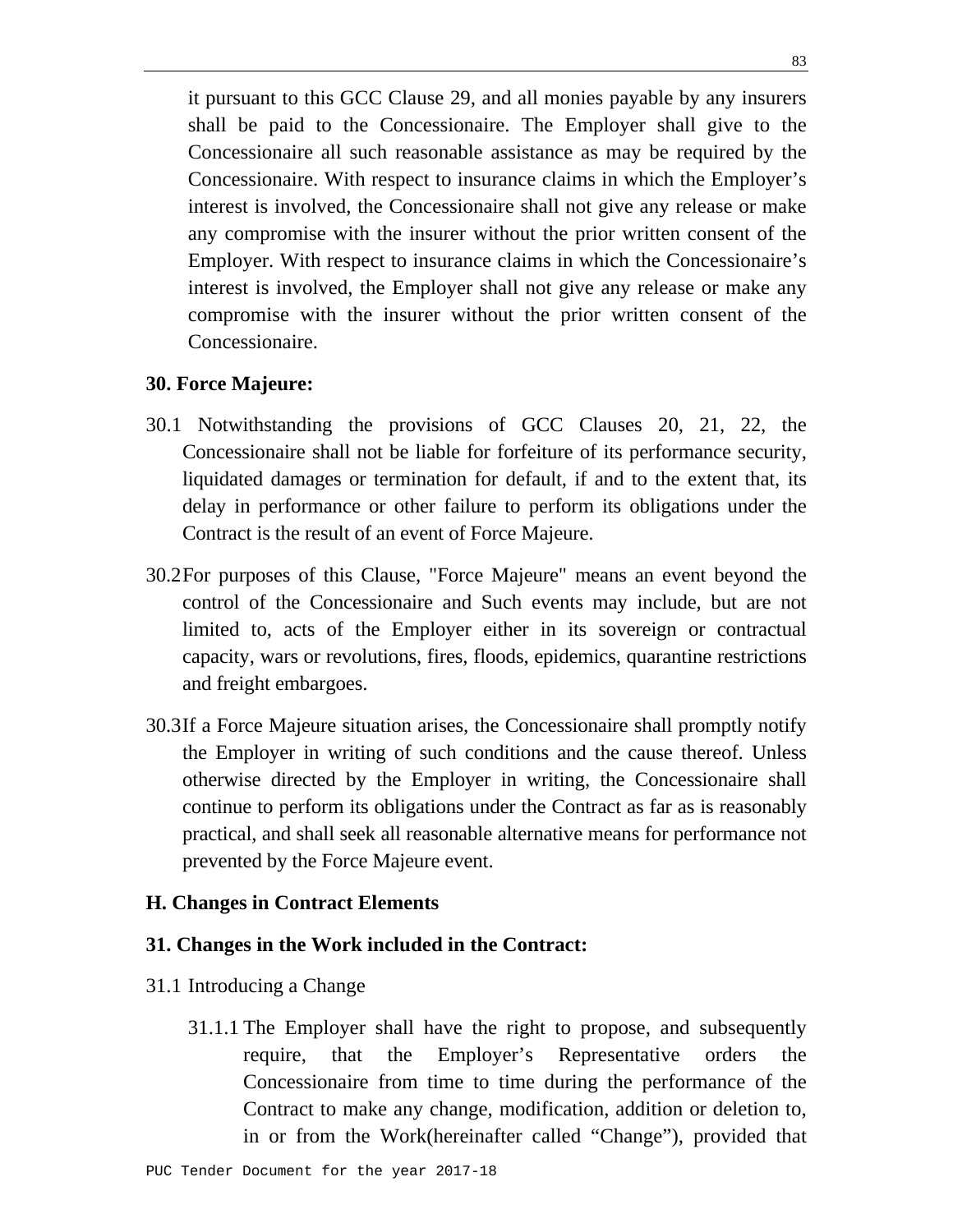it pursuant to this GCC Clause 29, and all monies payable by any insurers shall be paid to the Concessionaire. The Employer shall give to the Concessionaire all such reasonable assistance as may be required by the Concessionaire. With respect to insurance claims in which the Employer's interest is involved, the Concessionaire shall not give any release or make any compromise with the insurer without the prior written consent of the Employer. With respect to insurance claims in which the Concessionaire's interest is involved, the Employer shall not give any release or make any compromise with the insurer without the prior written consent of the Concessionaire.

**30. Force Majeure:**

30.1 Notwithstanding the provisions of GCC Clauses 20, 21, 22, the Concessionaire shall not be liable for forfeiture of its performance security, liquidated damages or termination for default, if and to the extent that, its delay in performance or other failure to perform its obligations under the Contract is the result of an event of Force Majeure.

30.2 For purposes of this Clause, "Force Majeure" means an event beyond the control of the Concessionaire and Such events may include, but are not limited to, acts of the Employer either in its sovereign or contractual capacity, wars or revolutions, fires, floods, epidemics, quarantine restrictions and freight embargoes.

30.3 If a Force Majeure situation arises, the Concessionaire shall promptly notify the Employer in writing of such conditions and the cause thereof. Unless otherwise directed by the Employer in writing, the Concessionaire shall continue to perform its obligations under the Contract as far as is reasonably practical, and shall seek all reasonable alternative means for performance not prevented by the Force Majeure event.

**H. Changes in Contract Elements**

**31. Changes in the Work included in the Contract:**

31.1 Introducing a Change

31.1.1 The Employer shall have the right to propose, and subsequently require, that the Employer's Representative orders the Concessionaire from time to time during the performance of the Contract to make any change, modification, addition or deletion to, in or from the Work(hereinafter called "Change"), provided that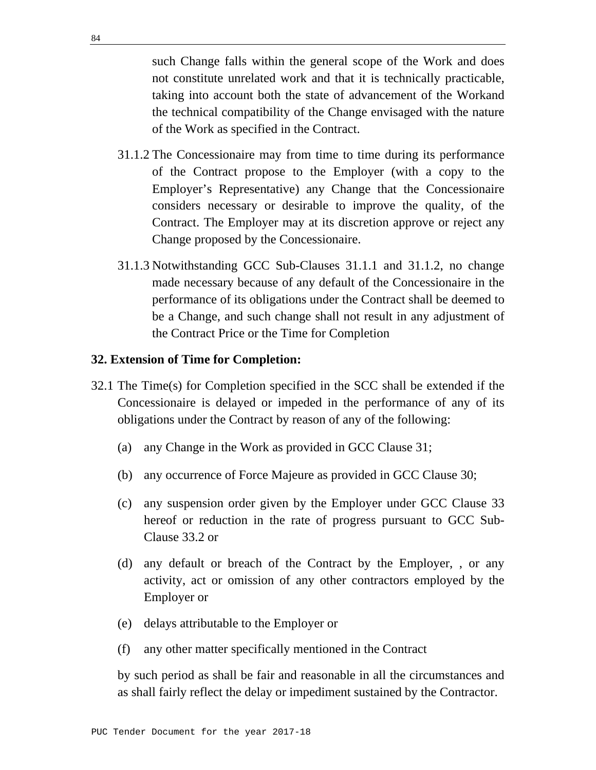such Change falls within the general scope of the Work and does not constitute unrelated work and that it is technically practicable, taking into account both the state of advancement of the Workand the technical compatibility of the Change envisaged with the nature of the Work as specified in the Contract.

31.1.2 The Concessionaire may from time to time during its performance of the Contract propose to the Employer (with a copy to the Employer's Representative) any Change that the Concessionaire considers necessary or desirable to improve the quality, of the Contract. The Employer may at its discretion approve or reject any Change proposed by the Concessionaire.

31.1.3 Notwithstanding GCC Sub-Clauses 31.1.1 and 31.1.2, no change made necessary because of any default of the Concessionaire in the performance of its obligations under the Contract shall be deemed to be a Change, and such change shall not result in any adjustment of the Contract Price or the Time for Completion

**32. Extension of Time for Completion:**

32.1 The Time(s) for Completion specified in the SCC shall be extended if the Concessionaire is delayed or impeded in the performance of any of its obligations under the Contract by reason of any of the following:

(a) any Change in the Work as provided in GCC Clause 31;

(b) any occurrence of Force Majeure as provided in GCC Clause 30;

(c) any suspension order given by the Employer under GCC Clause 33 hereof or reduction in the rate of progress pursuant to GCC Sub-Clause 33.2 or

(d) any default or breach of the Contract by the Employer, , or any activity, act or omission of any other contractors employed by the Employer or

(e) delays attributable to the Employer or

(f) any other matter specifically mentioned in the Contract

by such period as shall be fair and reasonable in all the circumstances and as shall fairly reflect the delay or impediment sustained by the Contractor.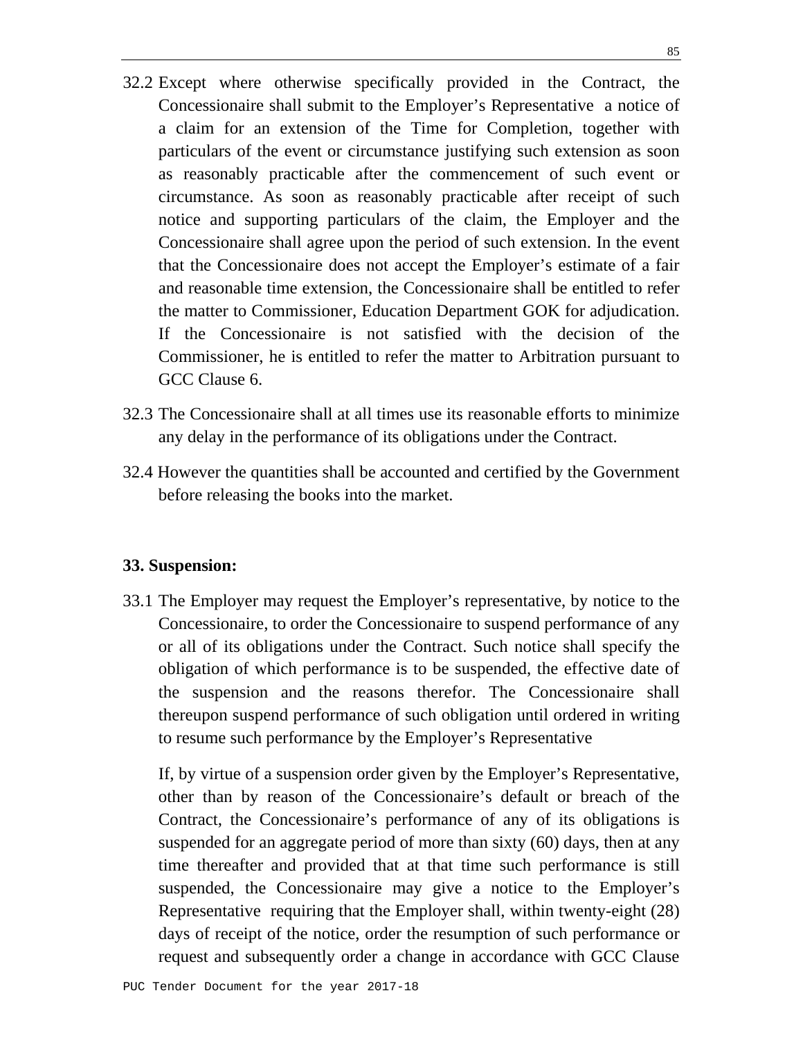32.2 Except where otherwise specifically provided in the Contract, the Concessionaire shall submit to the Employer's Representative a notice of a claim for an extension of the Time for Completion, together with particulars of the event or circumstance justifying such extension as soon as reasonably practicable after the commencement of such event or circumstance. As soon as reasonably practicable after receipt of such notice and supporting particulars of the claim, the Employer and the Concessionaire shall agree upon the period of such extension. In the event that the Concessionaire does not accept the Employer's estimate of a fair and reasonable time extension, the Concessionaire shall be entitled to refer the matter to Commissioner, Education Department GOK for adjudication. If the Concessionaire is not satisfied with the decision of the Commissioner, he is entitled to refer the matter to Arbitration pursuant to GCC Clause 6.

32.3 The Concessionaire shall at all times use its reasonable efforts to minimize any delay in the performance of its obligations under the Contract.

32.4 However the quantities shall be accounted and certified by the Government before releasing the books into the market.

**33. Suspension:**

33.1 The Employer may request the Employer's representative, by notice to the Concessionaire, to order the Concessionaire to suspend performance of any or all of its obligations under the Contract. Such notice shall specify the obligation of which performance is to be suspended, the effective date of the suspension and the reasons therefor. The Concessionaire shall thereupon suspend performance of such obligation until ordered in writing to resume such performance by the Employer's Representative

If, by virtue of a suspension order given by the Employer's Representative, other than by reason of the Concessionaire's default or breach of the Contract, the Concessionaire's performance of any of its obligations is suspended for an aggregate period of more than sixty (60) days, then at any time thereafter and provided that at that time such performance is still suspended, the Concessionaire may give a notice to the Employer's Representative requiring that the Employer shall, within twenty-eight (28) days of receipt of the notice, order the resumption of such performance or request and subsequently order a change in accordance with GCC Clause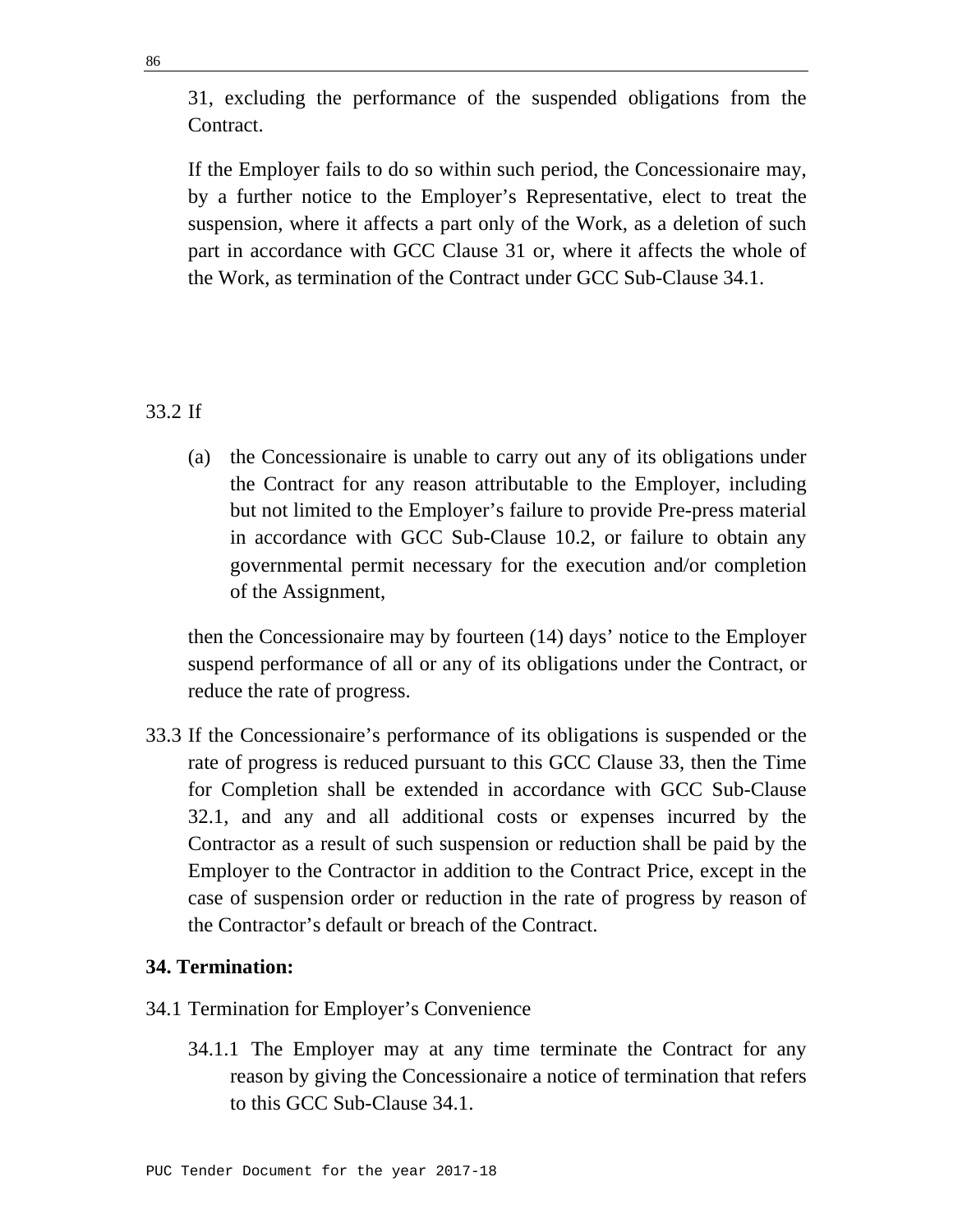31, excluding the performance of the suspended obligations from the Contract.

If the Employer fails to do so within such period, the Concessionaire may, by a further notice to the Employer's Representative, elect to treat the suspension, where it affects a part only of the Work, as a deletion of such part in accordance with GCC Clause 31 or, where it affects the whole of the Work, as termination of the Contract under GCC Sub-Clause 34.1.

33.2 If

(a) the Concessionaire is unable to carry out any of its obligations under the Contract for any reason attributable to the Employer, including but not limited to the Employer's failure to provide Pre-press material in accordance with GCC Sub-Clause 10.2, or failure to obtain any governmental permit necessary for the execution and/or completion of the Assignment,

then the Concessionaire may by fourteen (14) days' notice to the Employer suspend performance of all or any of its obligations under the Contract, or reduce the rate of progress.

33.3 If the Concessionaire's performance of its obligations is suspended or the rate of progress is reduced pursuant to this GCC Clause 33, then the Time for Completion shall be extended in accordance with GCC Sub-Clause 32.1, and any and all additional costs or expenses incurred by the Contractor as a result of such suspension or reduction shall be paid by the Employer to the Contractor in addition to the Contract Price, except in the case of suspension order or reduction in the rate of progress by reason of the Contractor's default or breach of the Contract.

**34. Termination:**

34.1 Termination for Employer's Convenience

34.1.1 The Employer may at any time terminate the Contract for any reason by giving the Concessionaire a notice of termination that refers to this GCC Sub-Clause 34.1.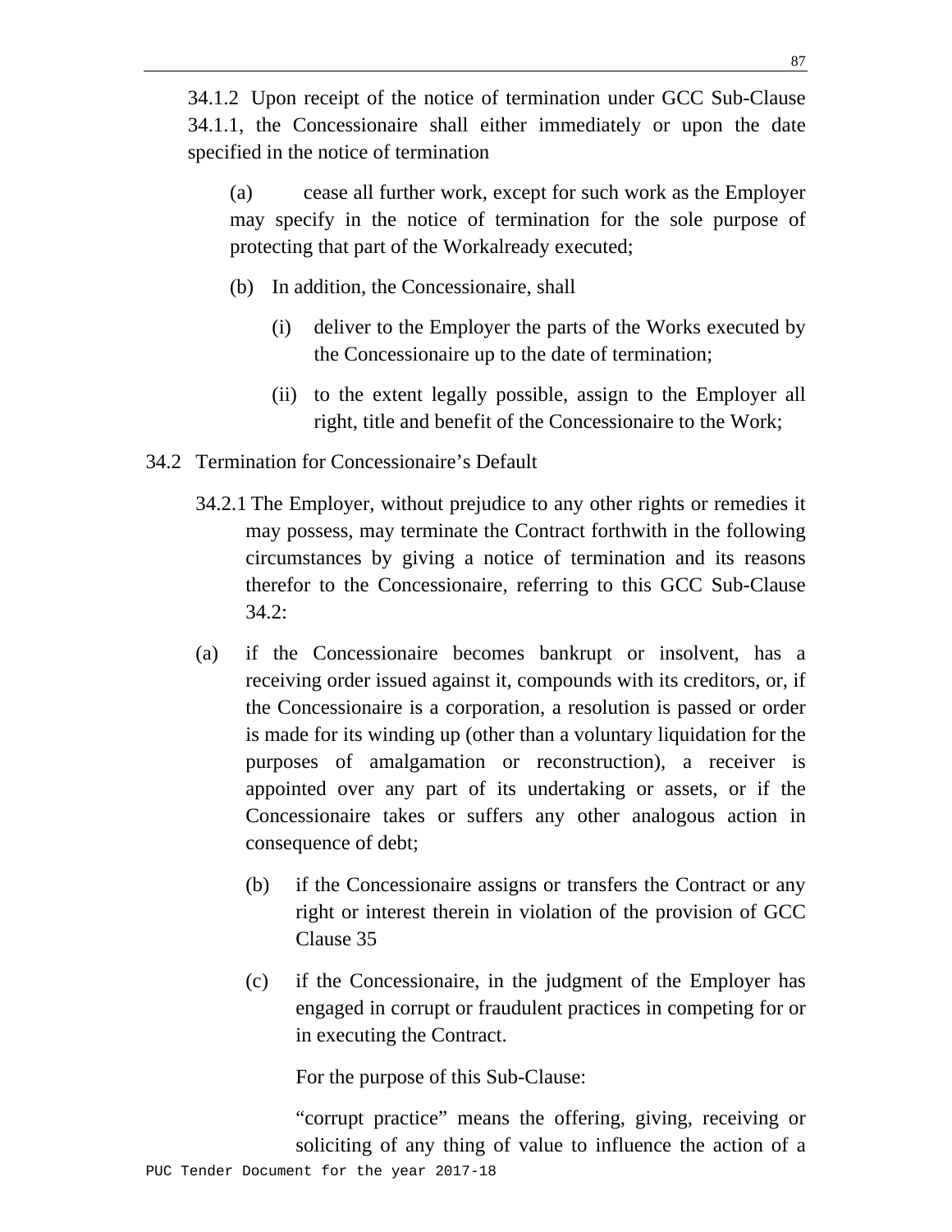34.1.2 Upon receipt of the notice of termination under GCC Sub-Clause 34.1.1, the Concessionaire shall either immediately or upon the date specified in the notice of termination

(a) cease all further work, except for such work as the Employer may specify in the notice of termination for the sole purpose of protecting that part of the Workalready executed;

(b) In addition, the Concessionaire, shall

(i) deliver to the Employer the parts of the Works executed by the Concessionaire up to the date of termination;

(ii) to the extent legally possible, assign to the Employer all right, title and benefit of the Concessionaire to the Work;

34.2 Termination for Concessionaire's Default

34.2.1 The Employer, without prejudice to any other rights or remedies it may possess, may terminate the Contract forthwith in the following circumstances by giving a notice of termination and its reasons therefor to the Concessionaire, referring to this GCC Sub-Clause 34.2:

(a) if the Concessionaire becomes bankrupt or insolvent, has a receiving order issued against it, compounds with its creditors, or, if the Concessionaire is a corporation, a resolution is passed or order is made for its winding up (other than a voluntary liquidation for the purposes of amalgamation or reconstruction), a receiver is appointed over any part of its undertaking or assets, or if the Concessionaire takes or suffers any other analogous action in consequence of debt;

(b) if the Concessionaire assigns or transfers the Contract or any right or interest therein in violation of the provision of GCC Clause 35

(c) if the Concessionaire, in the judgment of the Employer has engaged in corrupt or fraudulent practices in competing for or in executing the Contract.

For the purpose of this Sub-Clause:

"corrupt practice" means the offering, giving, receiving or soliciting of any thing of value to influence the action of a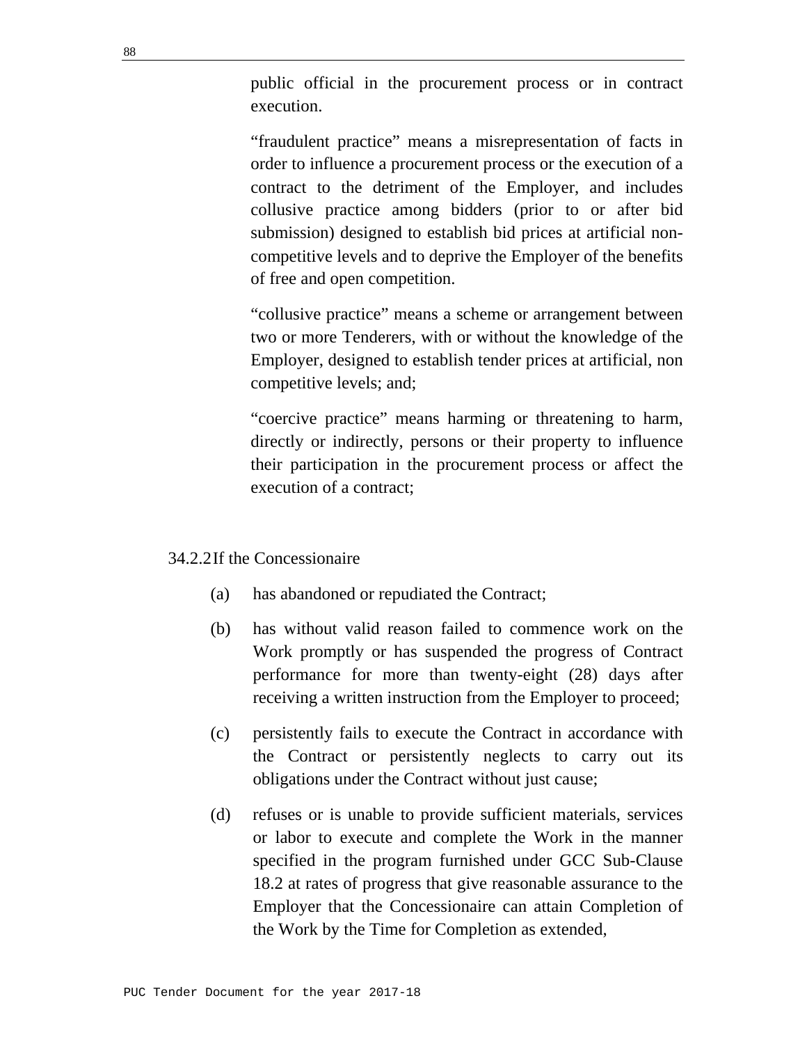public official in the procurement process or in contract execution.

"fraudulent practice" means a misrepresentation of facts in order to influence a procurement process or the execution of a contract to the detriment of the Employer, and includes collusive practice among bidders (prior to or after bid submission) designed to establish bid prices at artificial non-competitive levels and to deprive the Employer of the benefits of free and open competition.

"collusive practice" means a scheme or arrangement between two or more Tenderers, with or without the knowledge of the Employer, designed to establish tender prices at artificial, non competitive levels; and;

"coercive practice" means harming or threatening to harm, directly or indirectly, persons or their property to influence their participation in the procurement process or affect the execution of a contract;

34.2.2 If the Concessionaire

(a) has abandoned or repudiated the Contract;

(b) has without valid reason failed to commence work on the Work promptly or has suspended the progress of Contract performance for more than twenty-eight (28) days after receiving a written instruction from the Employer to proceed;

(c) persistently fails to execute the Contract in accordance with the Contract or persistently neglects to carry out its obligations under the Contract without just cause;

(d) refuses or is unable to provide sufficient materials, services or labor to execute and complete the Work in the manner specified in the program furnished under GCC Sub-Clause 18.2 at rates of progress that give reasonable assurance to the Employer that the Concessionaire can attain Completion of the Work by the Time for Completion as extended,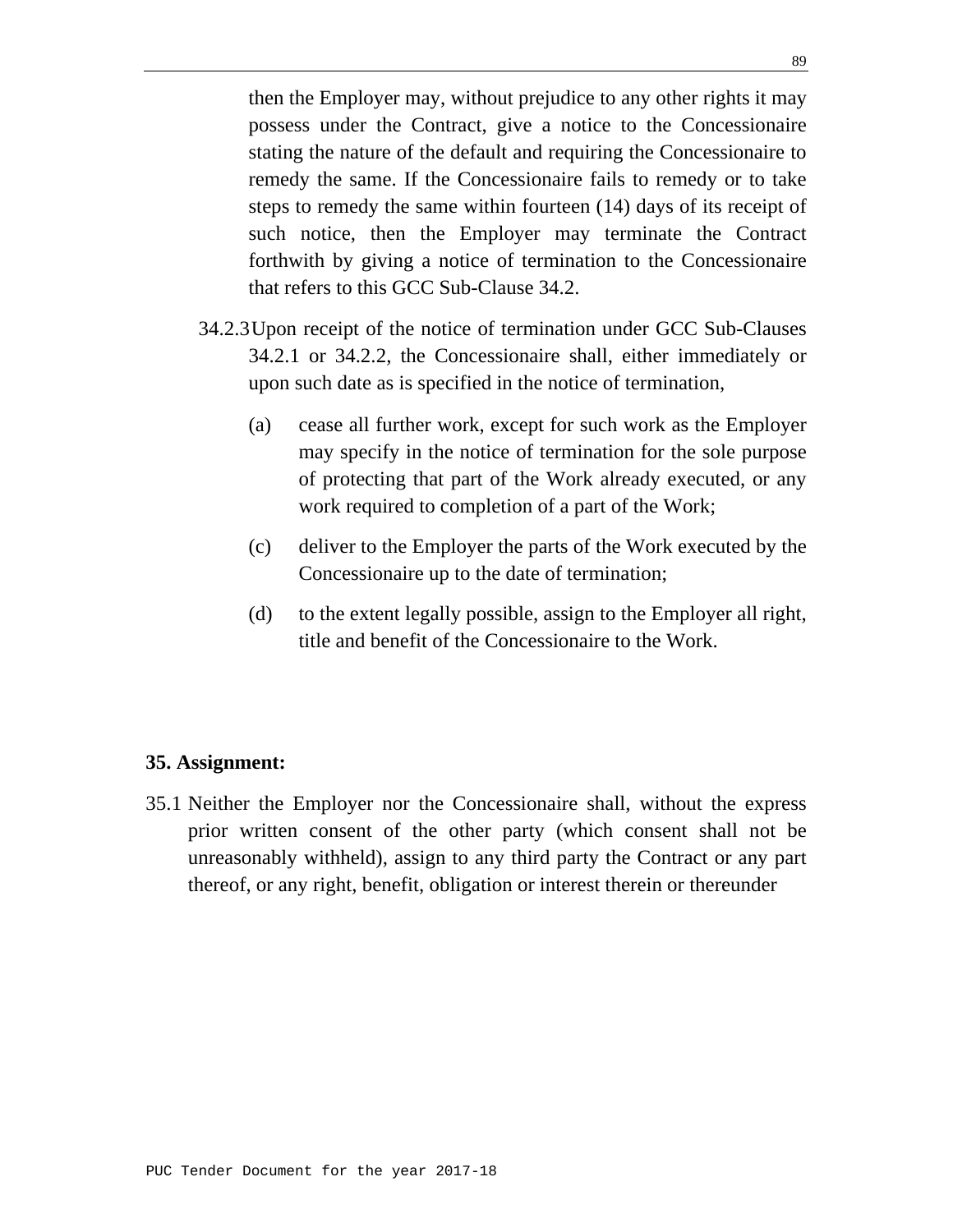then the Employer may, without prejudice to any other rights it may possess under the Contract, give a notice to the Concessionaire stating the nature of the default and requiring the Concessionaire to remedy the same. If the Concessionaire fails to remedy or to take steps to remedy the same within fourteen (14) days of its receipt of such notice, then the Employer may terminate the Contract forthwith by giving a notice of termination to the Concessionaire that refers to this GCC Sub-Clause 34.2.

34.2.3 Upon receipt of the notice of termination under GCC Sub-Clauses 34.2.1 or 34.2.2, the Concessionaire shall, either immediately or upon such date as is specified in the notice of termination,

(a) cease all further work, except for such work as the Employer may specify in the notice of termination for the sole purpose of protecting that part of the Work already executed, or any work required to completion of a part of the Work;

(c) deliver to the Employer the parts of the Work executed by the Concessionaire up to the date of termination;

(d) to the extent legally possible, assign to the Employer all right, title and benefit of the Concessionaire to the Work.

**35. Assignment:**

35.1 Neither the Employer nor the Concessionaire shall, without the express prior written consent of the other party (which consent shall not be unreasonably withheld), assign to any third party the Contract or any part thereof, or any right, benefit, obligation or interest therein or thereunder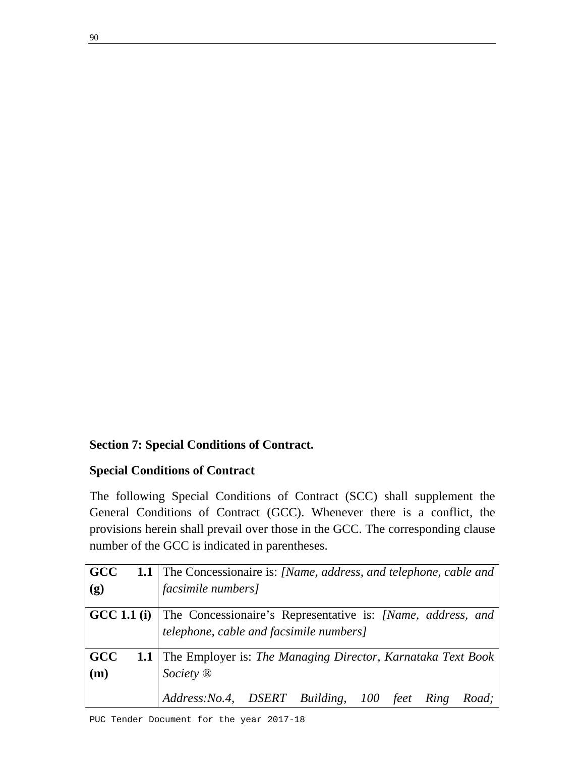**Section 7: Special Conditions of Contract.**

**Special Conditions of Contract**

The following Special Conditions of Contract (SCC) shall supplement the General Conditions of Contract (GCC). Whenever there is a conflict, the provisions herein shall prevail over those in the GCC. The corresponding clause number of the GCC is indicated in parentheses.

| | |
|---|---|
| **GCC 1.1 (g)** | The Concessionaire is: *[Name, address, and telephone, cable and facsimile numbers]* |
| **GCC 1.1 (i)** | The Concessionaire's Representative is: *[Name, address, and telephone, cable and facsimile numbers]* |
| **GCC 1.1 (m)** | The Employer is: *The Managing Director, Karnataka Text Book Society ®*<br><br>*Address:No.4, DSERT Building, 100 feet Ring Road;* |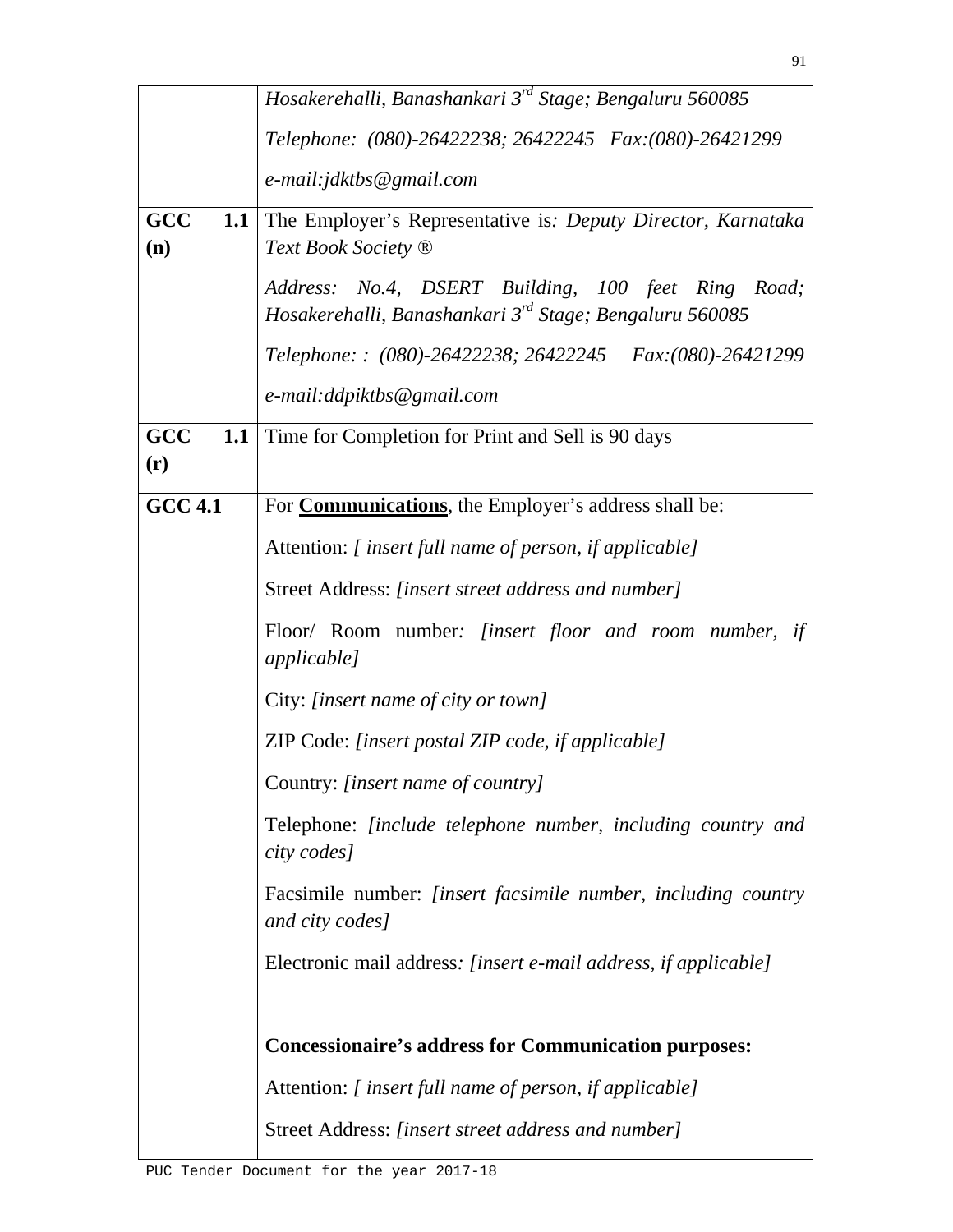|  |  |
| --- | --- |
|  | *Hosakerehalli, Banashankari 3rd Stage; Bengaluru 560085*<br><br>*Telephone: (080)-26422238; 26422245 Fax:(080)-26421299*<br><br>*e-mail:jdktbs@gmail.com* |
| **GCC 1.1 (n)** | The Employer's Representative is*: Deputy Director, Karnataka Text Book Society ®*<br><br>*Address: No.4, DSERT Building, 100 feet Ring Road; Hosakerehalli, Banashankari 3rd Stage; Bengaluru 560085*<br><br>*Telephone: : (080)-26422238; 26422245 Fax:(080)-26421299*<br><br>*e-mail:ddpiktbs@gmail.com* |
| **GCC 1.1 (r)** | Time for Completion for Print and Sell is 90 days |
| **GCC 4.1** | For **Communications**, the Employer's address shall be:<br><br>Attention: *[ insert full name of person, if applicable]*<br><br>Street Address: *[insert street address and number]*<br><br>Floor/ Room number*: [insert floor and room number, if applicable]*<br><br>City: *[insert name of city or town]*<br><br>ZIP Code: *[insert postal ZIP code, if applicable]*<br><br>Country: *[insert name of country]*<br><br>Telephone: *[include telephone number, including country and city codes]*<br><br>Facsimile number: *[insert facsimile number, including country and city codes]*<br><br>Electronic mail address*: [insert e-mail address, if applicable]*<br><br>**Concessionaire's address for Communication purposes:**<br><br>Attention: *[ insert full name of person, if applicable]*<br><br>Street Address: *[insert street address and number]* |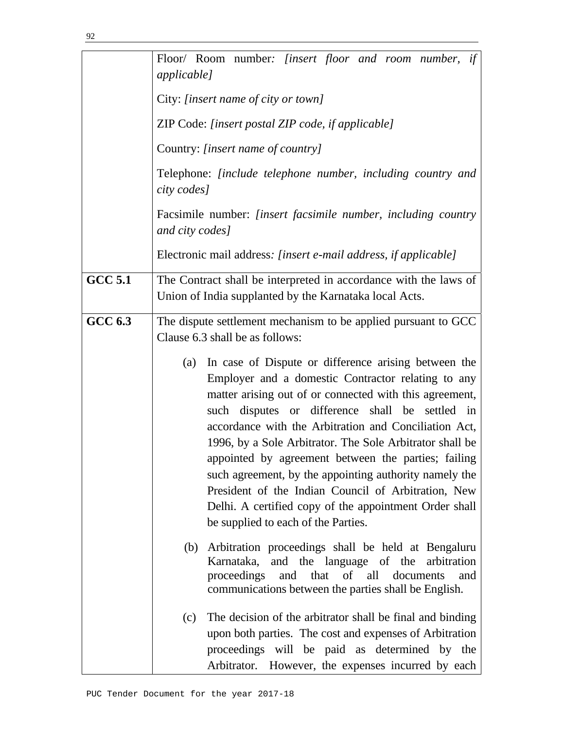| | |
|---|---|
| | Floor/ Room number*: [insert floor and room number, if applicable]*<br><br>City: *[insert name of city or town]*<br><br>ZIP Code: *[insert postal ZIP code, if applicable]*<br><br>Country: *[insert name of country]*<br><br>Telephone: *[include telephone number, including country and city codes]*<br><br>Facsimile number: *[insert facsimile number, including country and city codes]*<br><br>Electronic mail address*: [insert e-mail address, if applicable]* |
| **GCC 5.1** | The Contract shall be interpreted in accordance with the laws of Union of India supplanted by the Karnataka local Acts. |
| **GCC 6.3** | The dispute settlement mechanism to be applied pursuant to GCC Clause 6.3 shall be as follows:<br><br>(a) In case of Dispute or difference arising between the Employer and a domestic Contractor relating to any matter arising out of or connected with this agreement, such disputes or difference shall be settled in accordance with the Arbitration and Conciliation Act, 1996, by a Sole Arbitrator. The Sole Arbitrator shall be appointed by agreement between the parties; failing such agreement, by the appointing authority namely the President of the Indian Council of Arbitration, New Delhi. A certified copy of the appointment Order shall be supplied to each of the Parties.<br><br>(b) Arbitration proceedings shall be held at Bengaluru Karnataka, and the language of the arbitration proceedings and that of all documents and communications between the parties shall be English.<br><br>(c) The decision of the arbitrator shall be final and binding upon both parties. The cost and expenses of Arbitration proceedings will be paid as determined by the Arbitrator. However, the expenses incurred by each |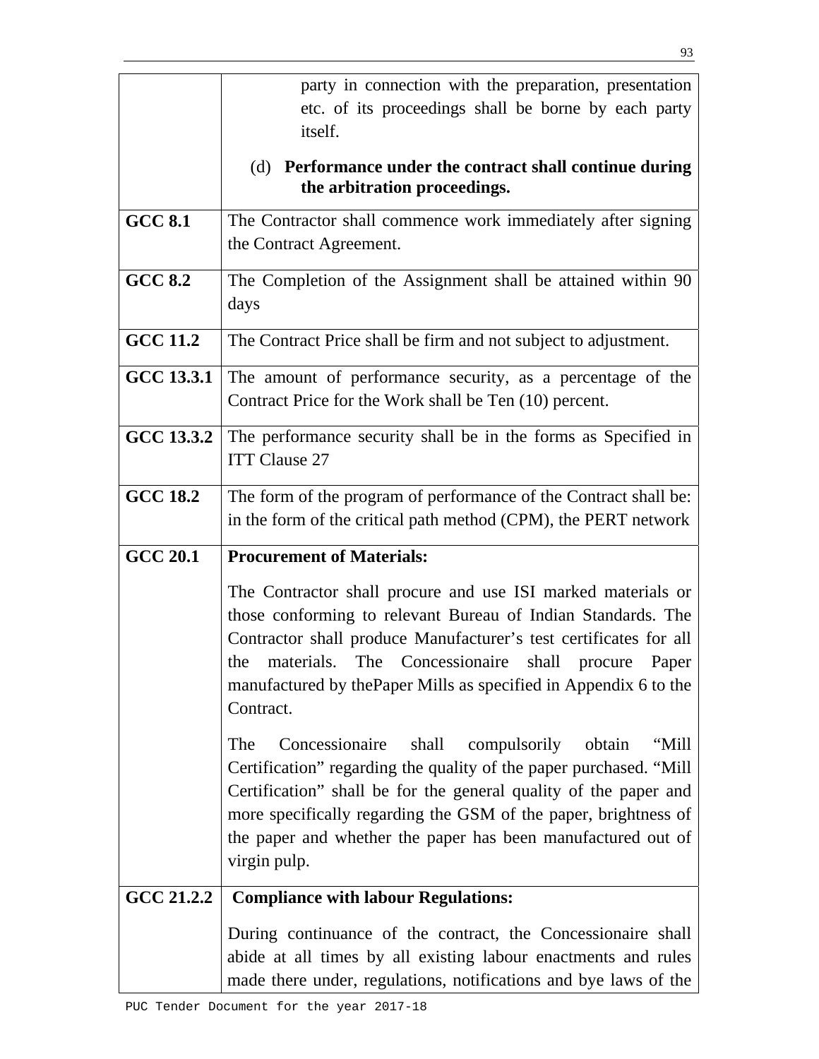| | |
|---|---|
| | party in connection with the preparation, presentation etc. of its proceedings shall be borne by each party itself.<br><br>(d) **Performance under the contract shall continue during the arbitration proceedings.** |
| **GCC 8.1** | The Contractor shall commence work immediately after signing the Contract Agreement. |
| **GCC 8.2** | The Completion of the Assignment shall be attained within 90 days |
| **GCC 11.2** | The Contract Price shall be firm and not subject to adjustment. |
| **GCC 13.3.1** | The amount of performance security, as a percentage of the Contract Price for the Work shall be Ten (10) percent. |
| **GCC 13.3.2** | The performance security shall be in the forms as Specified in ITT Clause 27 |
| **GCC 18.2** | The form of the program of performance of the Contract shall be: in the form of the critical path method (CPM), the PERT network |
| **GCC 20.1** | **Procurement of Materials:**<br><br>The Contractor shall procure and use ISI marked materials or those conforming to relevant Bureau of Indian Standards. The Contractor shall produce Manufacturer's test certificates for all the materials. The Concessionaire shall procure Paper manufactured by thePaper Mills as specified in Appendix 6 to the Contract.<br><br>The Concessionaire shall compulsorily obtain "Mill Certification" regarding the quality of the paper purchased. "Mill Certification" shall be for the general quality of the paper and more specifically regarding the GSM of the paper, brightness of the paper and whether the paper has been manufactured out of virgin pulp. |
| **GCC 21.2.2** | **Compliance with labour Regulations:**<br><br>During continuance of the contract, the Concessionaire shall abide at all times by all existing labour enactments and rules made there under, regulations, notifications and bye laws of the |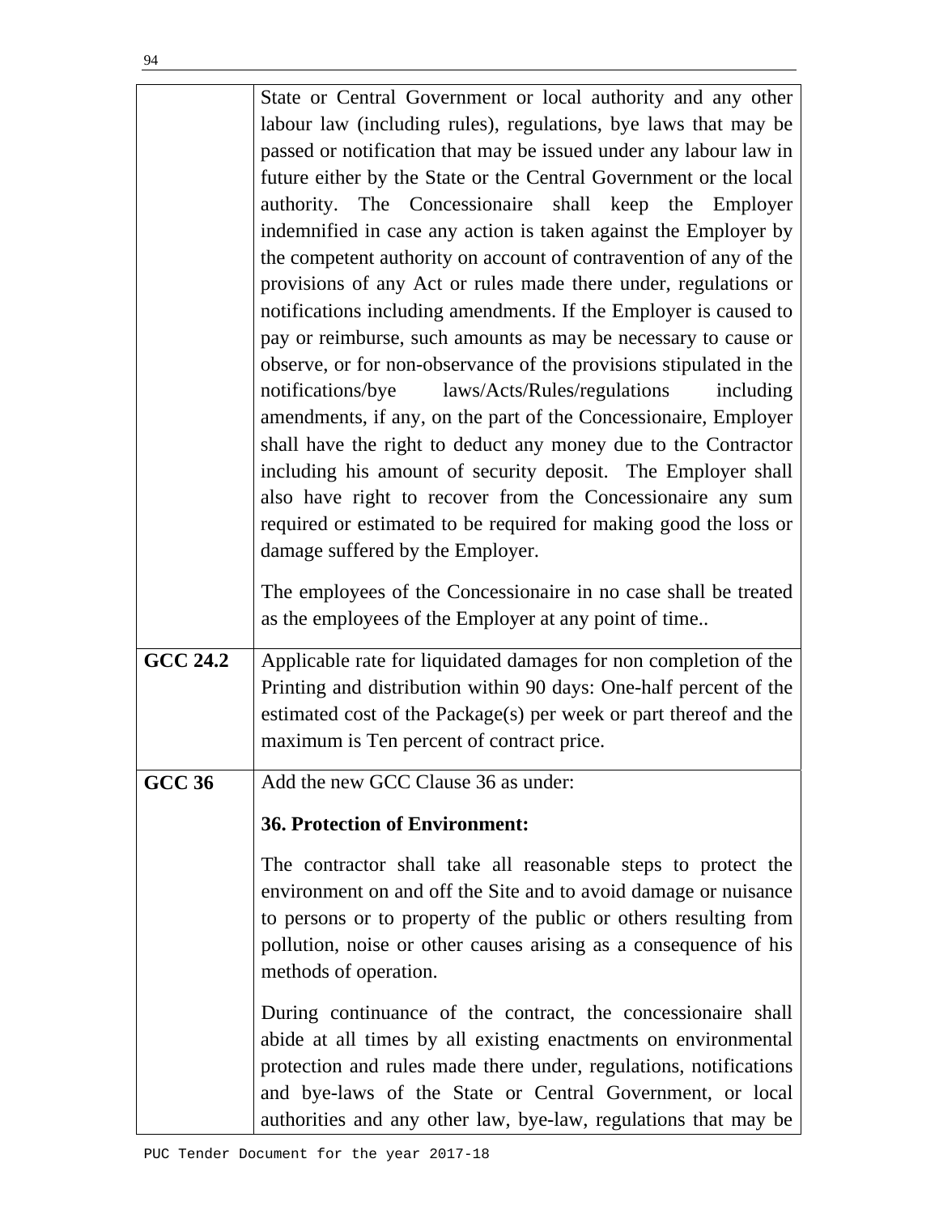| | |
|---|---|
| | State or Central Government or local authority and any other labour law (including rules), regulations, bye laws that may be passed or notification that may be issued under any labour law in future either by the State or the Central Government or the local authority. The Concessionaire shall keep the Employer indemnified in case any action is taken against the Employer by the competent authority on account of contravention of any of the provisions of any Act or rules made there under, regulations or notifications including amendments. If the Employer is caused to pay or reimburse, such amounts as may be necessary to cause or observe, or for non-observance of the provisions stipulated in the notifications/bye laws/Acts/Rules/regulations including amendments, if any, on the part of the Concessionaire, Employer shall have the right to deduct any money due to the Contractor including his amount of security deposit. The Employer shall also have right to recover from the Concessionaire any sum required or estimated to be required for making good the loss or damage suffered by the Employer.<br><br>The employees of the Concessionaire in no case shall be treated as the employees of the Employer at any point of time.. |
| **GCC 24.2** | Applicable rate for liquidated damages for non completion of the Printing and distribution within 90 days: One-half percent of the estimated cost of the Package(s) per week or part thereof and the maximum is Ten percent of contract price. |
| **GCC 36** | Add the new GCC Clause 36 as under:<br><br>**36. Protection of Environment:**<br><br>The contractor shall take all reasonable steps to protect the environment on and off the Site and to avoid damage or nuisance to persons or to property of the public or others resulting from pollution, noise or other causes arising as a consequence of his methods of operation.<br><br>During continuance of the contract, the concessionaire shall abide at all times by all existing enactments on environmental protection and rules made there under, regulations, notifications and bye-laws of the State or Central Government, or local authorities and any other law, bye-law, regulations that may be |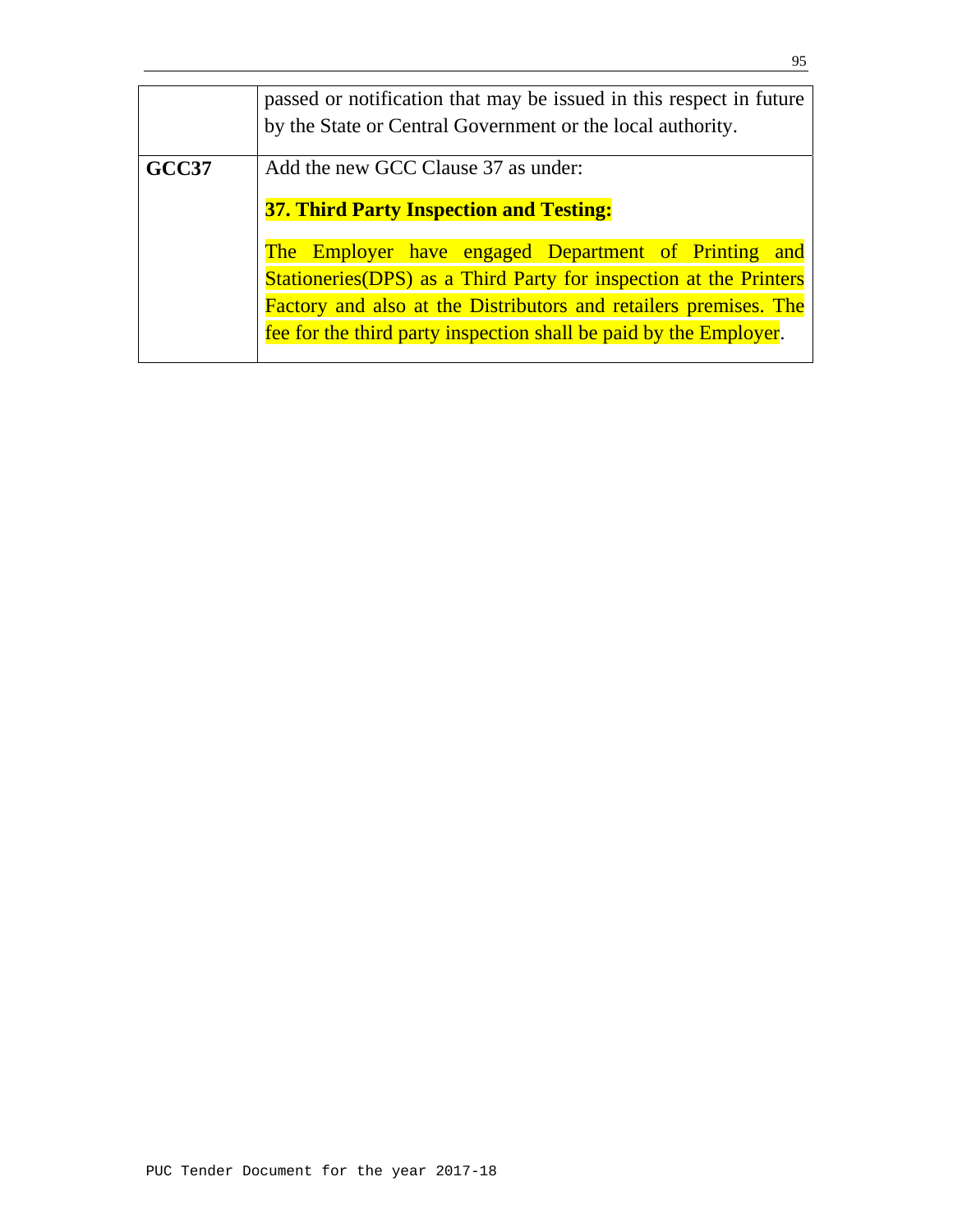|  |  |
|---|---|
|  | passed or notification that may be issued in this respect in future by the State or Central Government or the local authority. |
| **GCC37** | Add the new GCC Clause 37 as under:<br><br>**37. Third Party Inspection and Testing:**<br><br>The Employer have engaged Department of Printing and Stationeries(DPS) as a Third Party for inspection at the Printers Factory and also at the Distributors and retailers premises. The fee for the third party inspection shall be paid by the Employer. |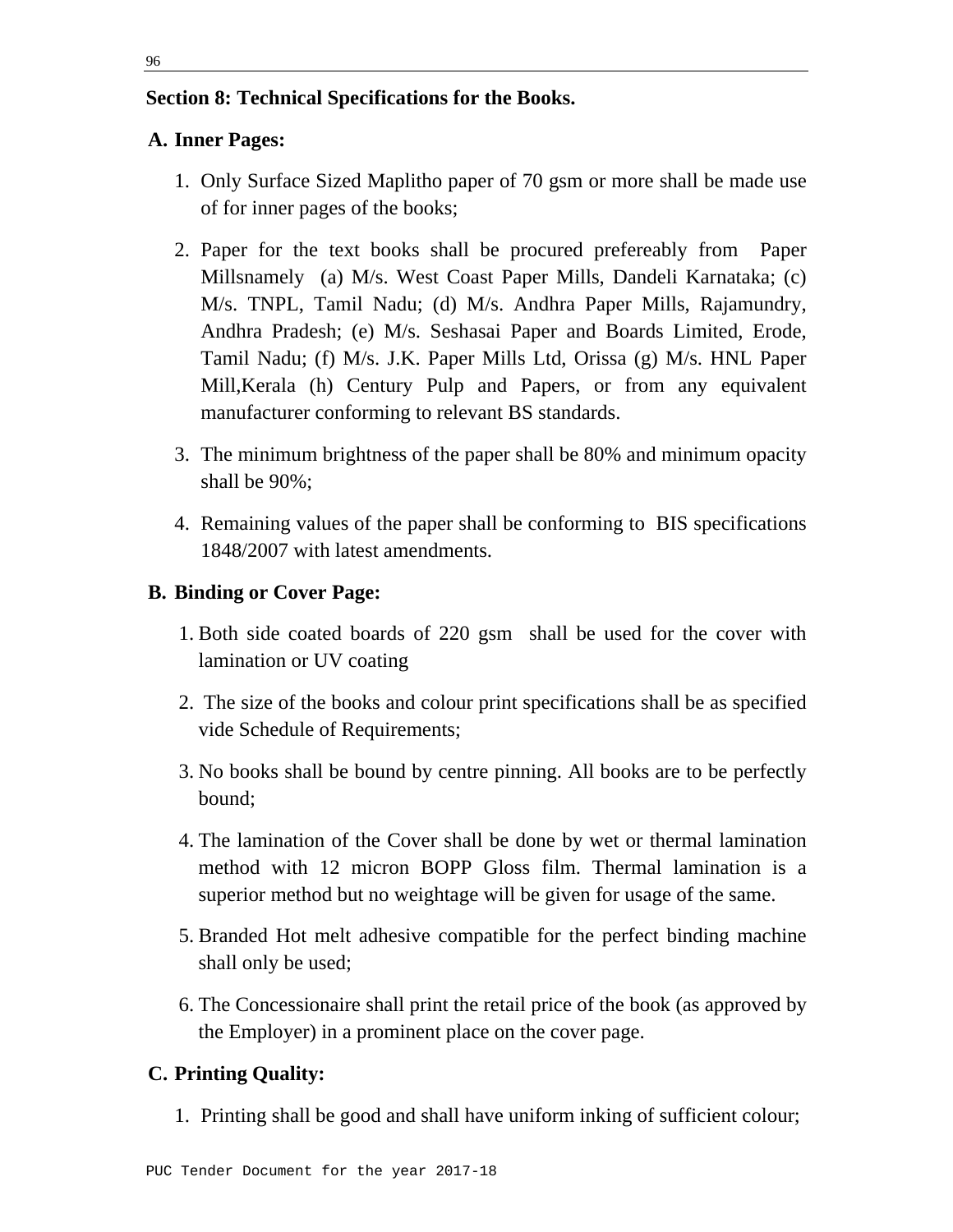**Section 8: Technical Specifications for the Books.**

**A. Inner Pages:**

1. Only Surface Sized Maplitho paper of 70 gsm or more shall be made use of for inner pages of the books;
2. Paper for the text books shall be procured prefereably from Paper Millsnamely (a) M/s. West Coast Paper Mills, Dandeli Karnataka; (c) M/s. TNPL, Tamil Nadu; (d) M/s. Andhra Paper Mills, Rajamundry, Andhra Pradesh; (e) M/s. Seshasai Paper and Boards Limited, Erode, Tamil Nadu; (f) M/s. J.K. Paper Mills Ltd, Orissa (g) M/s. HNL Paper Mill,Kerala (h) Century Pulp and Papers, or from any equivalent manufacturer conforming to relevant BS standards.
3. The minimum brightness of the paper shall be 80% and minimum opacity shall be 90%;
4. Remaining values of the paper shall be conforming to BIS specifications 1848/2007 with latest amendments.

**B. Binding or Cover Page:**

1. Both side coated boards of 220 gsm shall be used for the cover with lamination or UV coating
2. The size of the books and colour print specifications shall be as specified vide Schedule of Requirements;
3. No books shall be bound by centre pinning. All books are to be perfectly bound;
4. The lamination of the Cover shall be done by wet or thermal lamination method with 12 micron BOPP Gloss film. Thermal lamination is a superior method but no weightage will be given for usage of the same.
5. Branded Hot melt adhesive compatible for the perfect binding machine shall only be used;
6. The Concessionaire shall print the retail price of the book (as approved by the Employer) in a prominent place on the cover page.

**C. Printing Quality:**

1. Printing shall be good and shall have uniform inking of sufficient colour;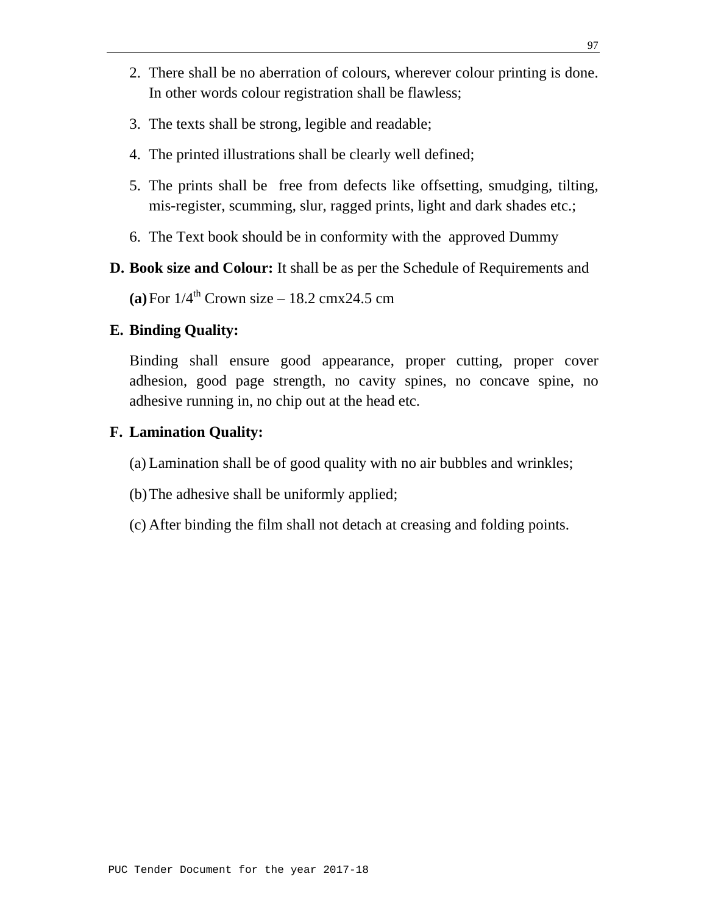2. There shall be no aberration of colours, wherever colour printing is done. In other words colour registration shall be flawless;
3. The texts shall be strong, legible and readable;
4. The printed illustrations shall be clearly well defined;
5. The prints shall be free from defects like offsetting, smudging, tilting, mis-register, scumming, slur, ragged prints, light and dark shades etc.;
6. The Text book should be in conformity with the approved Dummy

**D. Book size and Colour:** It shall be as per the Schedule of Requirements and

**(a)** For 1/4th Crown size – 18.2 cmx24.5 cm

**E. Binding Quality:**

Binding shall ensure good appearance, proper cutting, proper cover adhesion, good page strength, no cavity spines, no concave spine, no adhesive running in, no chip out at the head etc.

**F. Lamination Quality:**

(a) Lamination shall be of good quality with no air bubbles and wrinkles;

(b) The adhesive shall be uniformly applied;

(c) After binding the film shall not detach at creasing and folding points.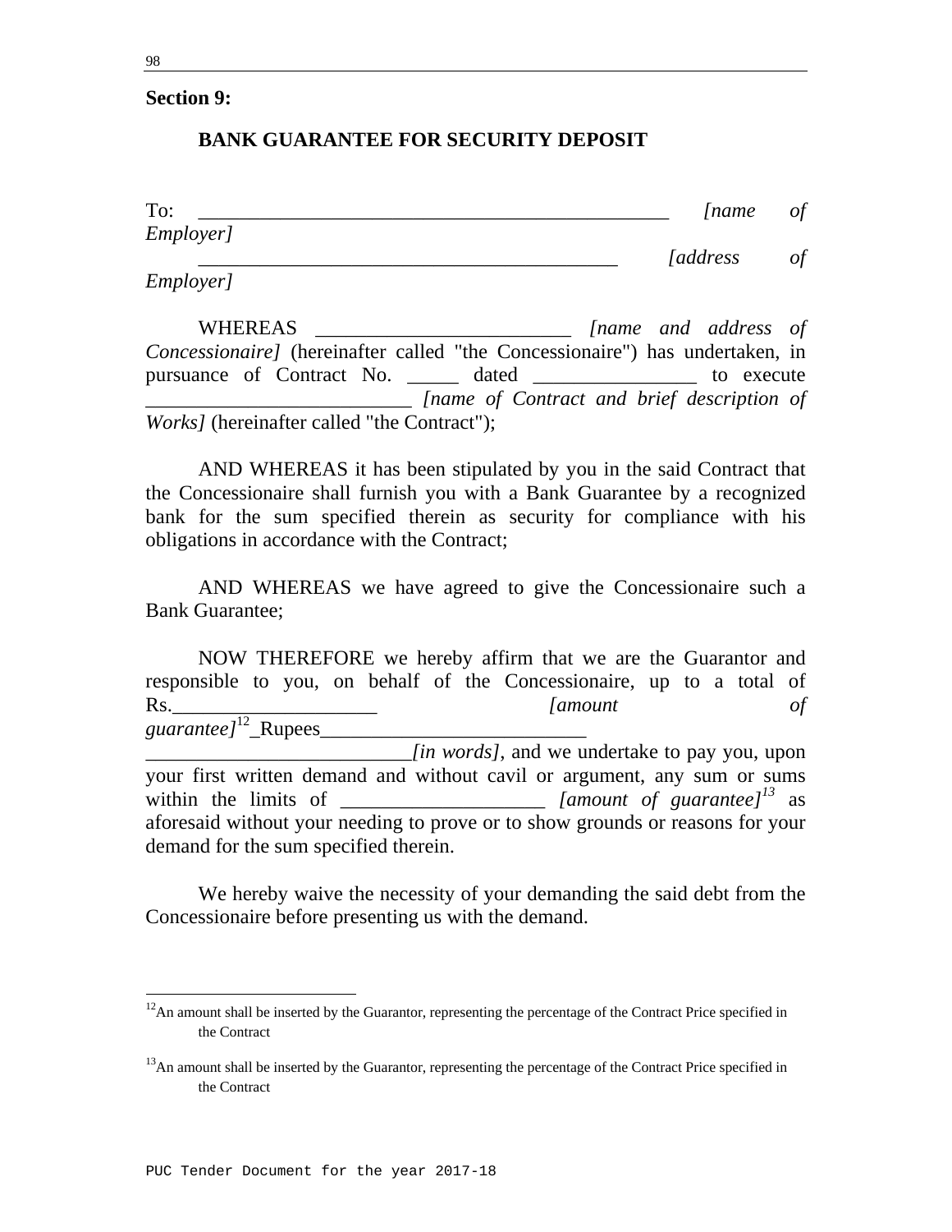**Section 9:**

## BANK GUARANTEE FOR SECURITY DEPOSIT

To: ________________________________________________ *[name of Employer]*

___________________________________________ *[address of Employer]*

WHEREAS _________________________ *[name and address of Concessionaire]* (hereinafter called "the Concessionaire") has undertaken, in pursuance of Contract No. _____ dated ________________ to execute __________________________ *[name of Contract and brief description of Works]* (hereinafter called "the Contract");

AND WHEREAS it has been stipulated by you in the said Contract that the Concessionaire shall furnish you with a Bank Guarantee by a recognized bank for the sum specified therein as security for compliance with his obligations in accordance with the Contract;

AND WHEREAS we have agreed to give the Concessionaire such a Bank Guarantee;

NOW THEREFORE we hereby affirm that we are the Guarantor and responsible to you, on behalf of the Concessionaire, up to a total of Rs.____________________ *[amount of guarantee]*[12] Rupees__________________________ __________________________*[in words]*, and we undertake to pay you, upon your first written demand and without cavil or argument, any sum or sums within the limits of ____________________ *[amount of guarantee]*[13] as aforesaid without your needing to prove or to show grounds or reasons for your demand for the sum specified therein.

We hereby waive the necessity of your demanding the said debt from the Concessionaire before presenting us with the demand.

---

[12] An amount shall be inserted by the Guarantor, representing the percentage of the Contract Price specified in the Contract

[13] An amount shall be inserted by the Guarantor, representing the percentage of the Contract Price specified in the Contract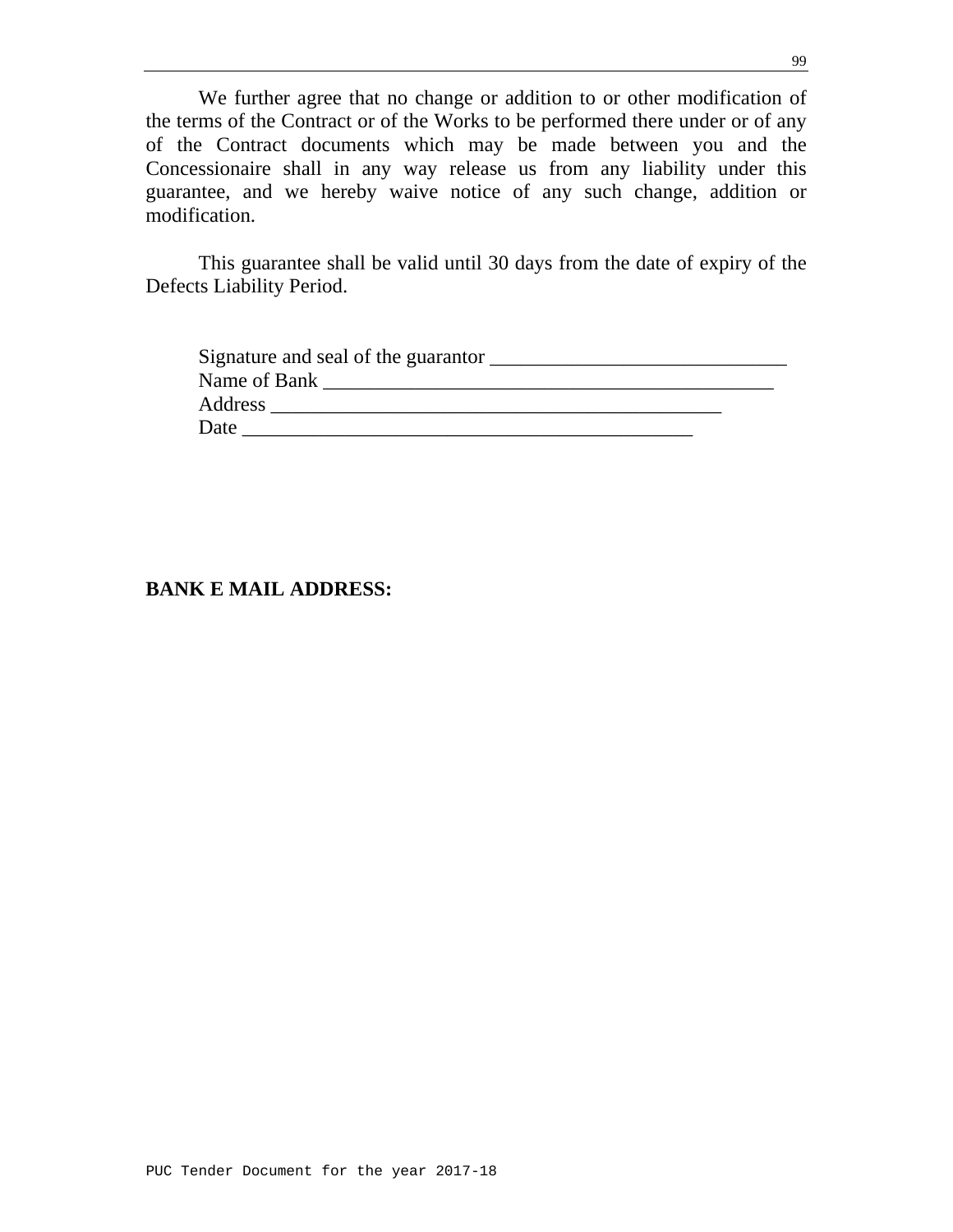We further agree that no change or addition to or other modification of the terms of the Contract or of the Works to be performed there under or of any of the Contract documents which may be made between you and the Concessionaire shall in any way release us from any liability under this guarantee, and we hereby waive notice of any such change, addition or modification.

This guarantee shall be valid until 30 days from the date of expiry of the Defects Liability Period.

Signature and seal of the guarantor ______________________________
Name of Bank ______________________________________________
Address ____________________________________________
Date _____________________________________________

**BANK E MAIL ADDRESS:**